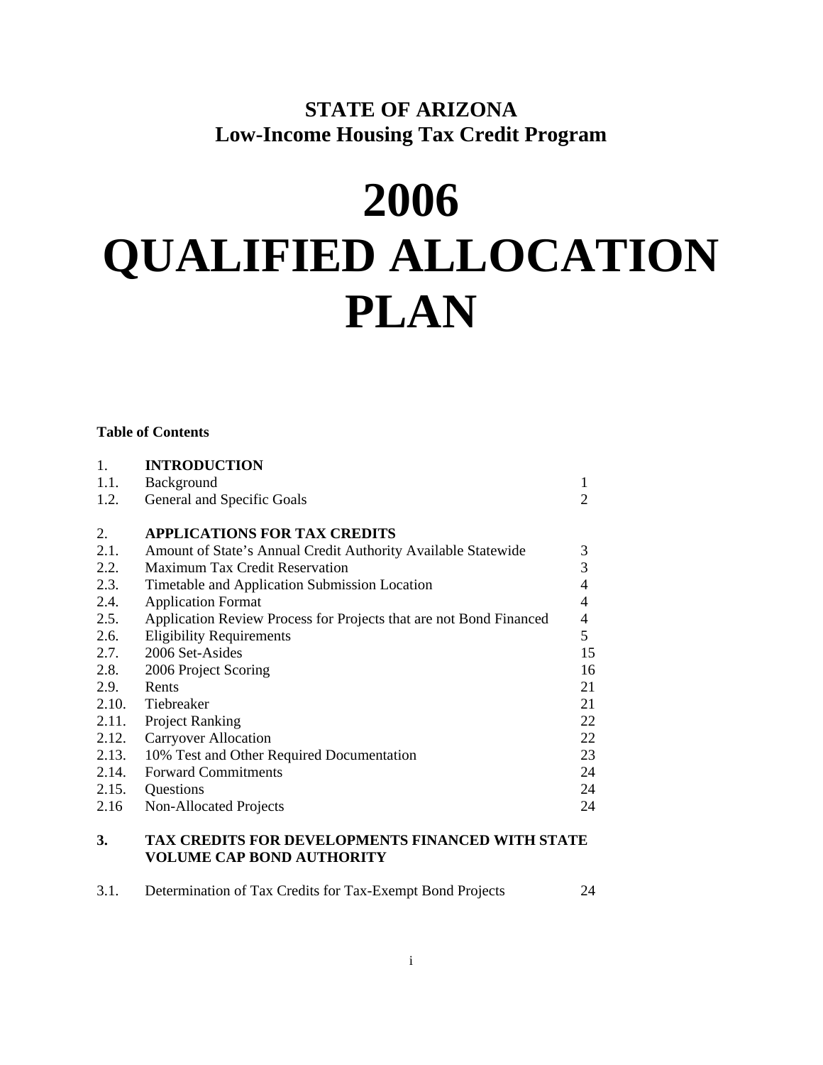## STATE OF ARIZONA
## Low-Income Housing Tax Credit Program

# 2006 QUALIFIED ALLOCATION PLAN

**Table of Contents**

| | | |
|---|---|---|
| 1. | **INTRODUCTION** | |
| 1.1. | Background | 1 |
| 1.2. | General and Specific Goals | 2 |
| | | |
| 2. | **APPLICATIONS FOR TAX CREDITS** | |
| 2.1. | Amount of State's Annual Credit Authority Available Statewide | 3 |
| 2.2. | Maximum Tax Credit Reservation | 3 |
| 2.3. | Timetable and Application Submission Location | 4 |
| 2.4. | Application Format | 4 |
| 2.5. | Application Review Process for Projects that are not Bond Financed | 4 |
| 2.6. | Eligibility Requirements | 5 |
| 2.7. | 2006 Set-Asides | 15 |
| 2.8. | 2006 Project Scoring | 16 |
| 2.9. | Rents | 21 |
| 2.10. | Tiebreaker | 21 |
| 2.11. | Project Ranking | 22 |
| 2.12. | Carryover Allocation | 22 |
| 2.13. | 10% Test and Other Required Documentation | 23 |
| 2.14. | Forward Commitments | 24 |
| 2.15. | Questions | 24 |
| 2.16 | Non-Allocated Projects | 24 |
| | | |
| **3.** | **TAX CREDITS FOR DEVELOPMENTS FINANCED WITH STATE VOLUME CAP BOND AUTHORITY** | |
| | | |
| 3.1. | Determination of Tax Credits for Tax-Exempt Bond Projects | 24 |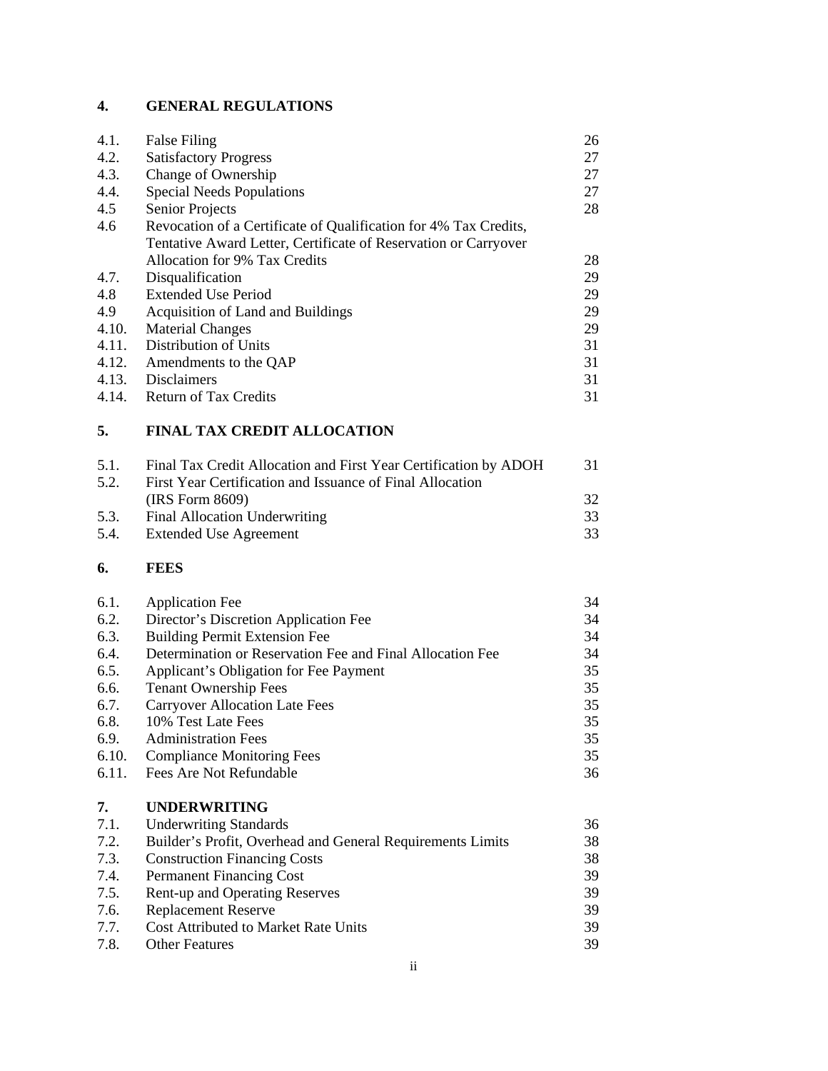## 4. GENERAL REGULATIONS

| | | |
|---|---|---|
| 4.1. | False Filing | 26 |
| 4.2. | Satisfactory Progress | 27 |
| 4.3. | Change of Ownership | 27 |
| 4.4. | Special Needs Populations | 27 |
| 4.5 | Senior Projects | 28 |
| 4.6 | Revocation of a Certificate of Qualification for 4% Tax Credits, Tentative Award Letter, Certificate of Reservation or Carryover Allocation for 9% Tax Credits | 28 |
| 4.7. | Disqualification | 29 |
| 4.8 | Extended Use Period | 29 |
| 4.9 | Acquisition of Land and Buildings | 29 |
| 4.10. | Material Changes | 29 |
| 4.11. | Distribution of Units | 31 |
| 4.12. | Amendments to the QAP | 31 |
| 4.13. | Disclaimers | 31 |
| 4.14. | Return of Tax Credits | 31 |

## 5. FINAL TAX CREDIT ALLOCATION

| | | |
|---|---|---|
| 5.1. | Final Tax Credit Allocation and First Year Certification by ADOH | 31 |
| 5.2. | First Year Certification and Issuance of Final Allocation (IRS Form 8609) | 32 |
| 5.3. | Final Allocation Underwriting | 33 |
| 5.4. | Extended Use Agreement | 33 |

## 6. FEES

| | | |
|---|---|---|
| 6.1. | Application Fee | 34 |
| 6.2. | Director's Discretion Application Fee | 34 |
| 6.3. | Building Permit Extension Fee | 34 |
| 6.4. | Determination or Reservation Fee and Final Allocation Fee | 34 |
| 6.5. | Applicant's Obligation for Fee Payment | 35 |
| 6.6. | Tenant Ownership Fees | 35 |
| 6.7. | Carryover Allocation Late Fees | 35 |
| 6.8. | 10% Test Late Fees | 35 |
| 6.9. | Administration Fees | 35 |
| 6.10. | Compliance Monitoring Fees | 35 |
| 6.11. | Fees Are Not Refundable | 36 |

## 7. UNDERWRITING

| | | |
|---|---|---|
| 7.1. | Underwriting Standards | 36 |
| 7.2. | Builder's Profit, Overhead and General Requirements Limits | 38 |
| 7.3. | Construction Financing Costs | 38 |
| 7.4. | Permanent Financing Cost | 39 |
| 7.5. | Rent-up and Operating Reserves | 39 |
| 7.6. | Replacement Reserve | 39 |
| 7.7. | Cost Attributed to Market Rate Units | 39 |
| 7.8. | Other Features | 39 |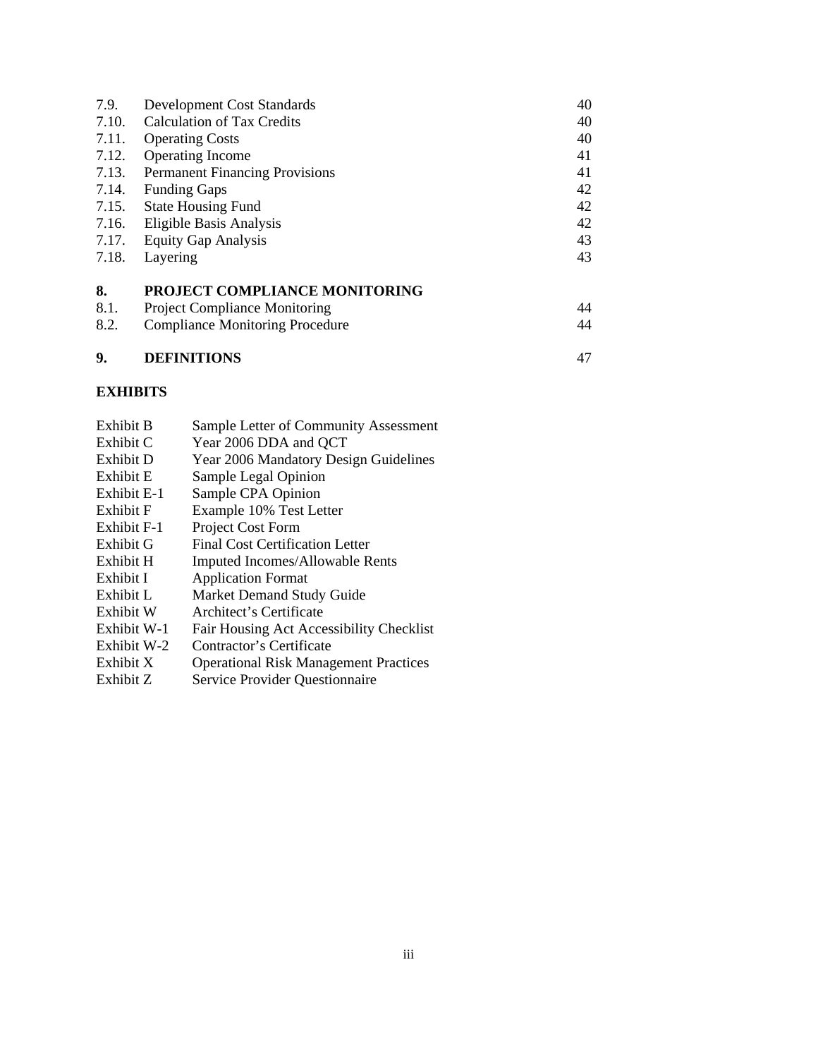| | | |
|---|---|---|
| 7.9. | Development Cost Standards | 40 |
| 7.10. | Calculation of Tax Credits | 40 |
| 7.11. | Operating Costs | 40 |
| 7.12. | Operating Income | 41 |
| 7.13. | Permanent Financing Provisions | 41 |
| 7.14. | Funding Gaps | 42 |
| 7.15. | State Housing Fund | 42 |
| 7.16. | Eligible Basis Analysis | 42 |
| 7.17. | Equity Gap Analysis | 43 |
| 7.18. | Layering | 43 |
| **8.** | **PROJECT COMPLIANCE MONITORING** | |
| 8.1. | Project Compliance Monitoring | 44 |
| 8.2. | Compliance Monitoring Procedure | 44 |
| **9.** | **DEFINITIONS** | 47 |

**EXHIBITS**

| | |
|---|---|
| Exhibit B | Sample Letter of Community Assessment |
| Exhibit C | Year 2006 DDA and QCT |
| Exhibit D | Year 2006 Mandatory Design Guidelines |
| Exhibit E | Sample Legal Opinion |
| Exhibit E-1 | Sample CPA Opinion |
| Exhibit F | Example 10% Test Letter |
| Exhibit F-1 | Project Cost Form |
| Exhibit G | Final Cost Certification Letter |
| Exhibit H | Imputed Incomes/Allowable Rents |
| Exhibit I | Application Format |
| Exhibit L | Market Demand Study Guide |
| Exhibit W | Architect's Certificate |
| Exhibit W-1 | Fair Housing Act Accessibility Checklist |
| Exhibit W-2 | Contractor's Certificate |
| Exhibit X | Operational Risk Management Practices |
| Exhibit Z | Service Provider Questionnaire |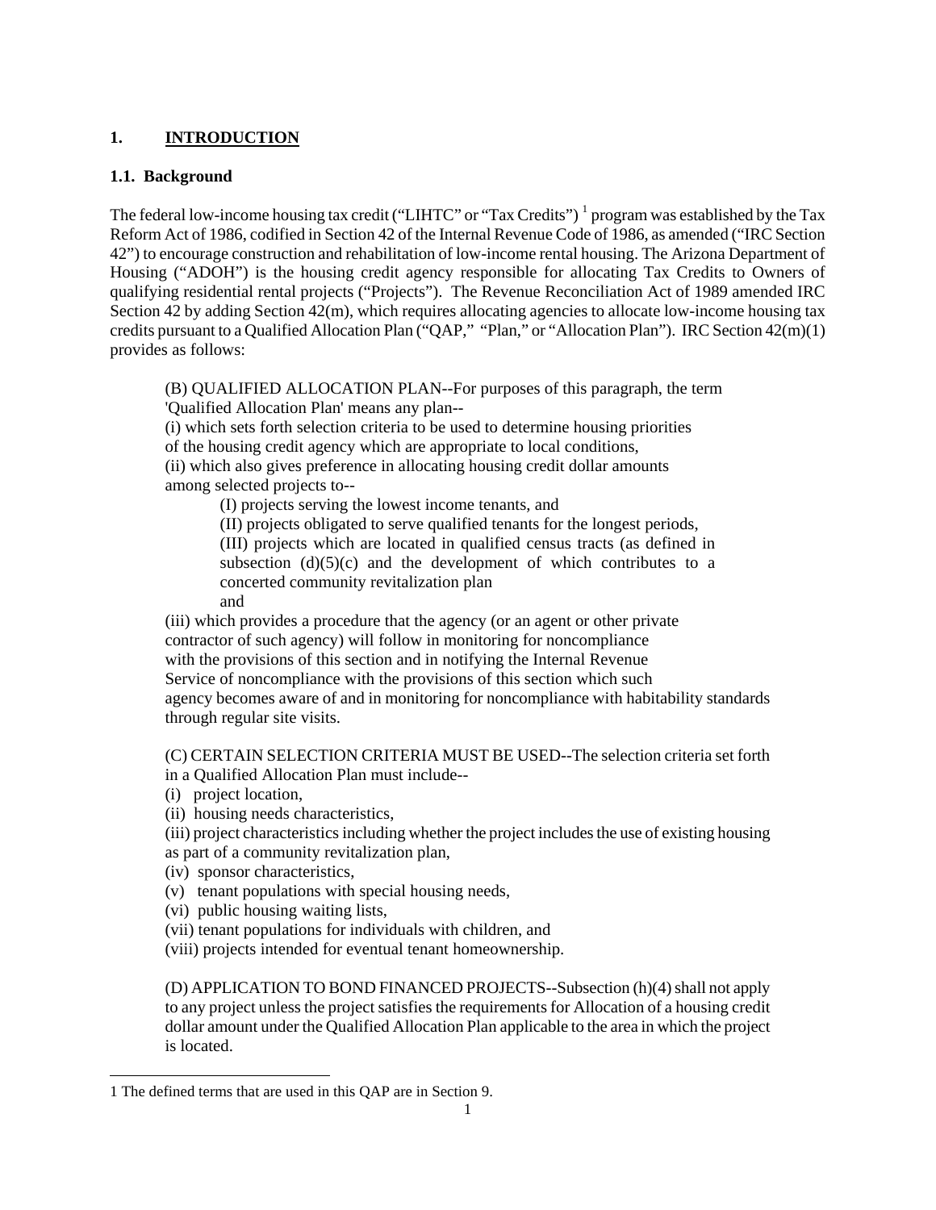# 1. INTRODUCTION

## 1.1. Background

The federal low-income housing tax credit ("LIHTC" or "Tax Credits") [1] program was established by the Tax Reform Act of 1986, codified in Section 42 of the Internal Revenue Code of 1986, as amended ("IRC Section 42") to encourage construction and rehabilitation of low-income rental housing. The Arizona Department of Housing ("ADOH") is the housing credit agency responsible for allocating Tax Credits to Owners of qualifying residential rental projects ("Projects"). The Revenue Reconciliation Act of 1989 amended IRC Section 42 by adding Section 42(m), which requires allocating agencies to allocate low-income housing tax credits pursuant to a Qualified Allocation Plan ("QAP," "Plan," or "Allocation Plan"). IRC Section 42(m)(1) provides as follows:

> (B) QUALIFIED ALLOCATION PLAN--For purposes of this paragraph, the term 'Qualified Allocation Plan' means any plan--
> (i) which sets forth selection criteria to be used to determine housing priorities of the housing credit agency which are appropriate to local conditions,
> (ii) which also gives preference in allocating housing credit dollar amounts among selected projects to--
>
> > (I) projects serving the lowest income tenants, and
> > (II) projects obligated to serve qualified tenants for the longest periods,
> > (III) projects which are located in qualified census tracts (as defined in subsection (d)(5)(c) and the development of which contributes to a concerted community revitalization plan
> > and
>
> (iii) which provides a procedure that the agency (or an agent or other private contractor of such agency) will follow in monitoring for noncompliance with the provisions of this section and in notifying the Internal Revenue Service of noncompliance with the provisions of this section which such agency becomes aware of and in monitoring for noncompliance with habitability standards through regular site visits.
>
> (C) CERTAIN SELECTION CRITERIA MUST BE USED--The selection criteria set forth in a Qualified Allocation Plan must include--
> (i) project location,
> (ii) housing needs characteristics,
> (iii) project characteristics including whether the project includes the use of existing housing as part of a community revitalization plan,
> (iv) sponsor characteristics,
> (v) tenant populations with special housing needs,
> (vi) public housing waiting lists,
> (vii) tenant populations for individuals with children, and
> (viii) projects intended for eventual tenant homeownership.
>
> (D) APPLICATION TO BOND FINANCED PROJECTS--Subsection (h)(4) shall not apply to any project unless the project satisfies the requirements for Allocation of a housing credit dollar amount under the Qualified Allocation Plan applicable to the area in which the project is located.

---

[1] The defined terms that are used in this QAP are in Section 9.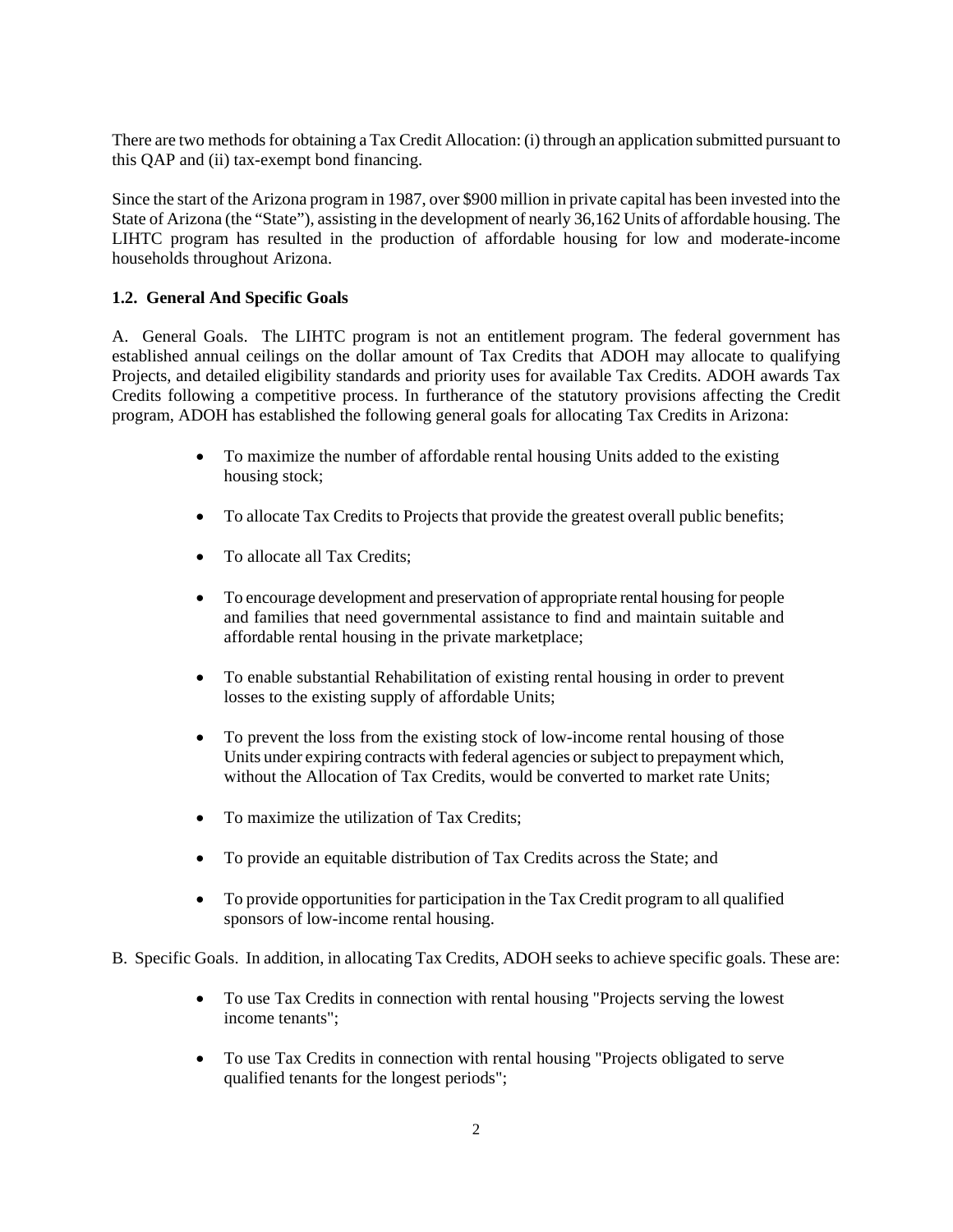There are two methods for obtaining a Tax Credit Allocation: (i) through an application submitted pursuant to this QAP and (ii) tax-exempt bond financing.

Since the start of the Arizona program in 1987, over $900 million in private capital has been invested into the State of Arizona (the "State"), assisting in the development of nearly 36,162 Units of affordable housing. The LIHTC program has resulted in the production of affordable housing for low and moderate-income households throughout Arizona.

### 1.2. General And Specific Goals

A. General Goals. The LIHTC program is not an entitlement program. The federal government has established annual ceilings on the dollar amount of Tax Credits that ADOH may allocate to qualifying Projects, and detailed eligibility standards and priority uses for available Tax Credits. ADOH awards Tax Credits following a competitive process. In furtherance of the statutory provisions affecting the Credit program, ADOH has established the following general goals for allocating Tax Credits in Arizona:

- To maximize the number of affordable rental housing Units added to the existing housing stock;
- To allocate Tax Credits to Projects that provide the greatest overall public benefits;
- To allocate all Tax Credits;
- To encourage development and preservation of appropriate rental housing for people and families that need governmental assistance to find and maintain suitable and affordable rental housing in the private marketplace;
- To enable substantial Rehabilitation of existing rental housing in order to prevent losses to the existing supply of affordable Units;
- To prevent the loss from the existing stock of low-income rental housing of those Units under expiring contracts with federal agencies or subject to prepayment which, without the Allocation of Tax Credits, would be converted to market rate Units;
- To maximize the utilization of Tax Credits;
- To provide an equitable distribution of Tax Credits across the State; and
- To provide opportunities for participation in the Tax Credit program to all qualified sponsors of low-income rental housing.

B. Specific Goals. In addition, in allocating Tax Credits, ADOH seeks to achieve specific goals. These are:

- To use Tax Credits in connection with rental housing "Projects serving the lowest income tenants";
- To use Tax Credits in connection with rental housing "Projects obligated to serve qualified tenants for the longest periods";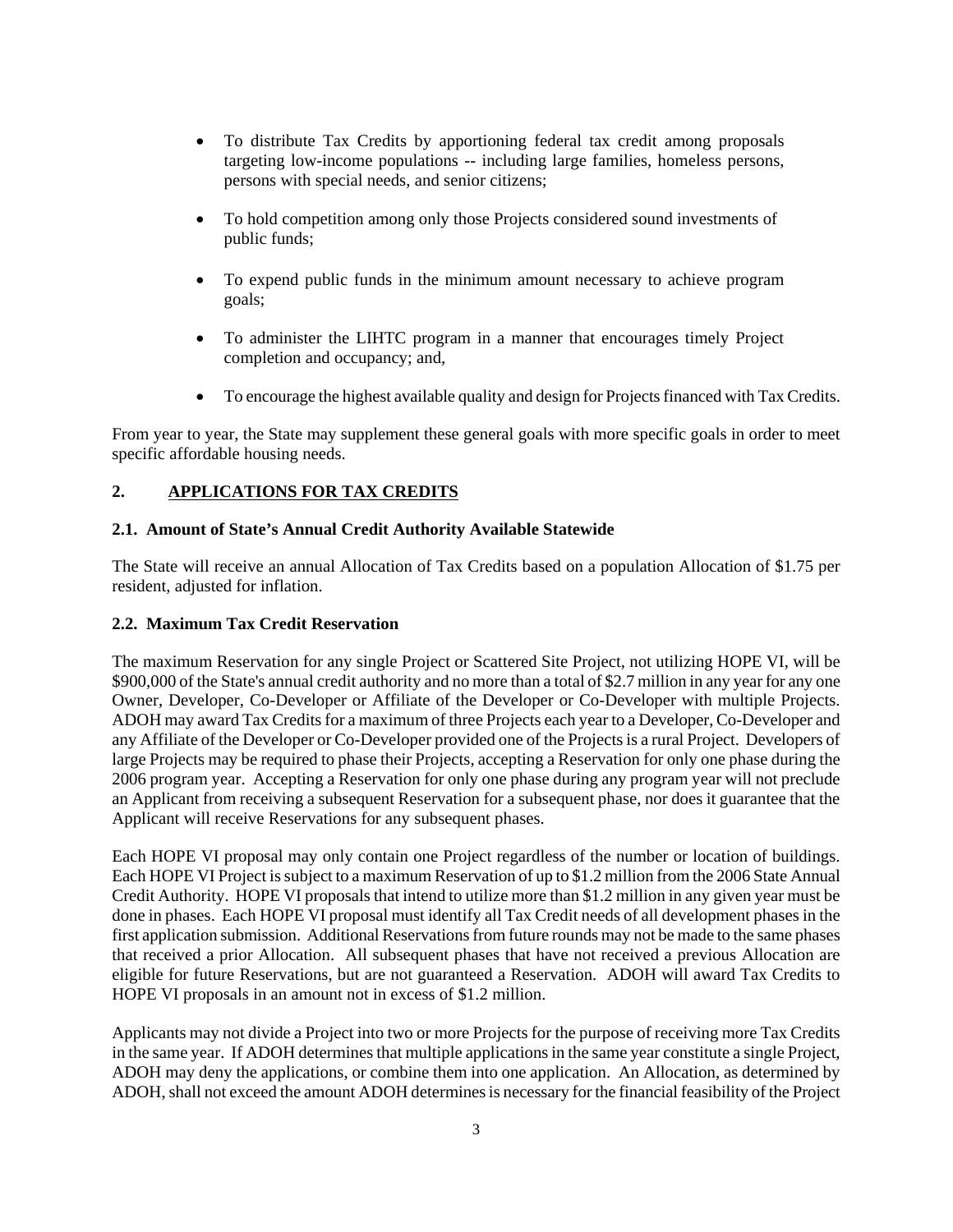- To distribute Tax Credits by apportioning federal tax credit among proposals targeting low-income populations -- including large families, homeless persons, persons with special needs, and senior citizens;
- To hold competition among only those Projects considered sound investments of public funds;
- To expend public funds in the minimum amount necessary to achieve program goals;
- To administer the LIHTC program in a manner that encourages timely Project completion and occupancy; and,
- To encourage the highest available quality and design for Projects financed with Tax Credits.

From year to year, the State may supplement these general goals with more specific goals in order to meet specific affordable housing needs.

## 2. APPLICATIONS FOR TAX CREDITS

### 2.1. Amount of State's Annual Credit Authority Available Statewide

The State will receive an annual Allocation of Tax Credits based on a population Allocation of $1.75 per resident, adjusted for inflation.

### 2.2. Maximum Tax Credit Reservation

The maximum Reservation for any single Project or Scattered Site Project, not utilizing HOPE VI, will be $900,000 of the State's annual credit authority and no more than a total of $2.7 million in any year for any one Owner, Developer, Co-Developer or Affiliate of the Developer or Co-Developer with multiple Projects. ADOH may award Tax Credits for a maximum of three Projects each year to a Developer, Co-Developer and any Affiliate of the Developer or Co-Developer provided one of the Projects is a rural Project. Developers of large Projects may be required to phase their Projects, accepting a Reservation for only one phase during the 2006 program year. Accepting a Reservation for only one phase during any program year will not preclude an Applicant from receiving a subsequent Reservation for a subsequent phase, nor does it guarantee that the Applicant will receive Reservations for any subsequent phases.

Each HOPE VI proposal may only contain one Project regardless of the number or location of buildings. Each HOPE VI Project is subject to a maximum Reservation of up to $1.2 million from the 2006 State Annual Credit Authority. HOPE VI proposals that intend to utilize more than $1.2 million in any given year must be done in phases. Each HOPE VI proposal must identify all Tax Credit needs of all development phases in the first application submission. Additional Reservations from future rounds may not be made to the same phases that received a prior Allocation. All subsequent phases that have not received a previous Allocation are eligible for future Reservations, but are not guaranteed a Reservation. ADOH will award Tax Credits to HOPE VI proposals in an amount not in excess of $1.2 million.

Applicants may not divide a Project into two or more Projects for the purpose of receiving more Tax Credits in the same year. If ADOH determines that multiple applications in the same year constitute a single Project, ADOH may deny the applications, or combine them into one application. An Allocation, as determined by ADOH, shall not exceed the amount ADOH determines is necessary for the financial feasibility of the Project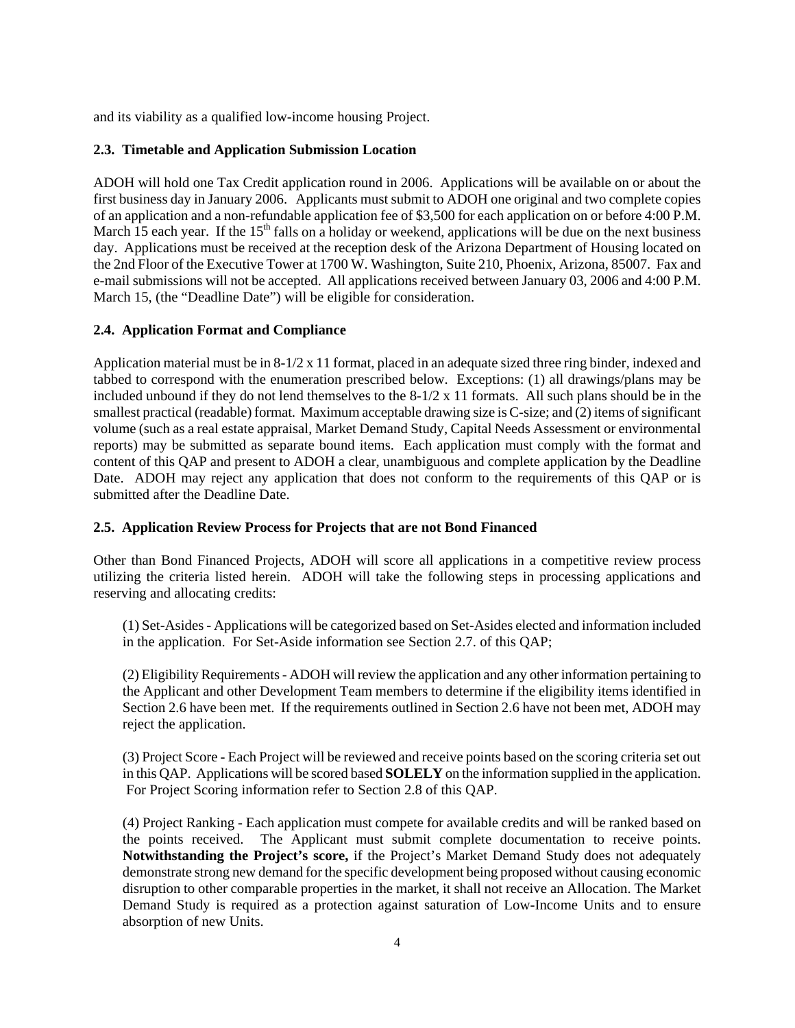and its viability as a qualified low-income housing Project.

### 2.3. Timetable and Application Submission Location

ADOH will hold one Tax Credit application round in 2006. Applications will be available on or about the first business day in January 2006. Applicants must submit to ADOH one original and two complete copies of an application and a non-refundable application fee of $3,500 for each application on or before 4:00 P.M. March 15 each year. If the 15th falls on a holiday or weekend, applications will be due on the next business day. Applications must be received at the reception desk of the Arizona Department of Housing located on the 2nd Floor of the Executive Tower at 1700 W. Washington, Suite 210, Phoenix, Arizona, 85007. Fax and e-mail submissions will not be accepted. All applications received between January 03, 2006 and 4:00 P.M. March 15, (the "Deadline Date") will be eligible for consideration.

### 2.4. Application Format and Compliance

Application material must be in 8-1/2 x 11 format, placed in an adequate sized three ring binder, indexed and tabbed to correspond with the enumeration prescribed below. Exceptions: (1) all drawings/plans may be included unbound if they do not lend themselves to the 8-1/2 x 11 formats. All such plans should be in the smallest practical (readable) format. Maximum acceptable drawing size is C-size; and (2) items of significant volume (such as a real estate appraisal, Market Demand Study, Capital Needs Assessment or environmental reports) may be submitted as separate bound items. Each application must comply with the format and content of this QAP and present to ADOH a clear, unambiguous and complete application by the Deadline Date. ADOH may reject any application that does not conform to the requirements of this QAP or is submitted after the Deadline Date.

### 2.5. Application Review Process for Projects that are not Bond Financed

Other than Bond Financed Projects, ADOH will score all applications in a competitive review process utilizing the criteria listed herein. ADOH will take the following steps in processing applications and reserving and allocating credits:

(1) Set-Asides - Applications will be categorized based on Set-Asides elected and information included in the application. For Set-Aside information see Section 2.7. of this QAP;

(2) Eligibility Requirements - ADOH will review the application and any other information pertaining to the Applicant and other Development Team members to determine if the eligibility items identified in Section 2.6 have been met. If the requirements outlined in Section 2.6 have not been met, ADOH may reject the application.

(3) Project Score - Each Project will be reviewed and receive points based on the scoring criteria set out in this QAP. Applications will be scored based **SOLELY** on the information supplied in the application. For Project Scoring information refer to Section 2.8 of this QAP.

(4) Project Ranking - Each application must compete for available credits and will be ranked based on the points received. The Applicant must submit complete documentation to receive points. **Notwithstanding the Project's score,** if the Project's Market Demand Study does not adequately demonstrate strong new demand for the specific development being proposed without causing economic disruption to other comparable properties in the market, it shall not receive an Allocation. The Market Demand Study is required as a protection against saturation of Low-Income Units and to ensure absorption of new Units.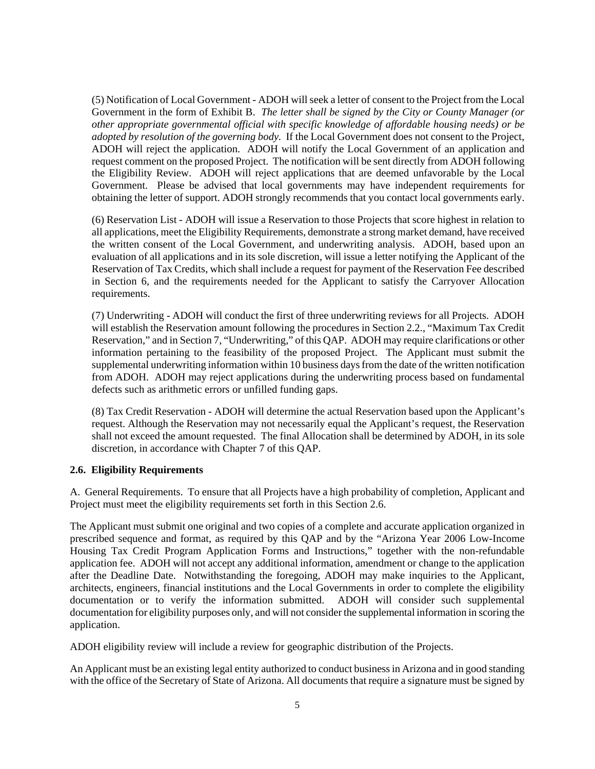(5) Notification of Local Government - ADOH will seek a letter of consent to the Project from the Local Government in the form of Exhibit B. *The letter shall be signed by the City or County Manager (or other appropriate governmental official with specific knowledge of affordable housing needs) or be adopted by resolution of the governing body.* If the Local Government does not consent to the Project, ADOH will reject the application. ADOH will notify the Local Government of an application and request comment on the proposed Project. The notification will be sent directly from ADOH following the Eligibility Review. ADOH will reject applications that are deemed unfavorable by the Local Government. Please be advised that local governments may have independent requirements for obtaining the letter of support. ADOH strongly recommends that you contact local governments early.

(6) Reservation List - ADOH will issue a Reservation to those Projects that score highest in relation to all applications, meet the Eligibility Requirements, demonstrate a strong market demand, have received the written consent of the Local Government, and underwriting analysis. ADOH, based upon an evaluation of all applications and in its sole discretion, will issue a letter notifying the Applicant of the Reservation of Tax Credits, which shall include a request for payment of the Reservation Fee described in Section 6, and the requirements needed for the Applicant to satisfy the Carryover Allocation requirements.

(7) Underwriting - ADOH will conduct the first of three underwriting reviews for all Projects. ADOH will establish the Reservation amount following the procedures in Section 2.2., "Maximum Tax Credit Reservation," and in Section 7, "Underwriting," of this QAP. ADOH may require clarifications or other information pertaining to the feasibility of the proposed Project. The Applicant must submit the supplemental underwriting information within 10 business days from the date of the written notification from ADOH. ADOH may reject applications during the underwriting process based on fundamental defects such as arithmetic errors or unfilled funding gaps.

(8) Tax Credit Reservation - ADOH will determine the actual Reservation based upon the Applicant's request. Although the Reservation may not necessarily equal the Applicant's request, the Reservation shall not exceed the amount requested. The final Allocation shall be determined by ADOH, in its sole discretion, in accordance with Chapter 7 of this QAP.

**2.6. Eligibility Requirements**

A. General Requirements. To ensure that all Projects have a high probability of completion, Applicant and Project must meet the eligibility requirements set forth in this Section 2.6.

The Applicant must submit one original and two copies of a complete and accurate application organized in prescribed sequence and format, as required by this QAP and by the "Arizona Year 2006 Low-Income Housing Tax Credit Program Application Forms and Instructions," together with the non-refundable application fee. ADOH will not accept any additional information, amendment or change to the application after the Deadline Date. Notwithstanding the foregoing, ADOH may make inquiries to the Applicant, architects, engineers, financial institutions and the Local Governments in order to complete the eligibility documentation or to verify the information submitted. ADOH will consider such supplemental documentation for eligibility purposes only, and will not consider the supplemental information in scoring the application.

ADOH eligibility review will include a review for geographic distribution of the Projects.

An Applicant must be an existing legal entity authorized to conduct business in Arizona and in good standing with the office of the Secretary of State of Arizona. All documents that require a signature must be signed by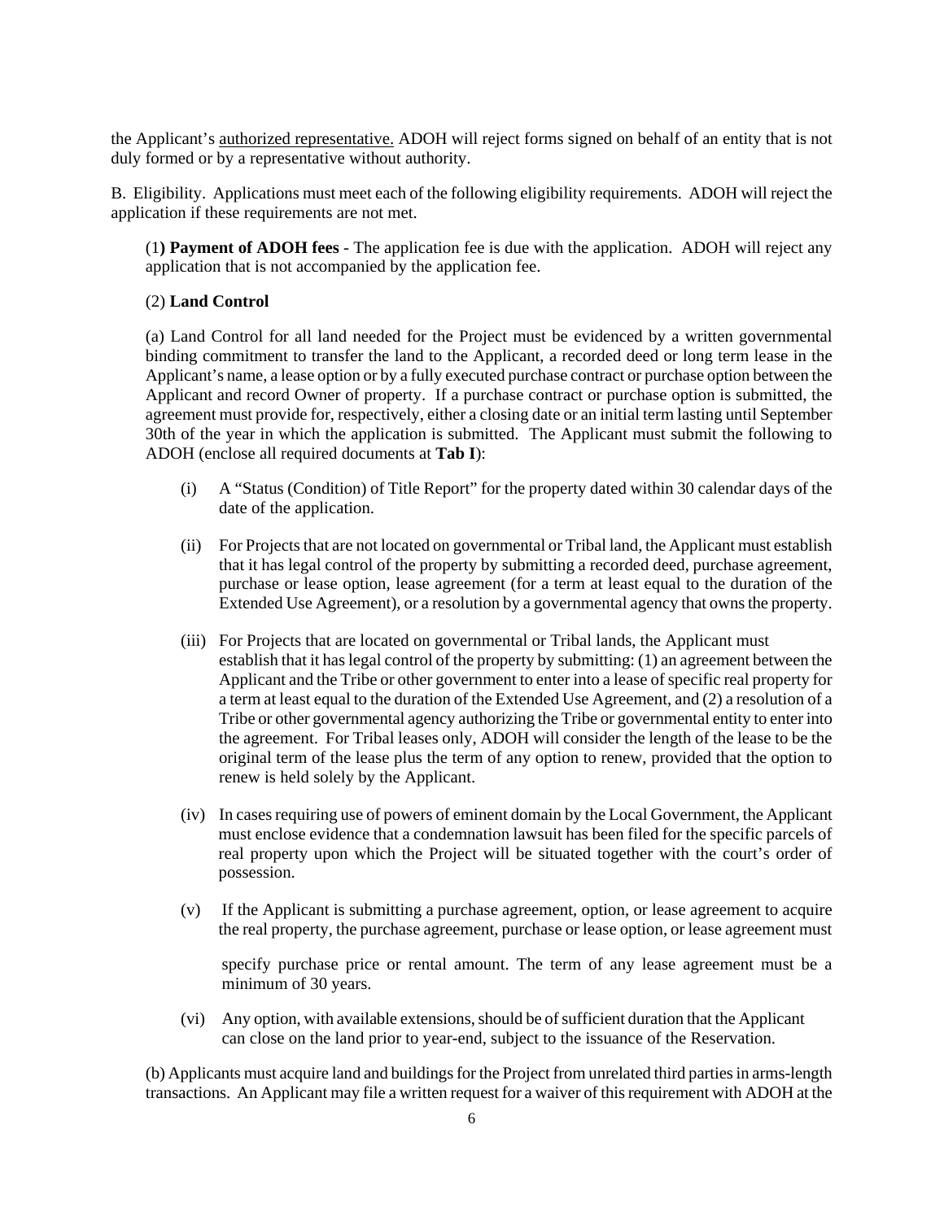the Applicant's <u>authorized representative.</u> ADOH will reject forms signed on behalf of an entity that is not duly formed or by a representative without authority.

B. Eligibility. Applications must meet each of the following eligibility requirements. ADOH will reject the application if these requirements are not met.

(1**) Payment of ADOH fees** - The application fee is due with the application. ADOH will reject any application that is not accompanied by the application fee.

(2) **Land Control**

(a) Land Control for all land needed for the Project must be evidenced by a written governmental binding commitment to transfer the land to the Applicant, a recorded deed or long term lease in the Applicant's name, a lease option or by a fully executed purchase contract or purchase option between the Applicant and record Owner of property. If a purchase contract or purchase option is submitted, the agreement must provide for, respectively, either a closing date or an initial term lasting until September 30th of the year in which the application is submitted. The Applicant must submit the following to ADOH (enclose all required documents at **Tab I**):

(i) A "Status (Condition) of Title Report" for the property dated within 30 calendar days of the date of the application.

(ii) For Projects that are not located on governmental or Tribal land, the Applicant must establish that it has legal control of the property by submitting a recorded deed, purchase agreement, purchase or lease option, lease agreement (for a term at least equal to the duration of the Extended Use Agreement), or a resolution by a governmental agency that owns the property.

(iii) For Projects that are located on governmental or Tribal lands, the Applicant must establish that it has legal control of the property by submitting: (1) an agreement between the Applicant and the Tribe or other government to enter into a lease of specific real property for a term at least equal to the duration of the Extended Use Agreement, and (2) a resolution of a Tribe or other governmental agency authorizing the Tribe or governmental entity to enter into the agreement. For Tribal leases only, ADOH will consider the length of the lease to be the original term of the lease plus the term of any option to renew, provided that the option to renew is held solely by the Applicant.

(iv) In cases requiring use of powers of eminent domain by the Local Government, the Applicant must enclose evidence that a condemnation lawsuit has been filed for the specific parcels of real property upon which the Project will be situated together with the court's order of possession.

(v) If the Applicant is submitting a purchase agreement, option, or lease agreement to acquire the real property, the purchase agreement, purchase or lease option, or lease agreement must specify purchase price or rental amount. The term of any lease agreement must be a minimum of 30 years.

(vi) Any option, with available extensions, should be of sufficient duration that the Applicant can close on the land prior to year-end, subject to the issuance of the Reservation.

(b) Applicants must acquire land and buildings for the Project from unrelated third parties in arms-length transactions. An Applicant may file a written request for a waiver of this requirement with ADOH at the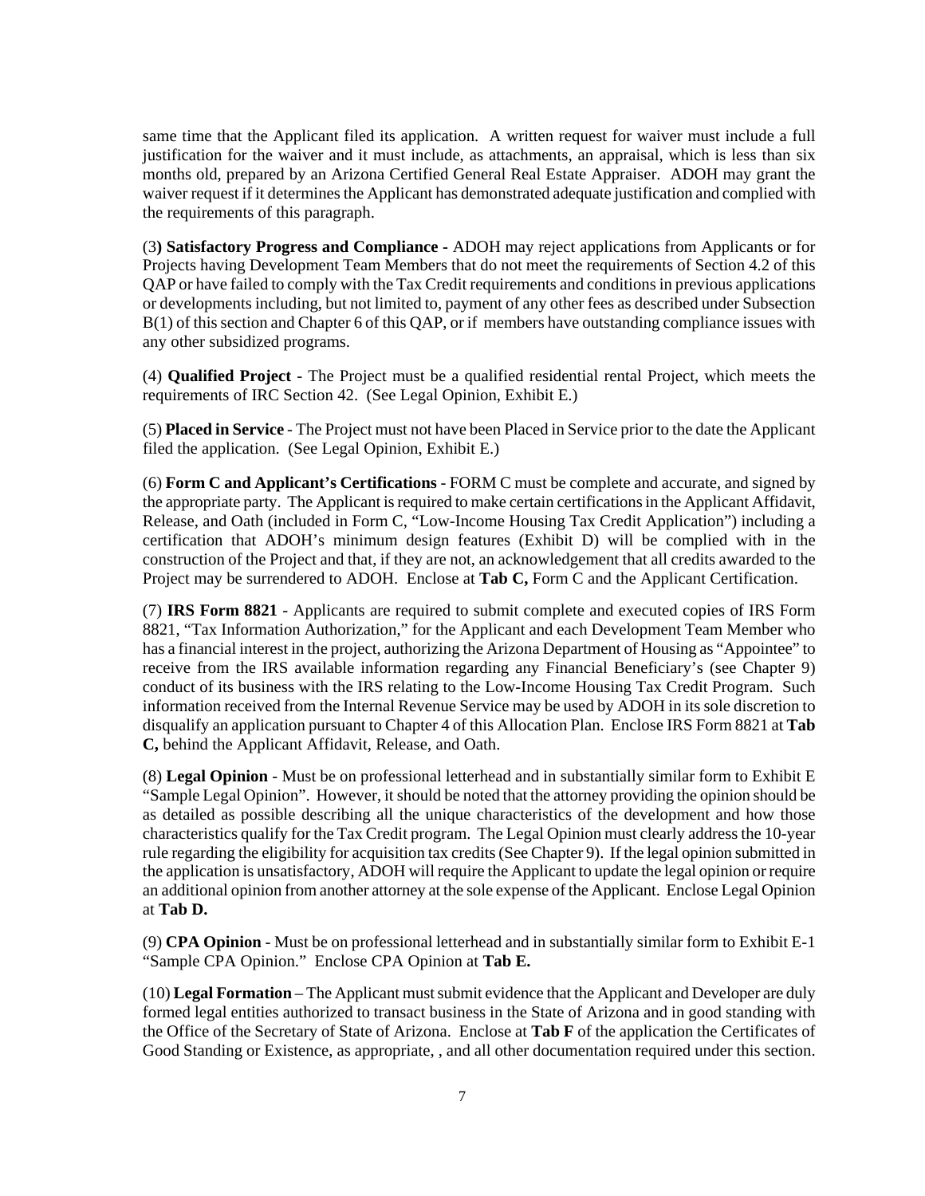same time that the Applicant filed its application. A written request for waiver must include a full justification for the waiver and it must include, as attachments, an appraisal, which is less than six months old, prepared by an Arizona Certified General Real Estate Appraiser. ADOH may grant the waiver request if it determines the Applicant has demonstrated adequate justification and complied with the requirements of this paragraph.

(3**) Satisfactory Progress and Compliance -** ADOH may reject applications from Applicants or for Projects having Development Team Members that do not meet the requirements of Section 4.2 of this QAP or have failed to comply with the Tax Credit requirements and conditions in previous applications or developments including, but not limited to, payment of any other fees as described under Subsection B(1) of this section and Chapter 6 of this QAP, or if members have outstanding compliance issues with any other subsidized programs.

(4) **Qualified Project** - The Project must be a qualified residential rental Project, which meets the requirements of IRC Section 42. (See Legal Opinion, Exhibit E.)

(5) **Placed in Service** - The Project must not have been Placed in Service prior to the date the Applicant filed the application. (See Legal Opinion, Exhibit E.)

(6) **Form C and Applicant's Certifications** - FORM C must be complete and accurate, and signed by the appropriate party. The Applicant is required to make certain certifications in the Applicant Affidavit, Release, and Oath (included in Form C, "Low-Income Housing Tax Credit Application") including a certification that ADOH's minimum design features (Exhibit D) will be complied with in the construction of the Project and that, if they are not, an acknowledgement that all credits awarded to the Project may be surrendered to ADOH. Enclose at **Tab C,** Form C and the Applicant Certification.

(7) **IRS Form 8821** - Applicants are required to submit complete and executed copies of IRS Form 8821, "Tax Information Authorization," for the Applicant and each Development Team Member who has a financial interest in the project, authorizing the Arizona Department of Housing as "Appointee" to receive from the IRS available information regarding any Financial Beneficiary's (see Chapter 9) conduct of its business with the IRS relating to the Low-Income Housing Tax Credit Program. Such information received from the Internal Revenue Service may be used by ADOH in its sole discretion to disqualify an application pursuant to Chapter 4 of this Allocation Plan. Enclose IRS Form 8821 at **Tab C,** behind the Applicant Affidavit, Release, and Oath.

(8) **Legal Opinion** - Must be on professional letterhead and in substantially similar form to Exhibit E "Sample Legal Opinion". However, it should be noted that the attorney providing the opinion should be as detailed as possible describing all the unique characteristics of the development and how those characteristics qualify for the Tax Credit program. The Legal Opinion must clearly address the 10-year rule regarding the eligibility for acquisition tax credits (See Chapter 9). If the legal opinion submitted in the application is unsatisfactory, ADOH will require the Applicant to update the legal opinion or require an additional opinion from another attorney at the sole expense of the Applicant. Enclose Legal Opinion at **Tab D.**

(9) **CPA Opinion** - Must be on professional letterhead and in substantially similar form to Exhibit E-1 "Sample CPA Opinion." Enclose CPA Opinion at **Tab E.**

(10) **Legal Formation** – The Applicant must submit evidence that the Applicant and Developer are duly formed legal entities authorized to transact business in the State of Arizona and in good standing with the Office of the Secretary of State of Arizona. Enclose at **Tab F** of the application the Certificates of Good Standing or Existence, as appropriate, , and all other documentation required under this section.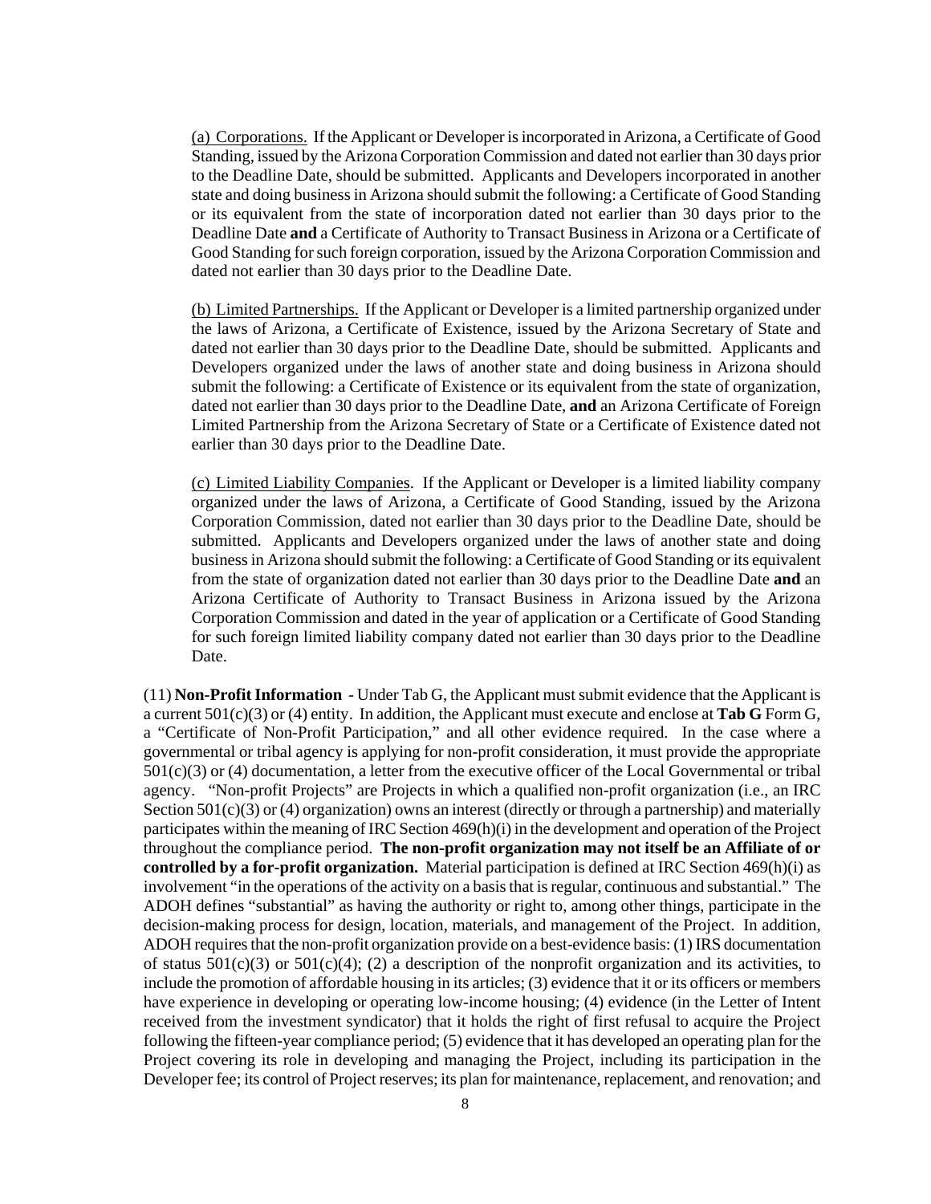(a) Corporations. If the Applicant or Developer is incorporated in Arizona, a Certificate of Good Standing, issued by the Arizona Corporation Commission and dated not earlier than 30 days prior to the Deadline Date, should be submitted. Applicants and Developers incorporated in another state and doing business in Arizona should submit the following: a Certificate of Good Standing or its equivalent from the state of incorporation dated not earlier than 30 days prior to the Deadline Date **and** a Certificate of Authority to Transact Business in Arizona or a Certificate of Good Standing for such foreign corporation, issued by the Arizona Corporation Commission and dated not earlier than 30 days prior to the Deadline Date.

(b) Limited Partnerships. If the Applicant or Developer is a limited partnership organized under the laws of Arizona, a Certificate of Existence, issued by the Arizona Secretary of State and dated not earlier than 30 days prior to the Deadline Date, should be submitted. Applicants and Developers organized under the laws of another state and doing business in Arizona should submit the following: a Certificate of Existence or its equivalent from the state of organization, dated not earlier than 30 days prior to the Deadline Date, **and** an Arizona Certificate of Foreign Limited Partnership from the Arizona Secretary of State or a Certificate of Existence dated not earlier than 30 days prior to the Deadline Date.

(c) Limited Liability Companies. If the Applicant or Developer is a limited liability company organized under the laws of Arizona, a Certificate of Good Standing, issued by the Arizona Corporation Commission, dated not earlier than 30 days prior to the Deadline Date, should be submitted. Applicants and Developers organized under the laws of another state and doing business in Arizona should submit the following: a Certificate of Good Standing or its equivalent from the state of organization dated not earlier than 30 days prior to the Deadline Date **and** an Arizona Certificate of Authority to Transact Business in Arizona issued by the Arizona Corporation Commission and dated in the year of application or a Certificate of Good Standing for such foreign limited liability company dated not earlier than 30 days prior to the Deadline Date.

(11) **Non-Profit Information** - Under Tab G, the Applicant must submit evidence that the Applicant is a current 501(c)(3) or (4) entity. In addition, the Applicant must execute and enclose at **Tab G** Form G, a "Certificate of Non-Profit Participation," and all other evidence required. In the case where a governmental or tribal agency is applying for non-profit consideration, it must provide the appropriate 501(c)(3) or (4) documentation, a letter from the executive officer of the Local Governmental or tribal agency. "Non-profit Projects" are Projects in which a qualified non-profit organization (i.e., an IRC Section 501(c)(3) or (4) organization) owns an interest (directly or through a partnership) and materially participates within the meaning of IRC Section 469(h)(i) in the development and operation of the Project throughout the compliance period. **The non-profit organization may not itself be an Affiliate of or controlled by a for-profit organization.** Material participation is defined at IRC Section 469(h)(i) as involvement "in the operations of the activity on a basis that is regular, continuous and substantial." The ADOH defines "substantial" as having the authority or right to, among other things, participate in the decision-making process for design, location, materials, and management of the Project. In addition, ADOH requires that the non-profit organization provide on a best-evidence basis: (1) IRS documentation of status 501(c)(3) or 501(c)(4); (2) a description of the nonprofit organization and its activities, to include the promotion of affordable housing in its articles; (3) evidence that it or its officers or members have experience in developing or operating low-income housing; (4) evidence (in the Letter of Intent received from the investment syndicator) that it holds the right of first refusal to acquire the Project following the fifteen-year compliance period; (5) evidence that it has developed an operating plan for the Project covering its role in developing and managing the Project, including its participation in the Developer fee; its control of Project reserves; its plan for maintenance, replacement, and renovation; and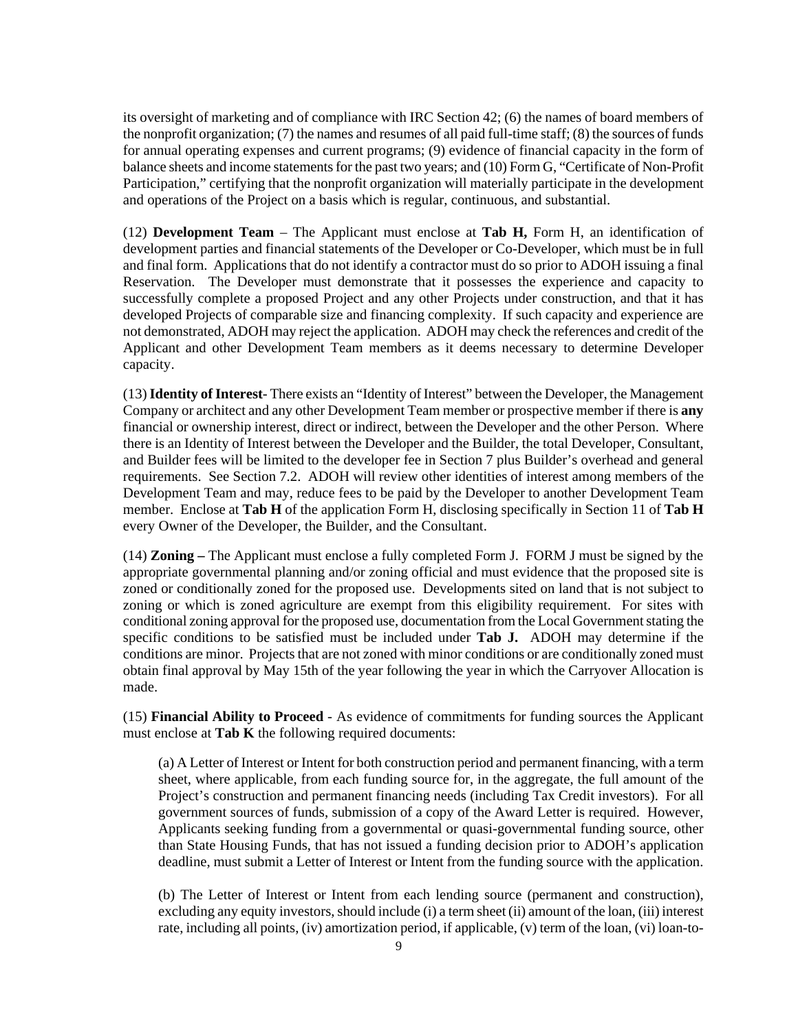its oversight of marketing and of compliance with IRC Section 42; (6) the names of board members of the nonprofit organization; (7) the names and resumes of all paid full-time staff; (8) the sources of funds for annual operating expenses and current programs; (9) evidence of financial capacity in the form of balance sheets and income statements for the past two years; and (10) Form G, "Certificate of Non-Profit Participation," certifying that the nonprofit organization will materially participate in the development and operations of the Project on a basis which is regular, continuous, and substantial.

(12) **Development Team** – The Applicant must enclose at **Tab H,** Form H, an identification of development parties and financial statements of the Developer or Co-Developer, which must be in full and final form. Applications that do not identify a contractor must do so prior to ADOH issuing a final Reservation. The Developer must demonstrate that it possesses the experience and capacity to successfully complete a proposed Project and any other Projects under construction, and that it has developed Projects of comparable size and financing complexity. If such capacity and experience are not demonstrated, ADOH may reject the application. ADOH may check the references and credit of the Applicant and other Development Team members as it deems necessary to determine Developer capacity.

(13) **Identity of Interest**- There exists an "Identity of Interest" between the Developer, the Management Company or architect and any other Development Team member or prospective member if there is **any** financial or ownership interest, direct or indirect, between the Developer and the other Person. Where there is an Identity of Interest between the Developer and the Builder, the total Developer, Consultant, and Builder fees will be limited to the developer fee in Section 7 plus Builder's overhead and general requirements. See Section 7.2. ADOH will review other identities of interest among members of the Development Team and may, reduce fees to be paid by the Developer to another Development Team member. Enclose at **Tab H** of the application Form H, disclosing specifically in Section 11 of **Tab H** every Owner of the Developer, the Builder, and the Consultant.

(14) **Zoning –** The Applicant must enclose a fully completed Form J. FORM J must be signed by the appropriate governmental planning and/or zoning official and must evidence that the proposed site is zoned or conditionally zoned for the proposed use. Developments sited on land that is not subject to zoning or which is zoned agriculture are exempt from this eligibility requirement. For sites with conditional zoning approval for the proposed use, documentation from the Local Government stating the specific conditions to be satisfied must be included under **Tab J.** ADOH may determine if the conditions are minor. Projects that are not zoned with minor conditions or are conditionally zoned must obtain final approval by May 15th of the year following the year in which the Carryover Allocation is made.

(15) **Financial Ability to Proceed** - As evidence of commitments for funding sources the Applicant must enclose at **Tab K** the following required documents:

(a) A Letter of Interest or Intent for both construction period and permanent financing, with a term sheet, where applicable, from each funding source for, in the aggregate, the full amount of the Project's construction and permanent financing needs (including Tax Credit investors). For all government sources of funds, submission of a copy of the Award Letter is required. However, Applicants seeking funding from a governmental or quasi-governmental funding source, other than State Housing Funds, that has not issued a funding decision prior to ADOH's application deadline, must submit a Letter of Interest or Intent from the funding source with the application.

(b) The Letter of Interest or Intent from each lending source (permanent and construction), excluding any equity investors, should include (i) a term sheet (ii) amount of the loan, (iii) interest rate, including all points, (iv) amortization period, if applicable, (v) term of the loan, (vi) loan-to-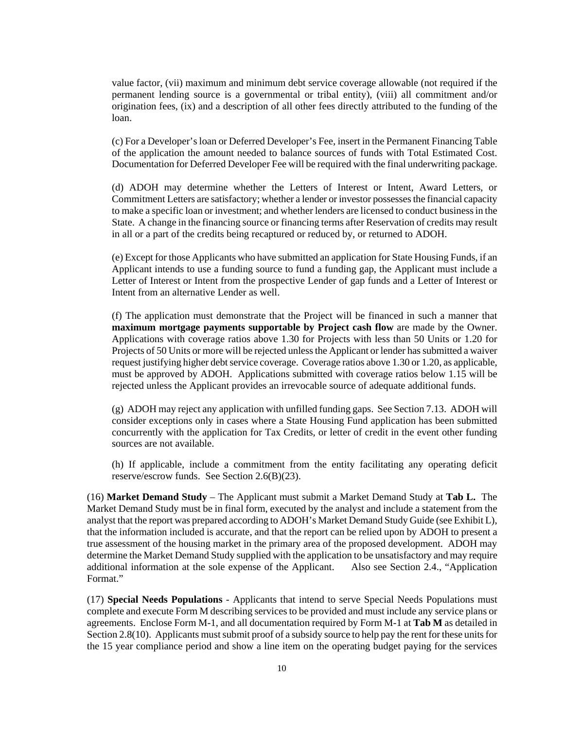value factor, (vii) maximum and minimum debt service coverage allowable (not required if the permanent lending source is a governmental or tribal entity), (viii) all commitment and/or origination fees, (ix) and a description of all other fees directly attributed to the funding of the loan.

(c) For a Developer's loan or Deferred Developer's Fee, insert in the Permanent Financing Table of the application the amount needed to balance sources of funds with Total Estimated Cost. Documentation for Deferred Developer Fee will be required with the final underwriting package.

(d) ADOH may determine whether the Letters of Interest or Intent, Award Letters, or Commitment Letters are satisfactory; whether a lender or investor possesses the financial capacity to make a specific loan or investment; and whether lenders are licensed to conduct business in the State. A change in the financing source or financing terms after Reservation of credits may result in all or a part of the credits being recaptured or reduced by, or returned to ADOH.

(e) Except for those Applicants who have submitted an application for State Housing Funds, if an Applicant intends to use a funding source to fund a funding gap, the Applicant must include a Letter of Interest or Intent from the prospective Lender of gap funds and a Letter of Interest or Intent from an alternative Lender as well.

(f) The application must demonstrate that the Project will be financed in such a manner that **maximum mortgage payments supportable by Project cash flow** are made by the Owner. Applications with coverage ratios above 1.30 for Projects with less than 50 Units or 1.20 for Projects of 50 Units or more will be rejected unless the Applicant or lender has submitted a waiver request justifying higher debt service coverage. Coverage ratios above 1.30 or 1.20, as applicable, must be approved by ADOH. Applications submitted with coverage ratios below 1.15 will be rejected unless the Applicant provides an irrevocable source of adequate additional funds.

(g) ADOH may reject any application with unfilled funding gaps. See Section 7.13. ADOH will consider exceptions only in cases where a State Housing Fund application has been submitted concurrently with the application for Tax Credits, or letter of credit in the event other funding sources are not available.

(h) If applicable, include a commitment from the entity facilitating any operating deficit reserve/escrow funds. See Section 2.6(B)(23).

(16) **Market Demand Study** – The Applicant must submit a Market Demand Study at **Tab L.** The Market Demand Study must be in final form, executed by the analyst and include a statement from the analyst that the report was prepared according to ADOH's Market Demand Study Guide (see Exhibit L), that the information included is accurate, and that the report can be relied upon by ADOH to present a true assessment of the housing market in the primary area of the proposed development. ADOH may determine the Market Demand Study supplied with the application to be unsatisfactory and may require additional information at the sole expense of the Applicant. Also see Section 2.4., "Application Format."

(17) **Special Needs Populations** - Applicants that intend to serve Special Needs Populations must complete and execute Form M describing services to be provided and must include any service plans or agreements. Enclose Form M-1, and all documentation required by Form M-1 at **Tab M** as detailed in Section 2.8(10). Applicants must submit proof of a subsidy source to help pay the rent for these units for the 15 year compliance period and show a line item on the operating budget paying for the services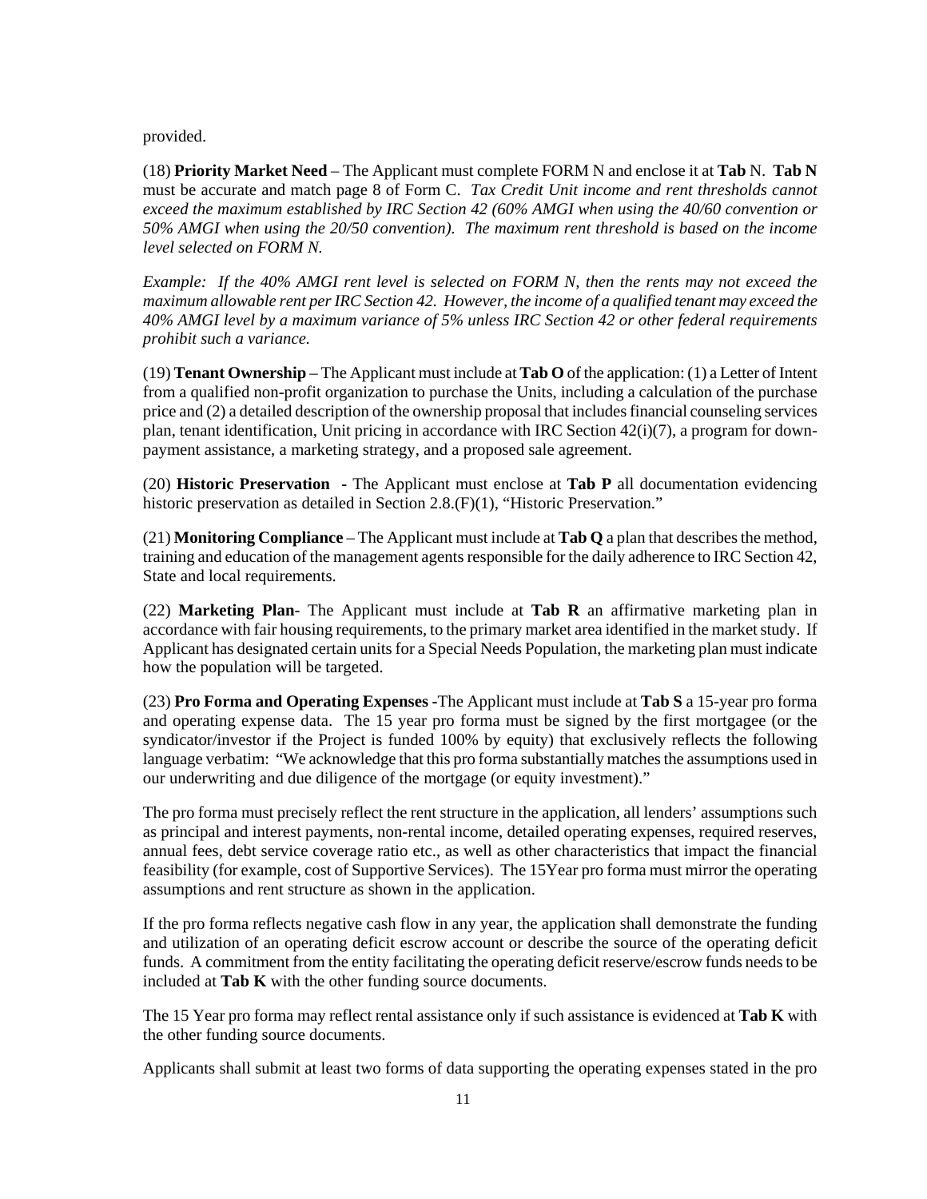provided.

(18) **Priority Market Need** – The Applicant must complete FORM N and enclose it at **Tab** N. **Tab N** must be accurate and match page 8 of Form C. *Tax Credit Unit income and rent thresholds cannot exceed the maximum established by IRC Section 42 (60% AMGI when using the 40/60 convention or 50% AMGI when using the 20/50 convention). The maximum rent threshold is based on the income level selected on FORM N.*

*Example: If the 40% AMGI rent level is selected on FORM N, then the rents may not exceed the maximum allowable rent per IRC Section 42. However, the income of a qualified tenant may exceed the 40% AMGI level by a maximum variance of 5% unless IRC Section 42 or other federal requirements prohibit such a variance.*

(19) **Tenant Ownership** – The Applicant must include at **Tab O** of the application: (1) a Letter of Intent from a qualified non-profit organization to purchase the Units, including a calculation of the purchase price and (2) a detailed description of the ownership proposal that includes financial counseling services plan, tenant identification, Unit pricing in accordance with IRC Section 42(i)(7), a program for down-payment assistance, a marketing strategy, and a proposed sale agreement.

(20) **Historic Preservation** - The Applicant must enclose at **Tab P** all documentation evidencing historic preservation as detailed in Section 2.8.(F)(1), "Historic Preservation."

(21) **Monitoring Compliance** – The Applicant must include at **Tab Q** a plan that describes the method, training and education of the management agents responsible for the daily adherence to IRC Section 42, State and local requirements.

(22) **Marketing Plan**- The Applicant must include at **Tab R** an affirmative marketing plan in accordance with fair housing requirements, to the primary market area identified in the market study. If Applicant has designated certain units for a Special Needs Population, the marketing plan must indicate how the population will be targeted.

(23) **Pro Forma and Operating Expenses** -The Applicant must include at **Tab S** a 15-year pro forma and operating expense data. The 15 year pro forma must be signed by the first mortgagee (or the syndicator/investor if the Project is funded 100% by equity) that exclusively reflects the following language verbatim: "We acknowledge that this pro forma substantially matches the assumptions used in our underwriting and due diligence of the mortgage (or equity investment)."

The pro forma must precisely reflect the rent structure in the application, all lenders' assumptions such as principal and interest payments, non-rental income, detailed operating expenses, required reserves, annual fees, debt service coverage ratio etc., as well as other characteristics that impact the financial feasibility (for example, cost of Supportive Services). The 15Year pro forma must mirror the operating assumptions and rent structure as shown in the application.

If the pro forma reflects negative cash flow in any year, the application shall demonstrate the funding and utilization of an operating deficit escrow account or describe the source of the operating deficit funds. A commitment from the entity facilitating the operating deficit reserve/escrow funds needs to be included at **Tab K** with the other funding source documents.

The 15 Year pro forma may reflect rental assistance only if such assistance is evidenced at **Tab K** with the other funding source documents.

Applicants shall submit at least two forms of data supporting the operating expenses stated in the pro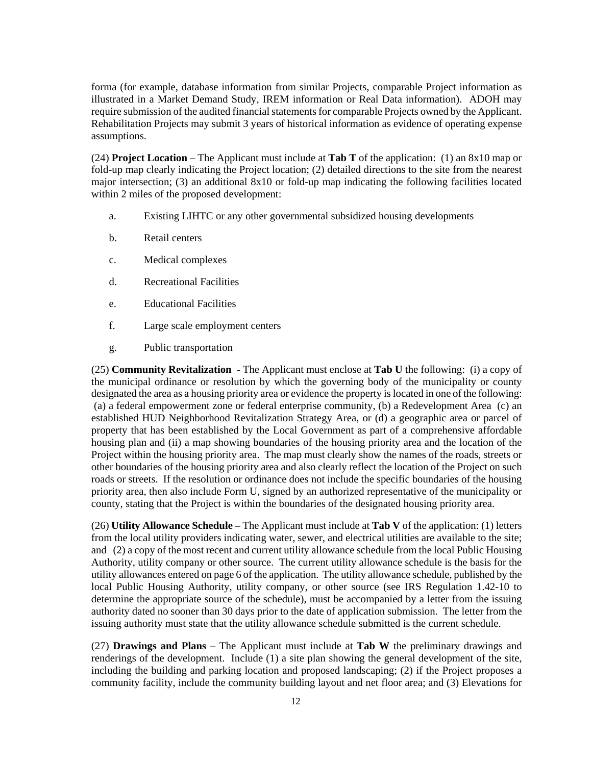forma (for example, database information from similar Projects, comparable Project information as illustrated in a Market Demand Study, IREM information or Real Data information). ADOH may require submission of the audited financial statements for comparable Projects owned by the Applicant. Rehabilitation Projects may submit 3 years of historical information as evidence of operating expense assumptions.

(24) **Project Location** – The Applicant must include at **Tab T** of the application: (1) an 8x10 map or fold-up map clearly indicating the Project location; (2) detailed directions to the site from the nearest major intersection; (3) an additional 8x10 or fold-up map indicating the following facilities located within 2 miles of the proposed development:

a. Existing LIHTC or any other governmental subsidized housing developments

b. Retail centers

c. Medical complexes

d. Recreational Facilities

e. Educational Facilities

f. Large scale employment centers

g. Public transportation

(25) **Community Revitalization** - The Applicant must enclose at **Tab U** the following: (i) a copy of the municipal ordinance or resolution by which the governing body of the municipality or county designated the area as a housing priority area or evidence the property is located in one of the following: (a) a federal empowerment zone or federal enterprise community, (b) a Redevelopment Area (c) an established HUD Neighborhood Revitalization Strategy Area, or (d) a geographic area or parcel of property that has been established by the Local Government as part of a comprehensive affordable housing plan and (ii) a map showing boundaries of the housing priority area and the location of the Project within the housing priority area. The map must clearly show the names of the roads, streets or other boundaries of the housing priority area and also clearly reflect the location of the Project on such roads or streets. If the resolution or ordinance does not include the specific boundaries of the housing priority area, then also include Form U, signed by an authorized representative of the municipality or county, stating that the Project is within the boundaries of the designated housing priority area.

(26) **Utility Allowance Schedule** – The Applicant must include at **Tab V** of the application: (1) letters from the local utility providers indicating water, sewer, and electrical utilities are available to the site; and (2) a copy of the most recent and current utility allowance schedule from the local Public Housing Authority, utility company or other source. The current utility allowance schedule is the basis for the utility allowances entered on page 6 of the application. The utility allowance schedule, published by the local Public Housing Authority, utility company, or other source (see IRS Regulation 1.42-10 to determine the appropriate source of the schedule), must be accompanied by a letter from the issuing authority dated no sooner than 30 days prior to the date of application submission. The letter from the issuing authority must state that the utility allowance schedule submitted is the current schedule.

(27) **Drawings and Plans** – The Applicant must include at **Tab W** the preliminary drawings and renderings of the development. Include (1) a site plan showing the general development of the site, including the building and parking location and proposed landscaping; (2) if the Project proposes a community facility, include the community building layout and net floor area; and (3) Elevations for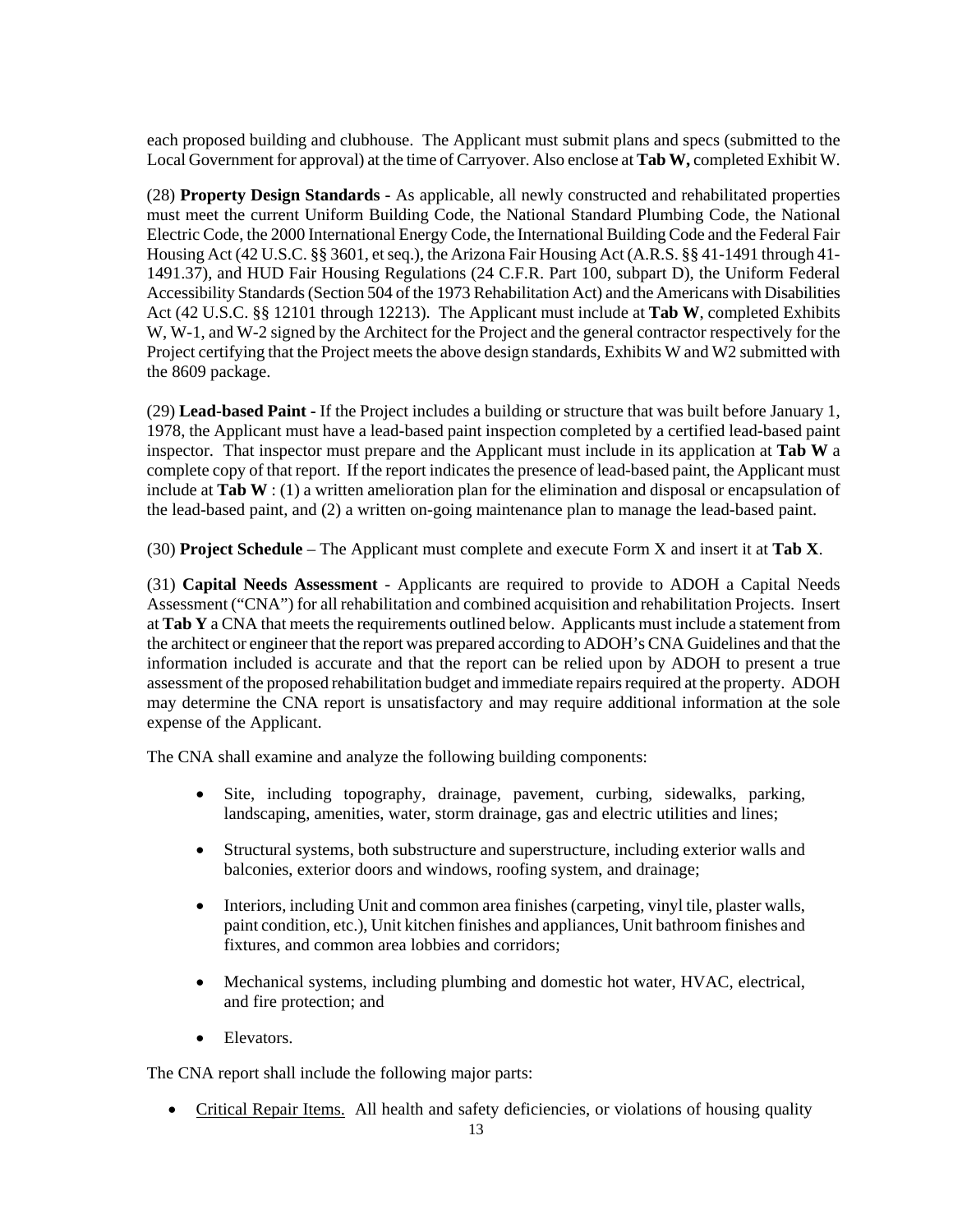each proposed building and clubhouse. The Applicant must submit plans and specs (submitted to the Local Government for approval) at the time of Carryover. Also enclose at **Tab W,** completed Exhibit W.

(28) **Property Design Standards** - As applicable, all newly constructed and rehabilitated properties must meet the current Uniform Building Code, the National Standard Plumbing Code, the National Electric Code, the 2000 International Energy Code, the International Building Code and the Federal Fair Housing Act (42 U.S.C. §§ 3601, et seq.), the Arizona Fair Housing Act (A.R.S. §§ 41-1491 through 41-1491.37), and HUD Fair Housing Regulations (24 C.F.R. Part 100, subpart D), the Uniform Federal Accessibility Standards (Section 504 of the 1973 Rehabilitation Act) and the Americans with Disabilities Act (42 U.S.C. §§ 12101 through 12213). The Applicant must include at **Tab W**, completed Exhibits W, W-1, and W-2 signed by the Architect for the Project and the general contractor respectively for the Project certifying that the Project meets the above design standards, Exhibits W and W2 submitted with the 8609 package.

(29) **Lead-based Paint** - If the Project includes a building or structure that was built before January 1, 1978, the Applicant must have a lead-based paint inspection completed by a certified lead-based paint inspector. That inspector must prepare and the Applicant must include in its application at **Tab W** a complete copy of that report. If the report indicates the presence of lead-based paint, the Applicant must include at **Tab W** : (1) a written amelioration plan for the elimination and disposal or encapsulation of the lead-based paint, and (2) a written on-going maintenance plan to manage the lead-based paint.

(30) **Project Schedule** – The Applicant must complete and execute Form X and insert it at **Tab X**.

(31) **Capital Needs Assessment** - Applicants are required to provide to ADOH a Capital Needs Assessment ("CNA") for all rehabilitation and combined acquisition and rehabilitation Projects. Insert at **Tab Y** a CNA that meets the requirements outlined below. Applicants must include a statement from the architect or engineer that the report was prepared according to ADOH's CNA Guidelines and that the information included is accurate and that the report can be relied upon by ADOH to present a true assessment of the proposed rehabilitation budget and immediate repairs required at the property. ADOH may determine the CNA report is unsatisfactory and may require additional information at the sole expense of the Applicant.

The CNA shall examine and analyze the following building components:

- Site, including topography, drainage, pavement, curbing, sidewalks, parking, landscaping, amenities, water, storm drainage, gas and electric utilities and lines;
- Structural systems, both substructure and superstructure, including exterior walls and balconies, exterior doors and windows, roofing system, and drainage;
- Interiors, including Unit and common area finishes (carpeting, vinyl tile, plaster walls, paint condition, etc.), Unit kitchen finishes and appliances, Unit bathroom finishes and fixtures, and common area lobbies and corridors;
- Mechanical systems, including plumbing and domestic hot water, HVAC, electrical, and fire protection; and
- Elevators.

The CNA report shall include the following major parts:

- Critical Repair Items. All health and safety deficiencies, or violations of housing quality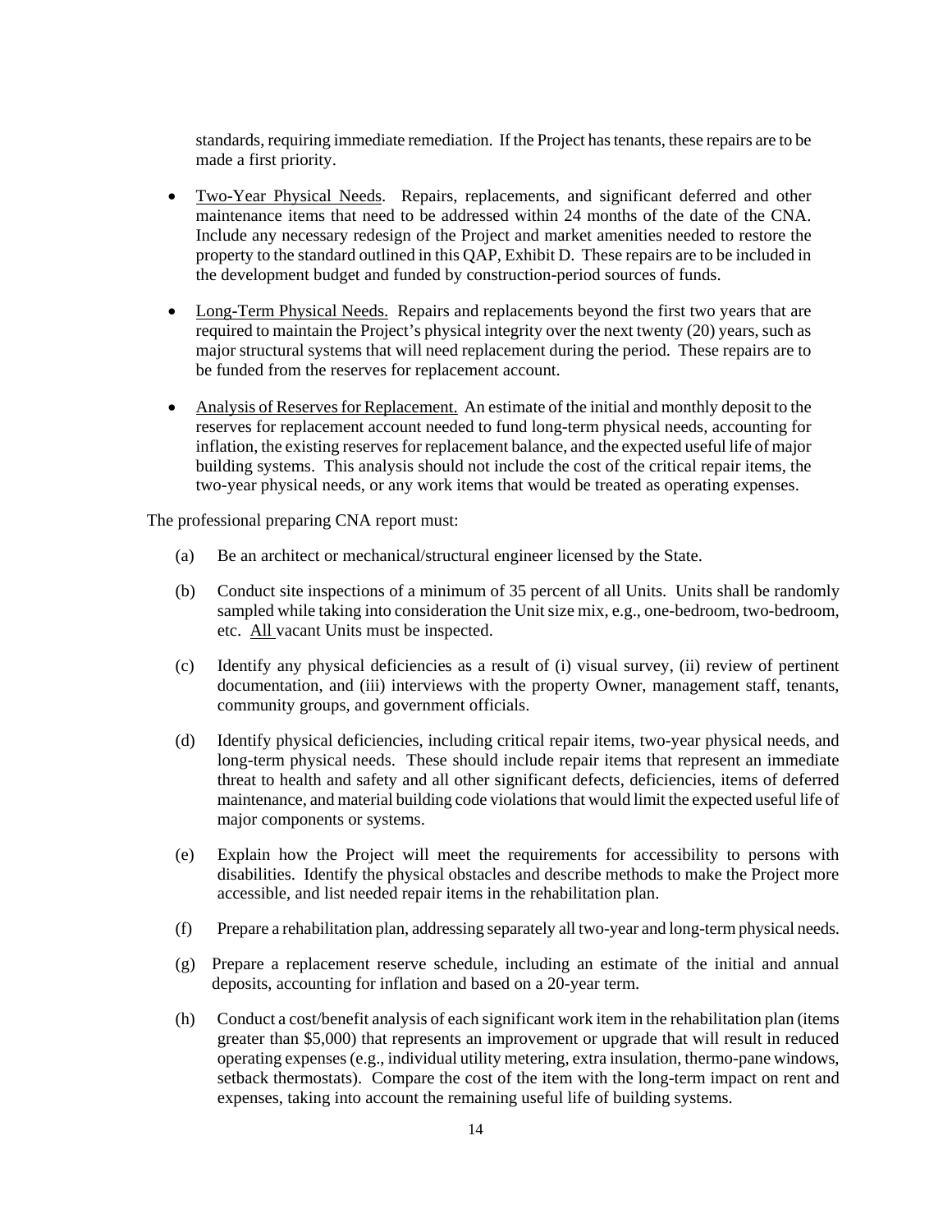standards, requiring immediate remediation. If the Project has tenants, these repairs are to be made a first priority.

- Two-Year Physical Needs. Repairs, replacements, and significant deferred and other maintenance items that need to be addressed within 24 months of the date of the CNA. Include any necessary redesign of the Project and market amenities needed to restore the property to the standard outlined in this QAP, Exhibit D. These repairs are to be included in the development budget and funded by construction-period sources of funds.

- Long-Term Physical Needs. Repairs and replacements beyond the first two years that are required to maintain the Project's physical integrity over the next twenty (20) years, such as major structural systems that will need replacement during the period. These repairs are to be funded from the reserves for replacement account.

- Analysis of Reserves for Replacement. An estimate of the initial and monthly deposit to the reserves for replacement account needed to fund long-term physical needs, accounting for inflation, the existing reserves for replacement balance, and the expected useful life of major building systems. This analysis should not include the cost of the critical repair items, the two-year physical needs, or any work items that would be treated as operating expenses.

The professional preparing CNA report must:

(a) Be an architect or mechanical/structural engineer licensed by the State.

(b) Conduct site inspections of a minimum of 35 percent of all Units. Units shall be randomly sampled while taking into consideration the Unit size mix, e.g., one-bedroom, two-bedroom, etc. All vacant Units must be inspected.

(c) Identify any physical deficiencies as a result of (i) visual survey, (ii) review of pertinent documentation, and (iii) interviews with the property Owner, management staff, tenants, community groups, and government officials.

(d) Identify physical deficiencies, including critical repair items, two-year physical needs, and long-term physical needs. These should include repair items that represent an immediate threat to health and safety and all other significant defects, deficiencies, items of deferred maintenance, and material building code violations that would limit the expected useful life of major components or systems.

(e) Explain how the Project will meet the requirements for accessibility to persons with disabilities. Identify the physical obstacles and describe methods to make the Project more accessible, and list needed repair items in the rehabilitation plan.

(f) Prepare a rehabilitation plan, addressing separately all two-year and long-term physical needs.

(g) Prepare a replacement reserve schedule, including an estimate of the initial and annual deposits, accounting for inflation and based on a 20-year term.

(h) Conduct a cost/benefit analysis of each significant work item in the rehabilitation plan (items greater than $5,000) that represents an improvement or upgrade that will result in reduced operating expenses (e.g., individual utility metering, extra insulation, thermo-pane windows, setback thermostats). Compare the cost of the item with the long-term impact on rent and expenses, taking into account the remaining useful life of building systems.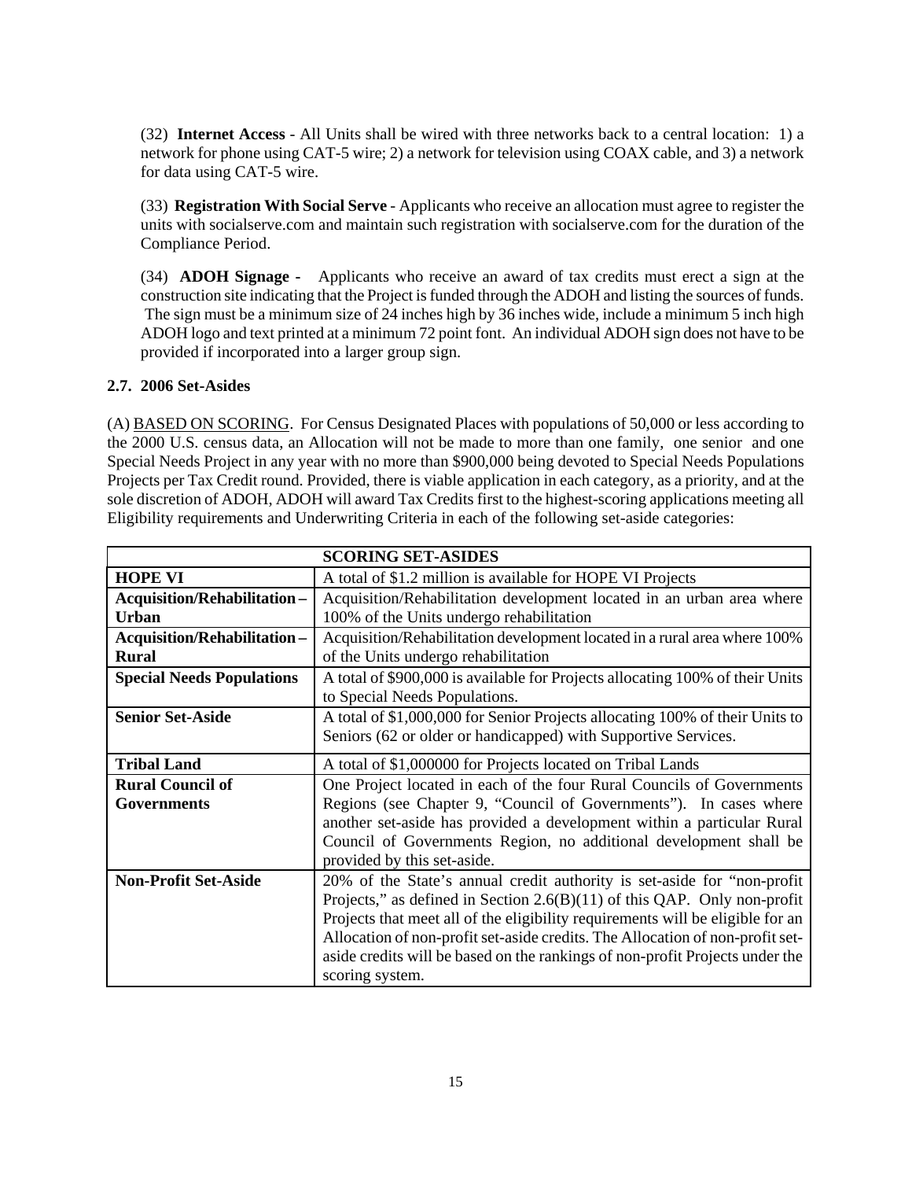(32) **Internet Access** - All Units shall be wired with three networks back to a central location: 1) a network for phone using CAT-5 wire; 2) a network for television using COAX cable, and 3) a network for data using CAT-5 wire.

(33) **Registration With Social Serve** - Applicants who receive an allocation must agree to register the units with socialserve.com and maintain such registration with socialserve.com for the duration of the Compliance Period.

(34) **ADOH Signage -** Applicants who receive an award of tax credits must erect a sign at the construction site indicating that the Project is funded through the ADOH and listing the sources of funds. The sign must be a minimum size of 24 inches high by 36 inches wide, include a minimum 5 inch high ADOH logo and text printed at a minimum 72 point font. An individual ADOH sign does not have to be provided if incorporated into a larger group sign.

### 2.7. 2006 Set-Asides

(A) BASED ON SCORING. For Census Designated Places with populations of 50,000 or less according to the 2000 U.S. census data, an Allocation will not be made to more than one family, one senior and one Special Needs Project in any year with no more than $900,000 being devoted to Special Needs Populations Projects per Tax Credit round. Provided, there is viable application in each category, as a priority, and at the sole discretion of ADOH, ADOH will award Tax Credits first to the highest-scoring applications meeting all Eligibility requirements and Underwriting Criteria in each of the following set-aside categories:

| SCORING SET-ASIDES | |
|---|---|
| **HOPE VI** | A total of $1.2 million is available for HOPE VI Projects |
| **Acquisition/Rehabilitation – Urban** | Acquisition/Rehabilitation development located in an urban area where 100% of the Units undergo rehabilitation |
| **Acquisition/Rehabilitation – Rural** | Acquisition/Rehabilitation development located in a rural area where 100% of the Units undergo rehabilitation |
| **Special Needs Populations** | A total of $900,000 is available for Projects allocating 100% of their Units to Special Needs Populations. |
| **Senior Set-Aside** | A total of $1,000,000 for Senior Projects allocating 100% of their Units to Seniors (62 or older or handicapped) with Supportive Services. |
| **Tribal Land** | A total of $1,000000 for Projects located on Tribal Lands |
| **Rural Council of Governments** | One Project located in each of the four Rural Councils of Governments Regions (see Chapter 9, "Council of Governments"). In cases where another set-aside has provided a development within a particular Rural Council of Governments Region, no additional development shall be provided by this set-aside. |
| **Non-Profit Set-Aside** | 20% of the State's annual credit authority is set-aside for "non-profit Projects," as defined in Section 2.6(B)(11) of this QAP. Only non-profit Projects that meet all of the eligibility requirements will be eligible for an Allocation of non-profit set-aside credits. The Allocation of non-profit set-aside credits will be based on the rankings of non-profit Projects under the scoring system. |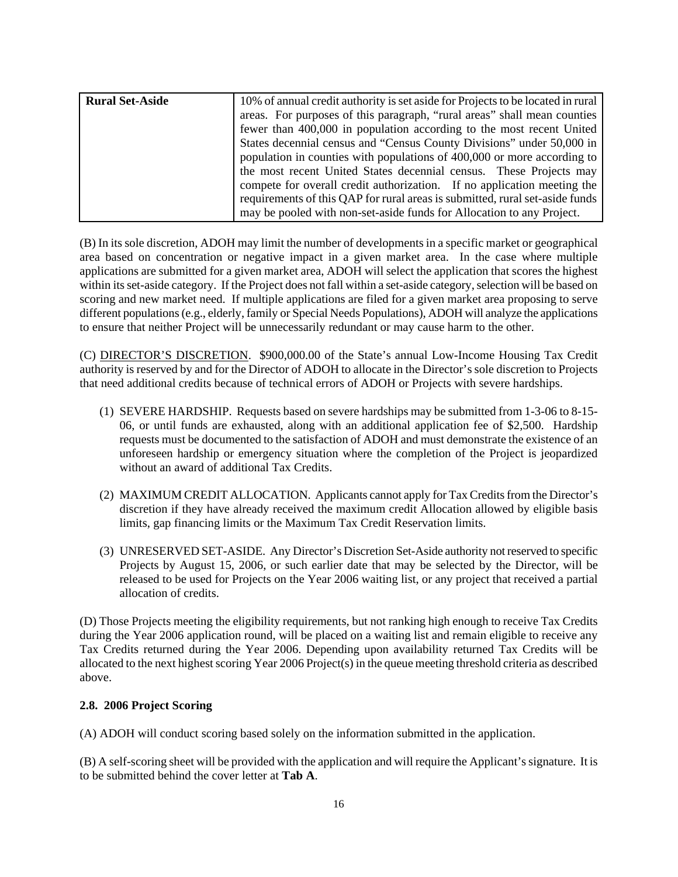| **Rural Set-Aside** | 10% of annual credit authority is set aside for Projects to be located in rural areas. For purposes of this paragraph, "rural areas" shall mean counties fewer than 400,000 in population according to the most recent United States decennial census and "Census County Divisions" under 50,000 in population in counties with populations of 400,000 or more according to the most recent United States decennial census. These Projects may compete for overall credit authorization. If no application meeting the requirements of this QAP for rural areas is submitted, rural set-aside funds may be pooled with non-set-aside funds for Allocation to any Project. |
|---|---|

(B) In its sole discretion, ADOH may limit the number of developments in a specific market or geographical area based on concentration or negative impact in a given market area. In the case where multiple applications are submitted for a given market area, ADOH will select the application that scores the highest within its set-aside category. If the Project does not fall within a set-aside category, selection will be based on scoring and new market need. If multiple applications are filed for a given market area proposing to serve different populations (e.g., elderly, family or Special Needs Populations), ADOH will analyze the applications to ensure that neither Project will be unnecessarily redundant or may cause harm to the other.

(C) DIRECTOR'S DISCRETION. $900,000.00 of the State's annual Low-Income Housing Tax Credit authority is reserved by and for the Director of ADOH to allocate in the Director's sole discretion to Projects that need additional credits because of technical errors of ADOH or Projects with severe hardships.

(1) SEVERE HARDSHIP. Requests based on severe hardships may be submitted from 1-3-06 to 8-15-06, or until funds are exhausted, along with an additional application fee of $2,500. Hardship requests must be documented to the satisfaction of ADOH and must demonstrate the existence of an unforeseen hardship or emergency situation where the completion of the Project is jeopardized without an award of additional Tax Credits.

(2) MAXIMUM CREDIT ALLOCATION. Applicants cannot apply for Tax Credits from the Director's discretion if they have already received the maximum credit Allocation allowed by eligible basis limits, gap financing limits or the Maximum Tax Credit Reservation limits.

(3) UNRESERVED SET-ASIDE. Any Director's Discretion Set-Aside authority not reserved to specific Projects by August 15, 2006, or such earlier date that may be selected by the Director, will be released to be used for Projects on the Year 2006 waiting list, or any project that received a partial allocation of credits.

(D) Those Projects meeting the eligibility requirements, but not ranking high enough to receive Tax Credits during the Year 2006 application round, will be placed on a waiting list and remain eligible to receive any Tax Credits returned during the Year 2006. Depending upon availability returned Tax Credits will be allocated to the next highest scoring Year 2006 Project(s) in the queue meeting threshold criteria as described above.

### 2.8. 2006 Project Scoring

(A) ADOH will conduct scoring based solely on the information submitted in the application.

(B) A self-scoring sheet will be provided with the application and will require the Applicant's signature. It is to be submitted behind the cover letter at **Tab A**.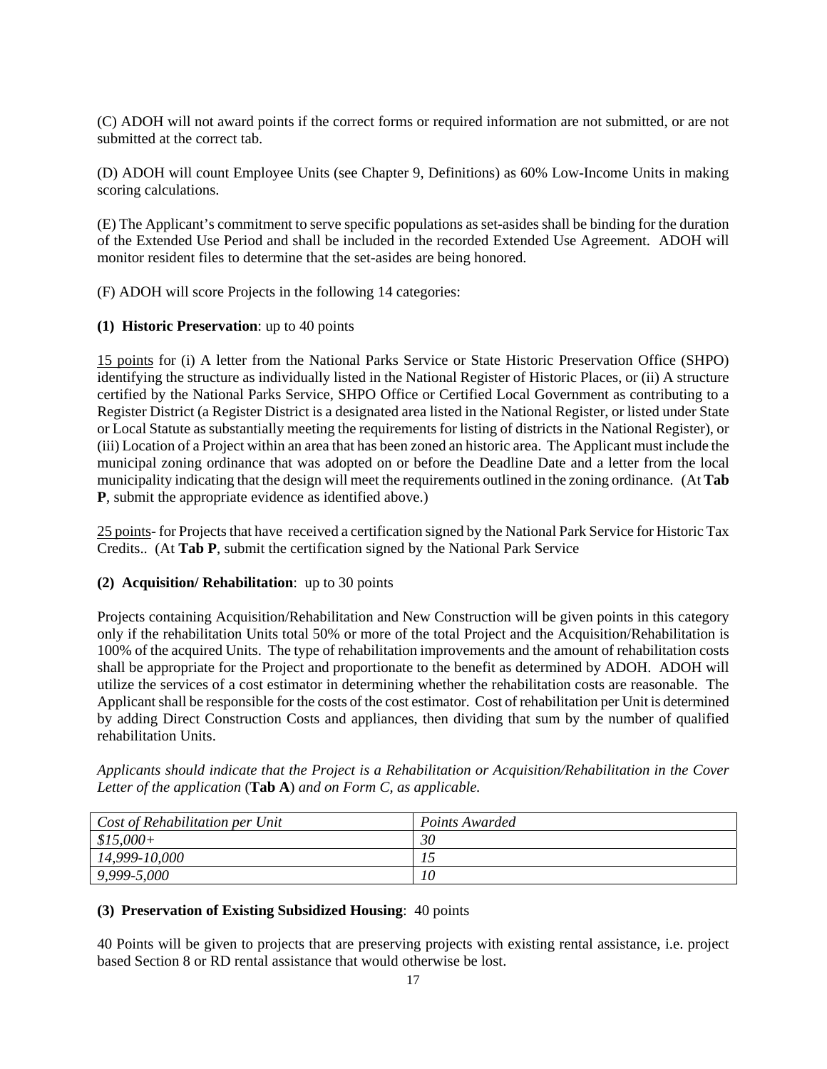(C) ADOH will not award points if the correct forms or required information are not submitted, or are not submitted at the correct tab.

(D) ADOH will count Employee Units (see Chapter 9, Definitions) as 60% Low-Income Units in making scoring calculations.

(E) The Applicant's commitment to serve specific populations as set-asides shall be binding for the duration of the Extended Use Period and shall be included in the recorded Extended Use Agreement. ADOH will monitor resident files to determine that the set-asides are being honored.

(F) ADOH will score Projects in the following 14 categories:

**(1) Historic Preservation**: up to 40 points

15 points for (i) A letter from the National Parks Service or State Historic Preservation Office (SHPO) identifying the structure as individually listed in the National Register of Historic Places, or (ii) A structure certified by the National Parks Service, SHPO Office or Certified Local Government as contributing to a Register District (a Register District is a designated area listed in the National Register, or listed under State or Local Statute as substantially meeting the requirements for listing of districts in the National Register), or (iii) Location of a Project within an area that has been zoned an historic area. The Applicant must include the municipal zoning ordinance that was adopted on or before the Deadline Date and a letter from the local municipality indicating that the design will meet the requirements outlined in the zoning ordinance. (At **Tab P**, submit the appropriate evidence as identified above.)

25 points- for Projects that have received a certification signed by the National Park Service for Historic Tax Credits.. (At **Tab P**, submit the certification signed by the National Park Service

**(2) Acquisition/ Rehabilitation**: up to 30 points

Projects containing Acquisition/Rehabilitation and New Construction will be given points in this category only if the rehabilitation Units total 50% or more of the total Project and the Acquisition/Rehabilitation is 100% of the acquired Units. The type of rehabilitation improvements and the amount of rehabilitation costs shall be appropriate for the Project and proportionate to the benefit as determined by ADOH. ADOH will utilize the services of a cost estimator in determining whether the rehabilitation costs are reasonable. The Applicant shall be responsible for the costs of the cost estimator. Cost of rehabilitation per Unit is determined by adding Direct Construction Costs and appliances, then dividing that sum by the number of qualified rehabilitation Units.

*Applicants should indicate that the Project is a Rehabilitation or Acquisition/Rehabilitation in the Cover Letter of the application* (**Tab A**) *and on Form C, as applicable.*

| *Cost of Rehabilitation per Unit* | *Points Awarded* |
|---|---|
| *$15,000+* | *30* |
| *14,999-10,000* | *15* |
| *9,999-5,000* | *10* |

**(3) Preservation of Existing Subsidized Housing**: 40 points

40 Points will be given to projects that are preserving projects with existing rental assistance, i.e. project based Section 8 or RD rental assistance that would otherwise be lost.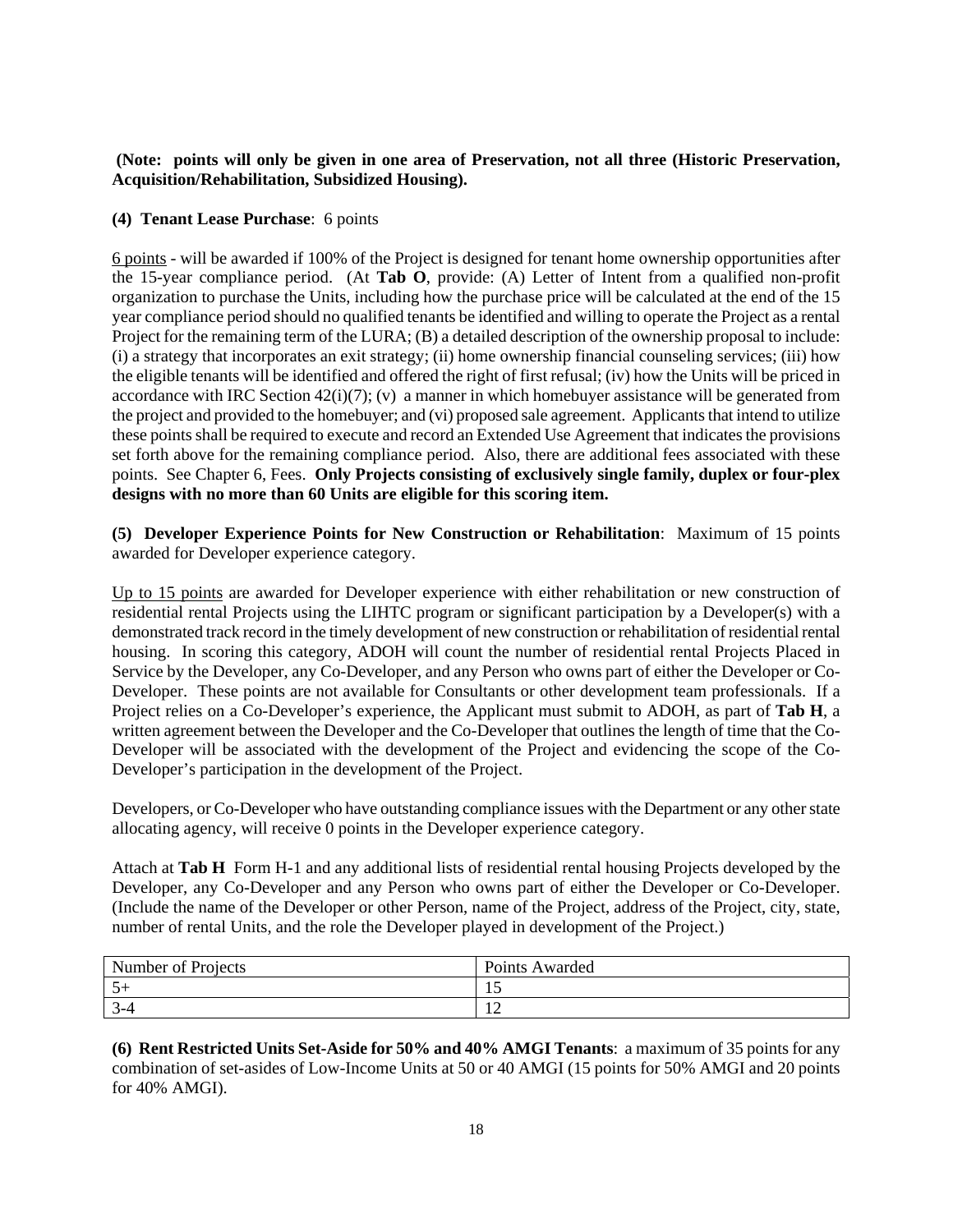**(Note: points will only be given in one area of Preservation, not all three (Historic Preservation, Acquisition/Rehabilitation, Subsidized Housing).**

**(4) Tenant Lease Purchase**: 6 points

6 points - will be awarded if 100% of the Project is designed for tenant home ownership opportunities after the 15-year compliance period. (At **Tab O**, provide: (A) Letter of Intent from a qualified non-profit organization to purchase the Units, including how the purchase price will be calculated at the end of the 15 year compliance period should no qualified tenants be identified and willing to operate the Project as a rental Project for the remaining term of the LURA; (B) a detailed description of the ownership proposal to include: (i) a strategy that incorporates an exit strategy; (ii) home ownership financial counseling services; (iii) how the eligible tenants will be identified and offered the right of first refusal; (iv) how the Units will be priced in accordance with IRC Section 42(i)(7); (v) a manner in which homebuyer assistance will be generated from the project and provided to the homebuyer; and (vi) proposed sale agreement. Applicants that intend to utilize these points shall be required to execute and record an Extended Use Agreement that indicates the provisions set forth above for the remaining compliance period. Also, there are additional fees associated with these points. See Chapter 6, Fees. **Only Projects consisting of exclusively single family, duplex or four-plex designs with no more than 60 Units are eligible for this scoring item.**

**(5) Developer Experience Points for New Construction or Rehabilitation**: Maximum of 15 points awarded for Developer experience category.

Up to 15 points are awarded for Developer experience with either rehabilitation or new construction of residential rental Projects using the LIHTC program or significant participation by a Developer(s) with a demonstrated track record in the timely development of new construction or rehabilitation of residential rental housing. In scoring this category, ADOH will count the number of residential rental Projects Placed in Service by the Developer, any Co-Developer, and any Person who owns part of either the Developer or Co-Developer. These points are not available for Consultants or other development team professionals. If a Project relies on a Co-Developer's experience, the Applicant must submit to ADOH, as part of **Tab H**, a written agreement between the Developer and the Co-Developer that outlines the length of time that the Co-Developer will be associated with the development of the Project and evidencing the scope of the Co-Developer's participation in the development of the Project.

Developers, or Co-Developer who have outstanding compliance issues with the Department or any other state allocating agency, will receive 0 points in the Developer experience category.

Attach at **Tab H** Form H-1 and any additional lists of residential rental housing Projects developed by the Developer, any Co-Developer and any Person who owns part of either the Developer or Co-Developer. (Include the name of the Developer or other Person, name of the Project, address of the Project, city, state, number of rental Units, and the role the Developer played in development of the Project.)

| Number of Projects | Points Awarded |
|---|---|
| 5+ | 15 |
| 3-4 | 12 |

**(6) Rent Restricted Units Set-Aside for 50% and 40% AMGI Tenants**: a maximum of 35 points for any combination of set-asides of Low-Income Units at 50 or 40 AMGI (15 points for 50% AMGI and 20 points for 40% AMGI).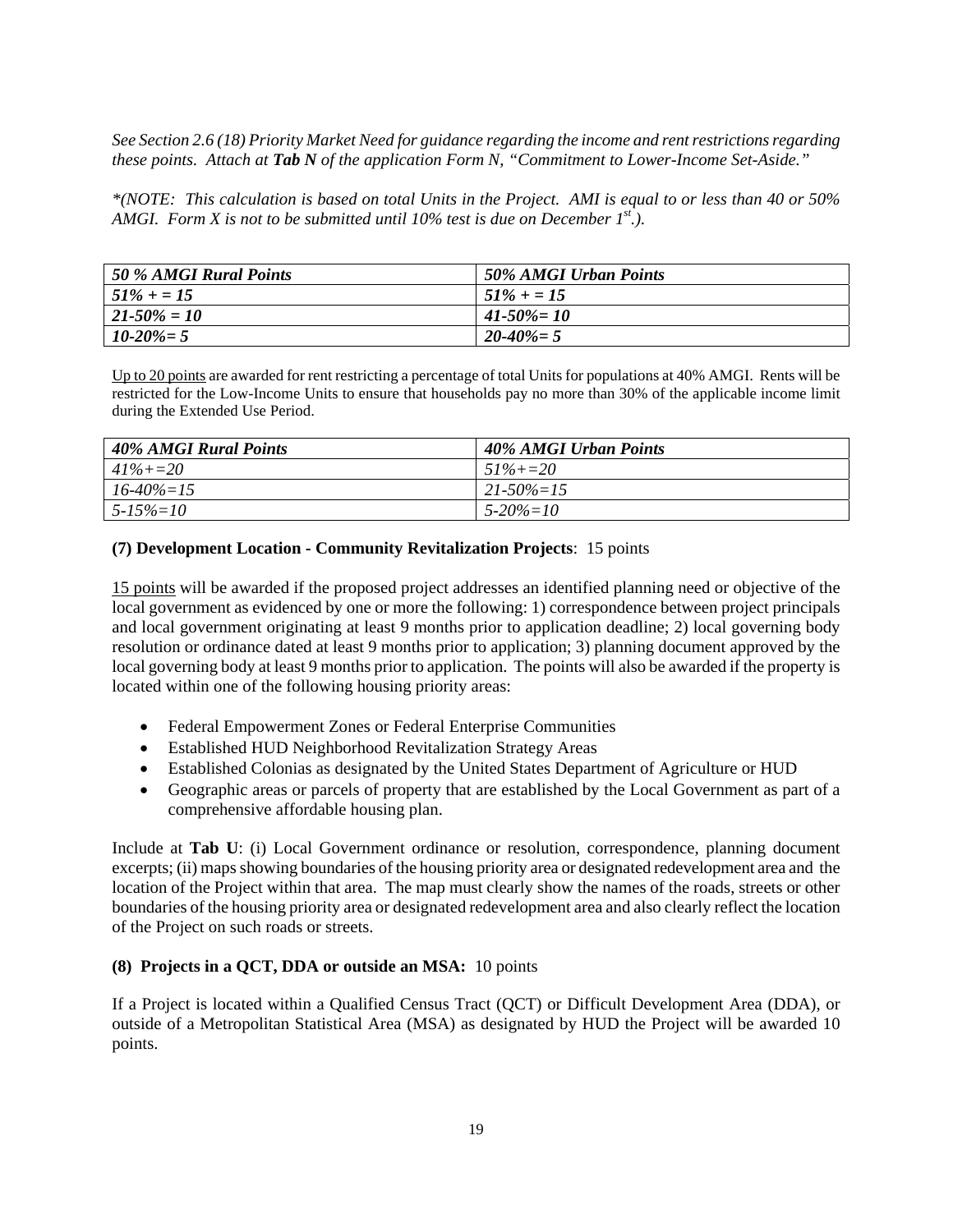*See Section 2.6 (18) Priority Market Need for guidance regarding the income and rent restrictions regarding these points. Attach at **Tab N** of the application Form N, "Commitment to Lower-Income Set-Aside."*

*\*(NOTE: This calculation is based on total Units in the Project. AMI is equal to or less than 40 or 50% AMGI. Form X is not to be submitted until 10% test is due on December 1st.).*

| ***50 % AMGI Rural Points*** | ***50% AMGI Urban Points*** |
|---|---|
| ***51% + = 15*** | ***51% + = 15*** |
| ***21-50% = 10*** | ***41-50%= 10*** |
| ***10-20%= 5*** | ***20-40%= 5*** |

Up to 20 points are awarded for rent restricting a percentage of total Units for populations at 40% AMGI. Rents will be restricted for the Low-Income Units to ensure that households pay no more than 30% of the applicable income limit during the Extended Use Period.

| ***40% AMGI Rural Points*** | ***40% AMGI Urban Points*** |
|---|---|
| *41%+=20* | *51%+=20* |
| *16-40%=15* | *21-50%=15* |
| *5-15%=10* | *5-20%=10* |

**(7) Development Location - Community Revitalization Projects**: 15 points

15 points will be awarded if the proposed project addresses an identified planning need or objective of the local government as evidenced by one or more the following: 1) correspondence between project principals and local government originating at least 9 months prior to application deadline; 2) local governing body resolution or ordinance dated at least 9 months prior to application; 3) planning document approved by the local governing body at least 9 months prior to application. The points will also be awarded if the property is located within one of the following housing priority areas:

- Federal Empowerment Zones or Federal Enterprise Communities
- Established HUD Neighborhood Revitalization Strategy Areas
- Established Colonias as designated by the United States Department of Agriculture or HUD
- Geographic areas or parcels of property that are established by the Local Government as part of a comprehensive affordable housing plan.

Include at **Tab U**: (i) Local Government ordinance or resolution, correspondence, planning document excerpts; (ii) maps showing boundaries of the housing priority area or designated redevelopment area and the location of the Project within that area. The map must clearly show the names of the roads, streets or other boundaries of the housing priority area or designated redevelopment area and also clearly reflect the location of the Project on such roads or streets.

**(8) Projects in a QCT, DDA or outside an MSA:** 10 points

If a Project is located within a Qualified Census Tract (QCT) or Difficult Development Area (DDA), or outside of a Metropolitan Statistical Area (MSA) as designated by HUD the Project will be awarded 10 points.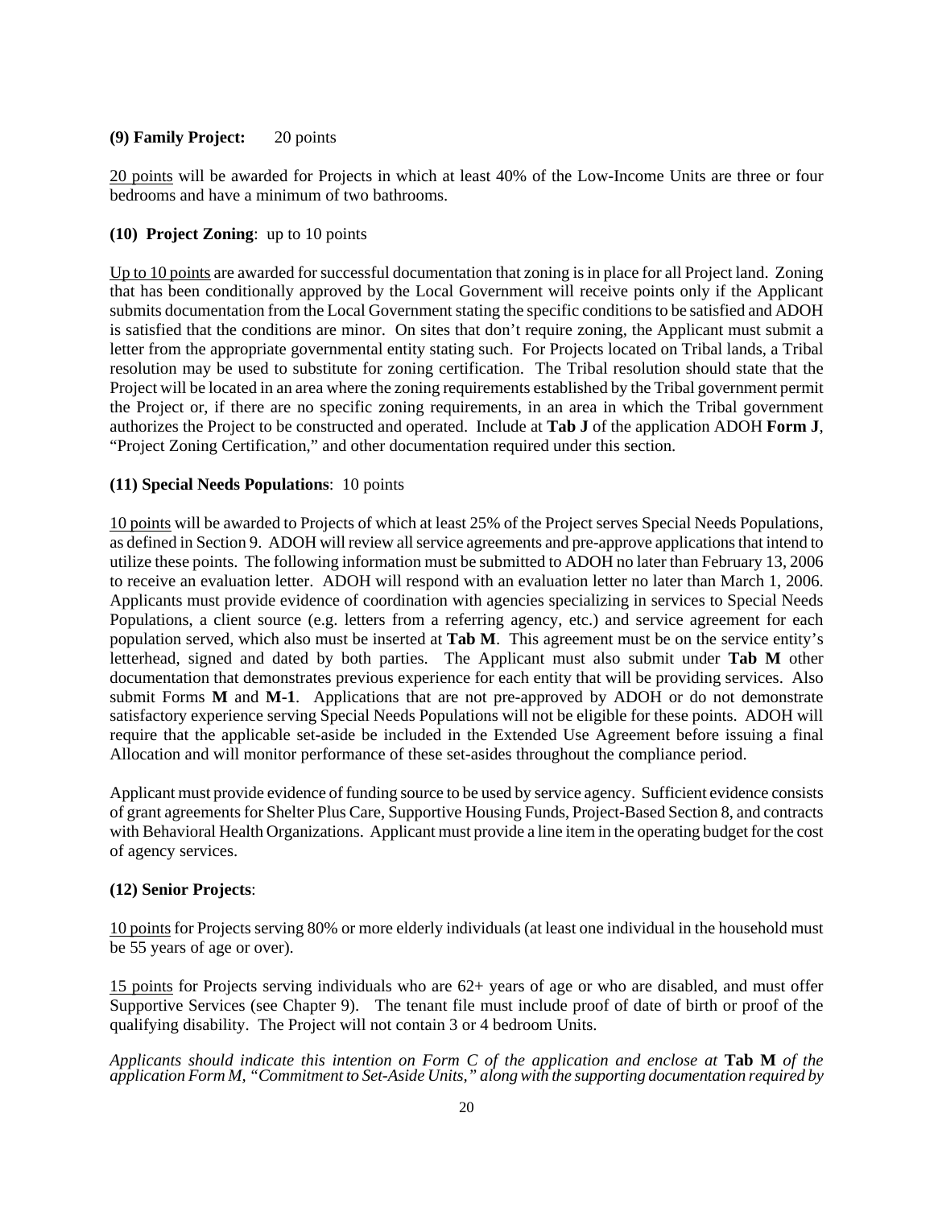**(9) Family Project:** 20 points

<u>20 points</u> will be awarded for Projects in which at least 40% of the Low-Income Units are three or four bedrooms and have a minimum of two bathrooms.

**(10) Project Zoning**: up to 10 points

<u>Up to 10 points</u> are awarded for successful documentation that zoning is in place for all Project land. Zoning that has been conditionally approved by the Local Government will receive points only if the Applicant submits documentation from the Local Government stating the specific conditions to be satisfied and ADOH is satisfied that the conditions are minor. On sites that don't require zoning, the Applicant must submit a letter from the appropriate governmental entity stating such. For Projects located on Tribal lands, a Tribal resolution may be used to substitute for zoning certification. The Tribal resolution should state that the Project will be located in an area where the zoning requirements established by the Tribal government permit the Project or, if there are no specific zoning requirements, in an area in which the Tribal government authorizes the Project to be constructed and operated. Include at **Tab J** of the application ADOH **Form J**, "Project Zoning Certification," and other documentation required under this section.

**(11) Special Needs Populations**: 10 points

<u>10 points</u> will be awarded to Projects of which at least 25% of the Project serves Special Needs Populations, as defined in Section 9. ADOH will review all service agreements and pre-approve applications that intend to utilize these points. The following information must be submitted to ADOH no later than February 13, 2006 to receive an evaluation letter. ADOH will respond with an evaluation letter no later than March 1, 2006. Applicants must provide evidence of coordination with agencies specializing in services to Special Needs Populations, a client source (e.g. letters from a referring agency, etc.) and service agreement for each population served, which also must be inserted at **Tab M**. This agreement must be on the service entity's letterhead, signed and dated by both parties. The Applicant must also submit under **Tab M** other documentation that demonstrates previous experience for each entity that will be providing services. Also submit Forms **M** and **M-1**. Applications that are not pre-approved by ADOH or do not demonstrate satisfactory experience serving Special Needs Populations will not be eligible for these points. ADOH will require that the applicable set-aside be included in the Extended Use Agreement before issuing a final Allocation and will monitor performance of these set-asides throughout the compliance period.

Applicant must provide evidence of funding source to be used by service agency. Sufficient evidence consists of grant agreements for Shelter Plus Care, Supportive Housing Funds, Project-Based Section 8, and contracts with Behavioral Health Organizations. Applicant must provide a line item in the operating budget for the cost of agency services.

**(12) Senior Projects**:

<u>10 points</u> for Projects serving 80% or more elderly individuals (at least one individual in the household must be 55 years of age or over).

<u>15 points</u> for Projects serving individuals who are 62+ years of age or who are disabled, and must offer Supportive Services (see Chapter 9). The tenant file must include proof of date of birth or proof of the qualifying disability. The Project will not contain 3 or 4 bedroom Units.

*Applicants should indicate this intention on Form C of the application and enclose at* **Tab M** *of the application Form M, "Commitment to Set-Aside Units," along with the supporting documentation required by*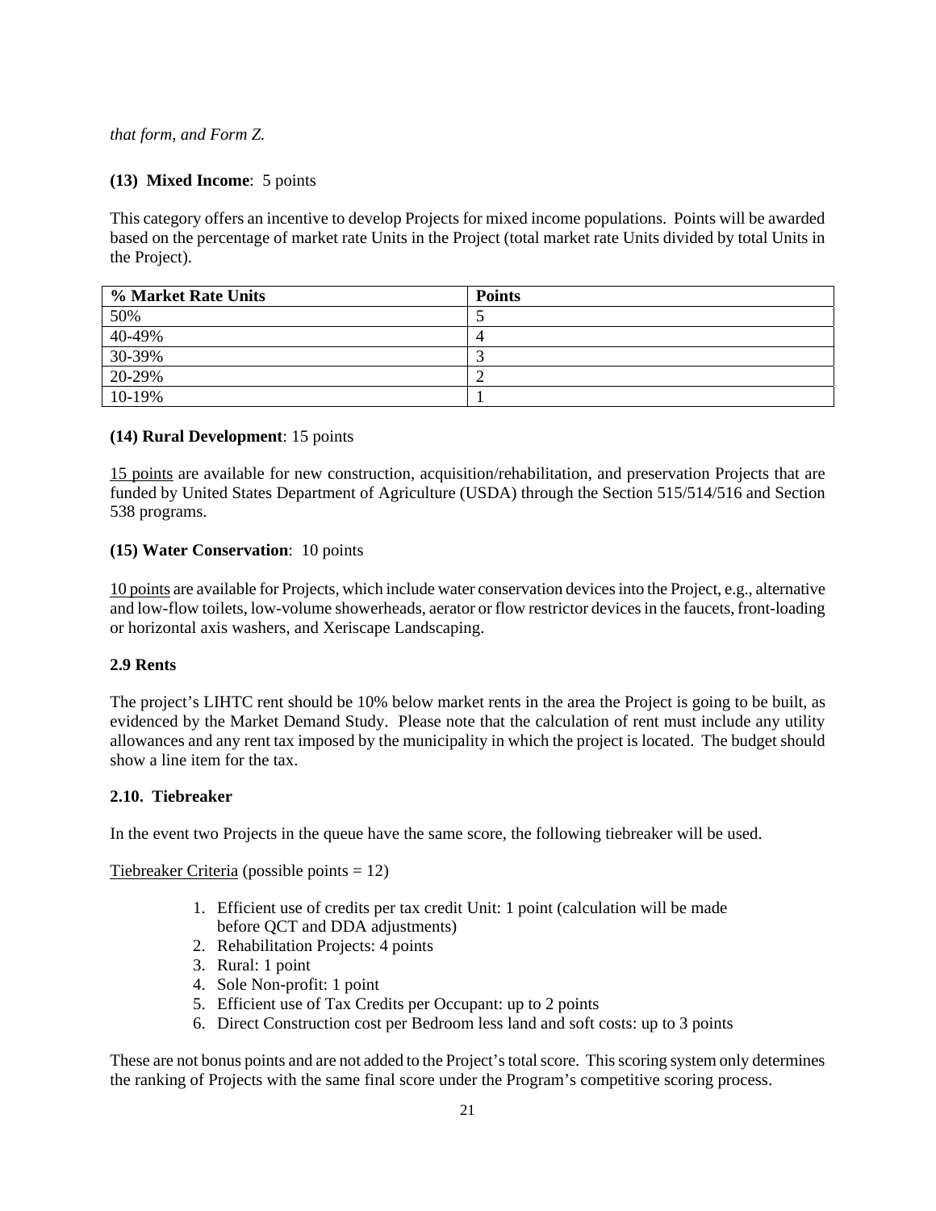*that form, and Form Z.*

**(13) Mixed Income**: 5 points

This category offers an incentive to develop Projects for mixed income populations. Points will be awarded based on the percentage of market rate Units in the Project (total market rate Units divided by total Units in the Project).

| % Market Rate Units | Points |
|---|---|
| 50% | 5 |
| 40-49% | 4 |
| 30-39% | 3 |
| 20-29% | 2 |
| 10-19% | 1 |

**(14) Rural Development**: 15 points

15 points are available for new construction, acquisition/rehabilitation, and preservation Projects that are funded by United States Department of Agriculture (USDA) through the Section 515/514/516 and Section 538 programs.

**(15) Water Conservation**: 10 points

10 points are available for Projects, which include water conservation devices into the Project, e.g., alternative and low-flow toilets, low-volume showerheads, aerator or flow restrictor devices in the faucets, front-loading or horizontal axis washers, and Xeriscape Landscaping.

**2.9 Rents**

The project's LIHTC rent should be 10% below market rents in the area the Project is going to be built, as evidenced by the Market Demand Study. Please note that the calculation of rent must include any utility allowances and any rent tax imposed by the municipality in which the project is located. The budget should show a line item for the tax.

**2.10. Tiebreaker**

In the event two Projects in the queue have the same score, the following tiebreaker will be used.

Tiebreaker Criteria (possible points = 12)

1. Efficient use of credits per tax credit Unit: 1 point (calculation will be made before QCT and DDA adjustments)
2. Rehabilitation Projects: 4 points
3. Rural: 1 point
4. Sole Non-profit: 1 point
5. Efficient use of Tax Credits per Occupant: up to 2 points
6. Direct Construction cost per Bedroom less land and soft costs: up to 3 points

These are not bonus points and are not added to the Project's total score. This scoring system only determines the ranking of Projects with the same final score under the Program's competitive scoring process.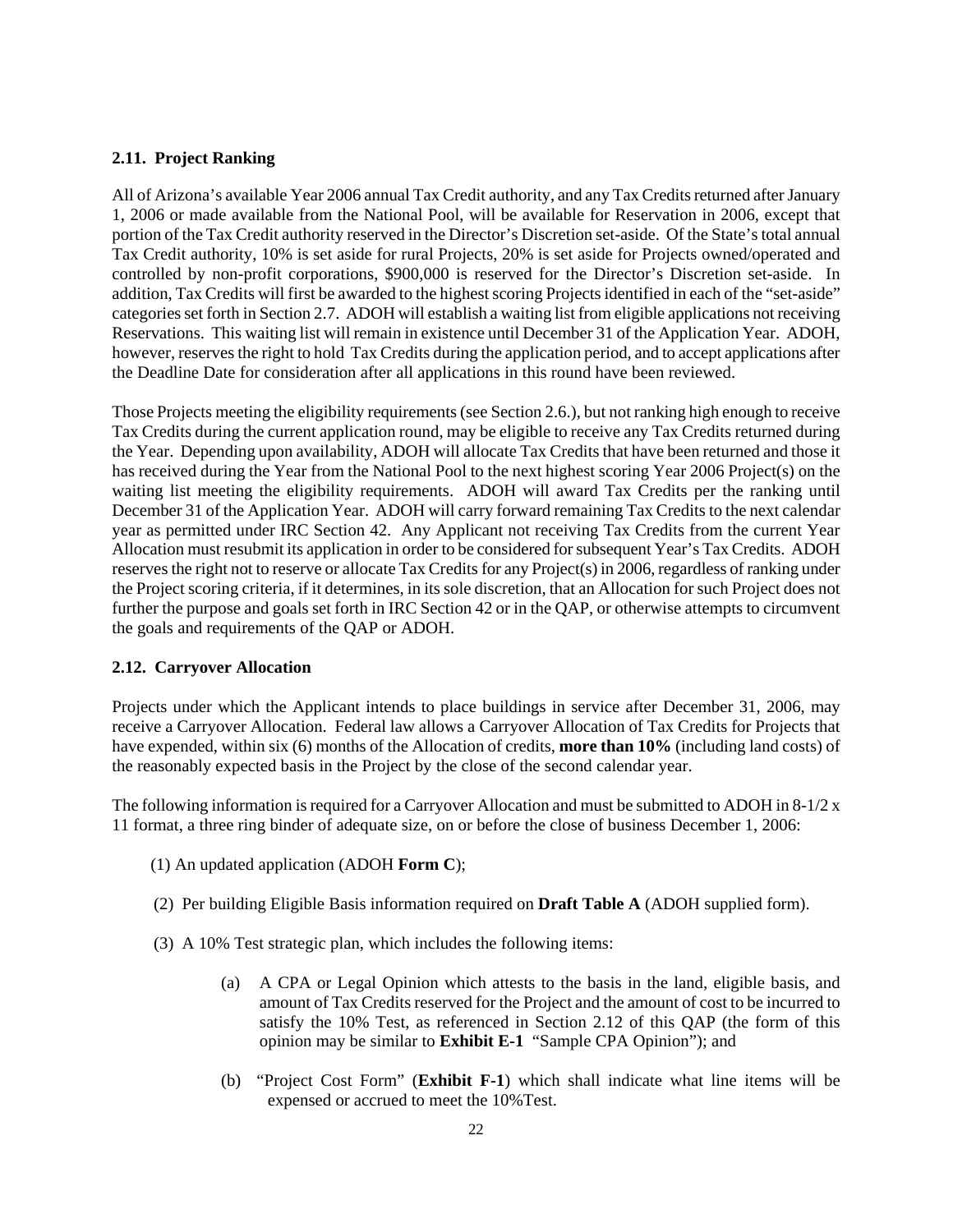### 2.11. Project Ranking

All of Arizona's available Year 2006 annual Tax Credit authority, and any Tax Credits returned after January 1, 2006 or made available from the National Pool, will be available for Reservation in 2006, except that portion of the Tax Credit authority reserved in the Director's Discretion set-aside. Of the State's total annual Tax Credit authority, 10% is set aside for rural Projects, 20% is set aside for Projects owned/operated and controlled by non-profit corporations, $900,000 is reserved for the Director's Discretion set-aside. In addition, Tax Credits will first be awarded to the highest scoring Projects identified in each of the "set-aside" categories set forth in Section 2.7. ADOH will establish a waiting list from eligible applications not receiving Reservations. This waiting list will remain in existence until December 31 of the Application Year. ADOH, however, reserves the right to hold Tax Credits during the application period, and to accept applications after the Deadline Date for consideration after all applications in this round have been reviewed.

Those Projects meeting the eligibility requirements (see Section 2.6.), but not ranking high enough to receive Tax Credits during the current application round, may be eligible to receive any Tax Credits returned during the Year. Depending upon availability, ADOH will allocate Tax Credits that have been returned and those it has received during the Year from the National Pool to the next highest scoring Year 2006 Project(s) on the waiting list meeting the eligibility requirements. ADOH will award Tax Credits per the ranking until December 31 of the Application Year. ADOH will carry forward remaining Tax Credits to the next calendar year as permitted under IRC Section 42. Any Applicant not receiving Tax Credits from the current Year Allocation must resubmit its application in order to be considered for subsequent Year's Tax Credits. ADOH reserves the right not to reserve or allocate Tax Credits for any Project(s) in 2006, regardless of ranking under the Project scoring criteria, if it determines, in its sole discretion, that an Allocation for such Project does not further the purpose and goals set forth in IRC Section 42 or in the QAP, or otherwise attempts to circumvent the goals and requirements of the QAP or ADOH.

### 2.12. Carryover Allocation

Projects under which the Applicant intends to place buildings in service after December 31, 2006, may receive a Carryover Allocation. Federal law allows a Carryover Allocation of Tax Credits for Projects that have expended, within six (6) months of the Allocation of credits, **more than 10%** (including land costs) of the reasonably expected basis in the Project by the close of the second calendar year.

The following information is required for a Carryover Allocation and must be submitted to ADOH in 8-1/2 x 11 format, a three ring binder of adequate size, on or before the close of business December 1, 2006:

(1) An updated application (ADOH **Form C**);

(2) Per building Eligible Basis information required on **Draft Table A** (ADOH supplied form).

(3) A 10% Test strategic plan, which includes the following items:

- (a) A CPA or Legal Opinion which attests to the basis in the land, eligible basis, and amount of Tax Credits reserved for the Project and the amount of cost to be incurred to satisfy the 10% Test, as referenced in Section 2.12 of this QAP (the form of this opinion may be similar to **Exhibit E-1** "Sample CPA Opinion"); and
- (b) "Project Cost Form" (**Exhibit F-1**) which shall indicate what line items will be expensed or accrued to meet the 10%Test.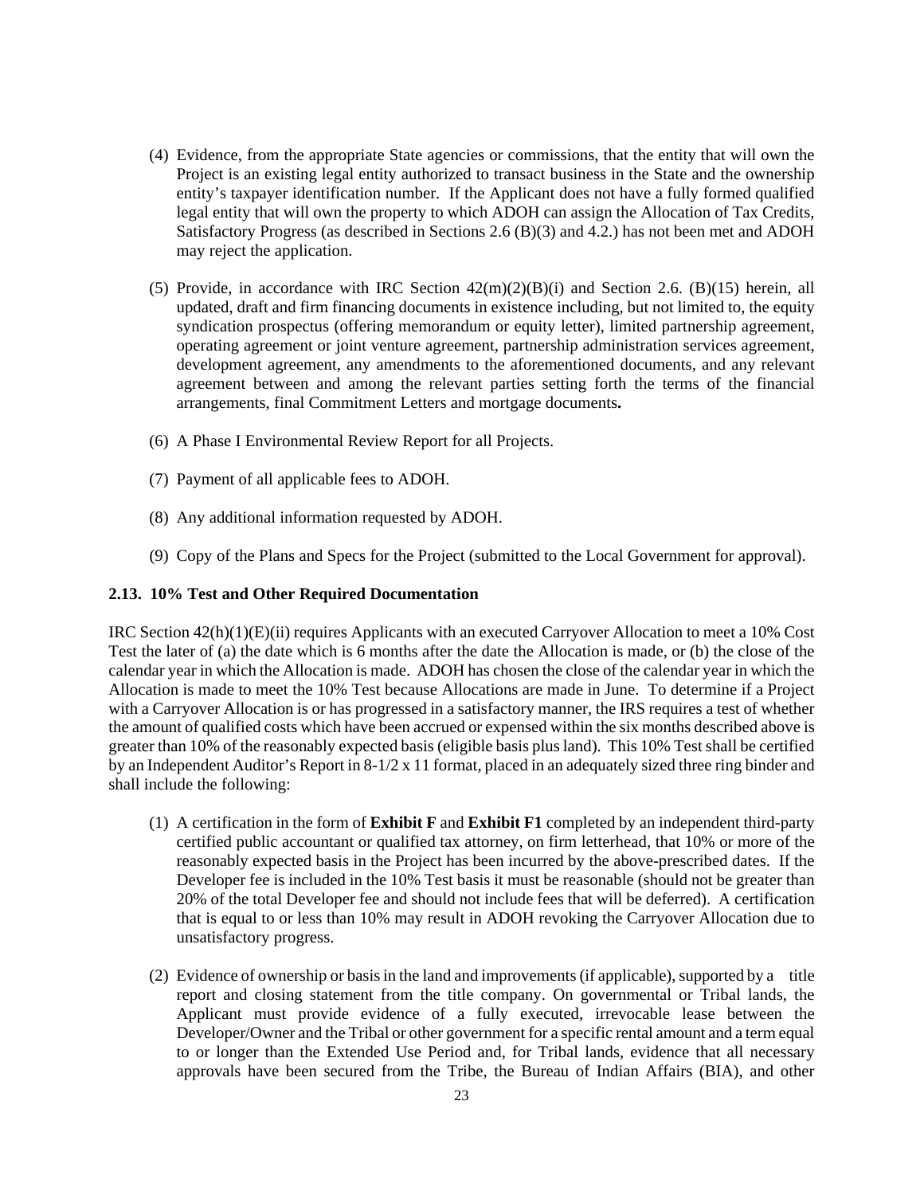(4) Evidence, from the appropriate State agencies or commissions, that the entity that will own the Project is an existing legal entity authorized to transact business in the State and the ownership entity's taxpayer identification number. If the Applicant does not have a fully formed qualified legal entity that will own the property to which ADOH can assign the Allocation of Tax Credits, Satisfactory Progress (as described in Sections 2.6 (B)(3) and 4.2.) has not been met and ADOH may reject the application.

(5) Provide, in accordance with IRC Section 42(m)(2)(B)(i) and Section 2.6. (B)(15) herein, all updated, draft and firm financing documents in existence including, but not limited to, the equity syndication prospectus (offering memorandum or equity letter), limited partnership agreement, operating agreement or joint venture agreement, partnership administration services agreement, development agreement, any amendments to the aforementioned documents, and any relevant agreement between and among the relevant parties setting forth the terms of the financial arrangements, final Commitment Letters and mortgage documents**.**

(6) A Phase I Environmental Review Report for all Projects.

(7) Payment of all applicable fees to ADOH.

(8) Any additional information requested by ADOH.

(9) Copy of the Plans and Specs for the Project (submitted to the Local Government for approval).

**2.13. 10% Test and Other Required Documentation**

IRC Section 42(h)(1)(E)(ii) requires Applicants with an executed Carryover Allocation to meet a 10% Cost Test the later of (a) the date which is 6 months after the date the Allocation is made, or (b) the close of the calendar year in which the Allocation is made. ADOH has chosen the close of the calendar year in which the Allocation is made to meet the 10% Test because Allocations are made in June. To determine if a Project with a Carryover Allocation is or has progressed in a satisfactory manner, the IRS requires a test of whether the amount of qualified costs which have been accrued or expensed within the six months described above is greater than 10% of the reasonably expected basis (eligible basis plus land). This 10% Test shall be certified by an Independent Auditor's Report in 8-1/2 x 11 format, placed in an adequately sized three ring binder and shall include the following:

(1) A certification in the form of **Exhibit F** and **Exhibit F1** completed by an independent third-party certified public accountant or qualified tax attorney, on firm letterhead, that 10% or more of the reasonably expected basis in the Project has been incurred by the above-prescribed dates. If the Developer fee is included in the 10% Test basis it must be reasonable (should not be greater than 20% of the total Developer fee and should not include fees that will be deferred). A certification that is equal to or less than 10% may result in ADOH revoking the Carryover Allocation due to unsatisfactory progress.

(2) Evidence of ownership or basis in the land and improvements (if applicable), supported by a title report and closing statement from the title company. On governmental or Tribal lands, the Applicant must provide evidence of a fully executed, irrevocable lease between the Developer/Owner and the Tribal or other government for a specific rental amount and a term equal to or longer than the Extended Use Period and, for Tribal lands, evidence that all necessary approvals have been secured from the Tribe, the Bureau of Indian Affairs (BIA), and other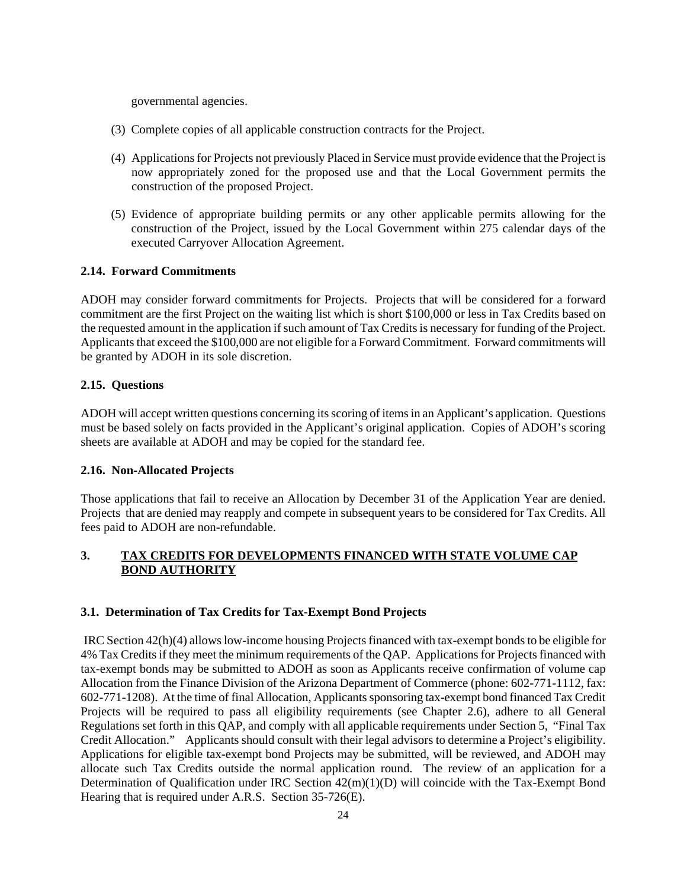governmental agencies.

(3) Complete copies of all applicable construction contracts for the Project.

(4) Applications for Projects not previously Placed in Service must provide evidence that the Project is now appropriately zoned for the proposed use and that the Local Government permits the construction of the proposed Project.

(5) Evidence of appropriate building permits or any other applicable permits allowing for the construction of the Project, issued by the Local Government within 275 calendar days of the executed Carryover Allocation Agreement.

### 2.14. Forward Commitments

ADOH may consider forward commitments for Projects. Projects that will be considered for a forward commitment are the first Project on the waiting list which is short $100,000 or less in Tax Credits based on the requested amount in the application if such amount of Tax Credits is necessary for funding of the Project. Applicants that exceed the $100,000 are not eligible for a Forward Commitment. Forward commitments will be granted by ADOH in its sole discretion.

### 2.15. Questions

ADOH will accept written questions concerning its scoring of items in an Applicant's application. Questions must be based solely on facts provided in the Applicant's original application. Copies of ADOH's scoring sheets are available at ADOH and may be copied for the standard fee.

### 2.16. Non-Allocated Projects

Those applications that fail to receive an Allocation by December 31 of the Application Year are denied. Projects that are denied may reapply and compete in subsequent years to be considered for Tax Credits. All fees paid to ADOH are non-refundable.

## 3. TAX CREDITS FOR DEVELOPMENTS FINANCED WITH STATE VOLUME CAP BOND AUTHORITY

### 3.1. Determination of Tax Credits for Tax-Exempt Bond Projects

IRC Section 42(h)(4) allows low-income housing Projects financed with tax-exempt bonds to be eligible for 4% Tax Credits if they meet the minimum requirements of the QAP. Applications for Projects financed with tax-exempt bonds may be submitted to ADOH as soon as Applicants receive confirmation of volume cap Allocation from the Finance Division of the Arizona Department of Commerce (phone: 602-771-1112, fax: 602-771-1208). At the time of final Allocation, Applicants sponsoring tax-exempt bond financed Tax Credit Projects will be required to pass all eligibility requirements (see Chapter 2.6), adhere to all General Regulations set forth in this QAP, and comply with all applicable requirements under Section 5, "Final Tax Credit Allocation." Applicants should consult with their legal advisors to determine a Project's eligibility. Applications for eligible tax-exempt bond Projects may be submitted, will be reviewed, and ADOH may allocate such Tax Credits outside the normal application round. The review of an application for a Determination of Qualification under IRC Section 42(m)(1)(D) will coincide with the Tax-Exempt Bond Hearing that is required under A.R.S. Section 35-726(E).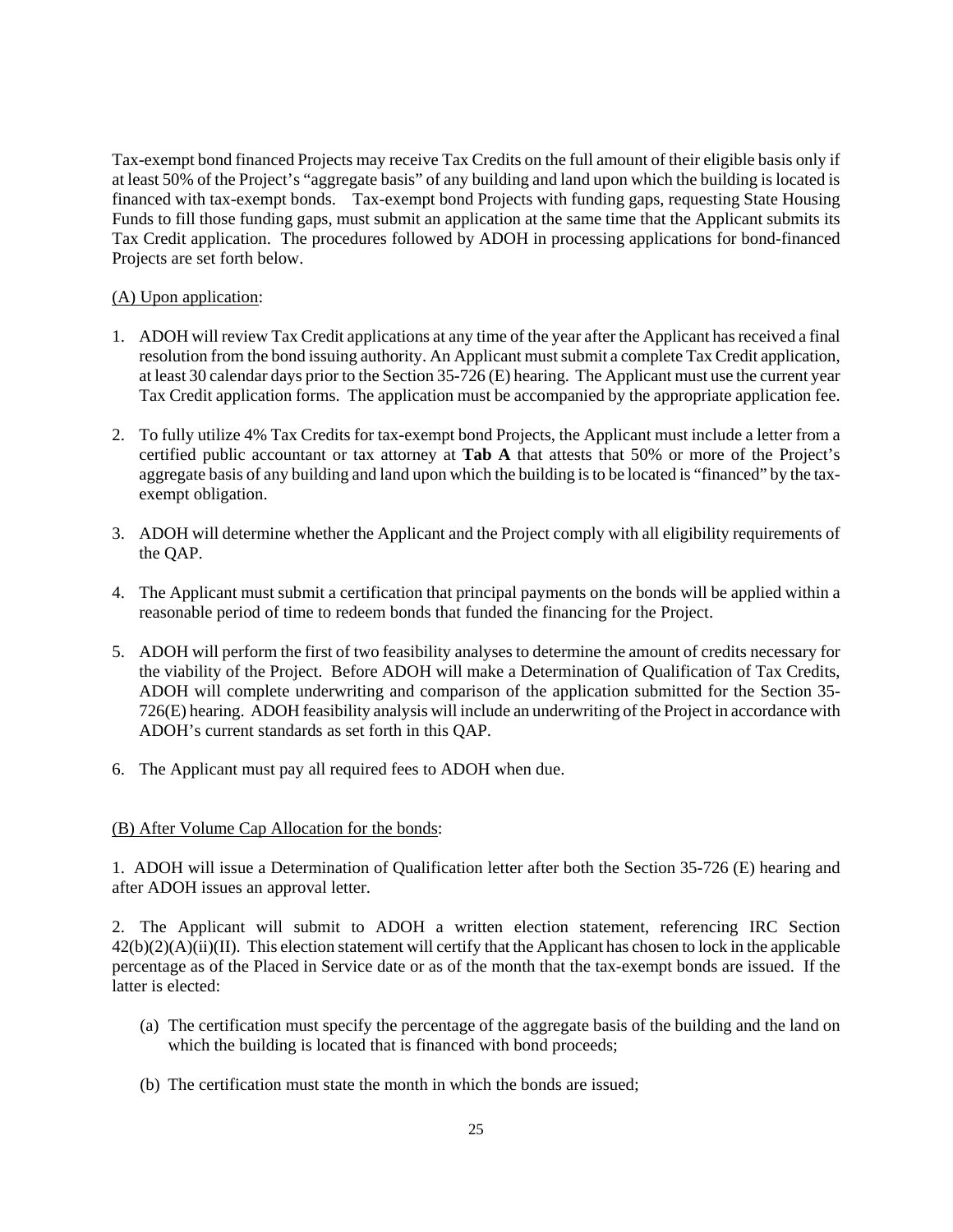Tax-exempt bond financed Projects may receive Tax Credits on the full amount of their eligible basis only if at least 50% of the Project's "aggregate basis" of any building and land upon which the building is located is financed with tax-exempt bonds. Tax-exempt bond Projects with funding gaps, requesting State Housing Funds to fill those funding gaps, must submit an application at the same time that the Applicant submits its Tax Credit application. The procedures followed by ADOH in processing applications for bond-financed Projects are set forth below.

(A) Upon application:

1. ADOH will review Tax Credit applications at any time of the year after the Applicant has received a final resolution from the bond issuing authority. An Applicant must submit a complete Tax Credit application, at least 30 calendar days prior to the Section 35-726 (E) hearing. The Applicant must use the current year Tax Credit application forms. The application must be accompanied by the appropriate application fee.

2. To fully utilize 4% Tax Credits for tax-exempt bond Projects, the Applicant must include a letter from a certified public accountant or tax attorney at **Tab A** that attests that 50% or more of the Project's aggregate basis of any building and land upon which the building is to be located is "financed" by the tax-exempt obligation.

3. ADOH will determine whether the Applicant and the Project comply with all eligibility requirements of the QAP.

4. The Applicant must submit a certification that principal payments on the bonds will be applied within a reasonable period of time to redeem bonds that funded the financing for the Project.

5. ADOH will perform the first of two feasibility analyses to determine the amount of credits necessary for the viability of the Project. Before ADOH will make a Determination of Qualification of Tax Credits, ADOH will complete underwriting and comparison of the application submitted for the Section 35-726(E) hearing. ADOH feasibility analysis will include an underwriting of the Project in accordance with ADOH's current standards as set forth in this QAP.

6. The Applicant must pay all required fees to ADOH when due.

(B) After Volume Cap Allocation for the bonds:

1. ADOH will issue a Determination of Qualification letter after both the Section 35-726 (E) hearing and after ADOH issues an approval letter.

2. The Applicant will submit to ADOH a written election statement, referencing IRC Section 42(b)(2)(A)(ii)(II). This election statement will certify that the Applicant has chosen to lock in the applicable percentage as of the Placed in Service date or as of the month that the tax-exempt bonds are issued. If the latter is elected:

   (a) The certification must specify the percentage of the aggregate basis of the building and the land on which the building is located that is financed with bond proceeds;

   (b) The certification must state the month in which the bonds are issued;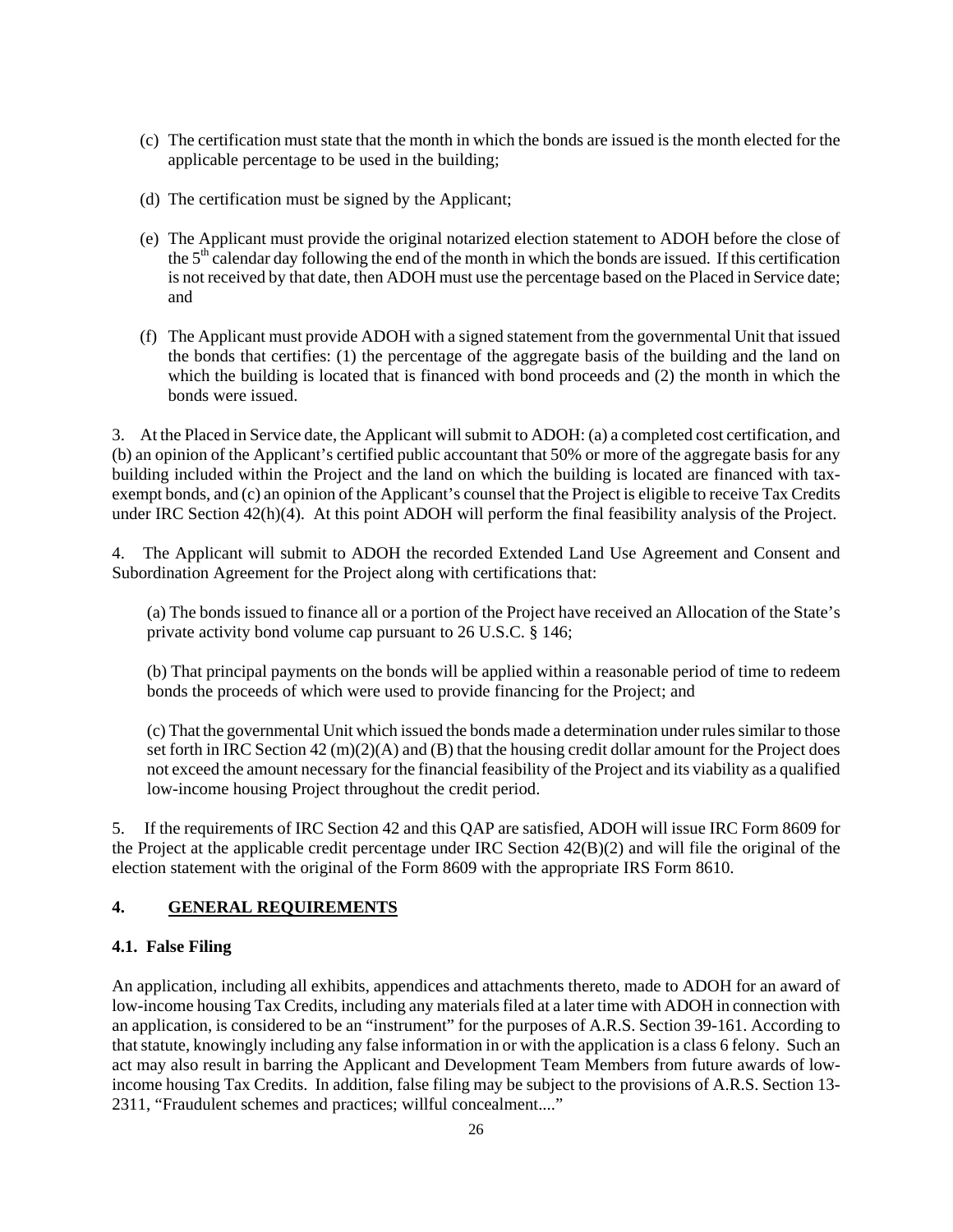(c) The certification must state that the month in which the bonds are issued is the month elected for the applicable percentage to be used in the building;

(d) The certification must be signed by the Applicant;

(e) The Applicant must provide the original notarized election statement to ADOH before the close of the 5th calendar day following the end of the month in which the bonds are issued. If this certification is not received by that date, then ADOH must use the percentage based on the Placed in Service date; and

(f) The Applicant must provide ADOH with a signed statement from the governmental Unit that issued the bonds that certifies: (1) the percentage of the aggregate basis of the building and the land on which the building is located that is financed with bond proceeds and (2) the month in which the bonds were issued.

3. At the Placed in Service date, the Applicant will submit to ADOH: (a) a completed cost certification, and (b) an opinion of the Applicant's certified public accountant that 50% or more of the aggregate basis for any building included within the Project and the land on which the building is located are financed with tax-exempt bonds, and (c) an opinion of the Applicant's counsel that the Project is eligible to receive Tax Credits under IRC Section 42(h)(4). At this point ADOH will perform the final feasibility analysis of the Project.

4. The Applicant will submit to ADOH the recorded Extended Land Use Agreement and Consent and Subordination Agreement for the Project along with certifications that:

(a) The bonds issued to finance all or a portion of the Project have received an Allocation of the State's private activity bond volume cap pursuant to 26 U.S.C. § 146;

(b) That principal payments on the bonds will be applied within a reasonable period of time to redeem bonds the proceeds of which were used to provide financing for the Project; and

(c) That the governmental Unit which issued the bonds made a determination under rules similar to those set forth in IRC Section 42 (m)(2)(A) and (B) that the housing credit dollar amount for the Project does not exceed the amount necessary for the financial feasibility of the Project and its viability as a qualified low-income housing Project throughout the credit period.

5. If the requirements of IRC Section 42 and this QAP are satisfied, ADOH will issue IRC Form 8609 for the Project at the applicable credit percentage under IRC Section 42(B)(2) and will file the original of the election statement with the original of the Form 8609 with the appropriate IRS Form 8610.

## 4. GENERAL REQUIREMENTS

### 4.1. False Filing

An application, including all exhibits, appendices and attachments thereto, made to ADOH for an award of low-income housing Tax Credits, including any materials filed at a later time with ADOH in connection with an application, is considered to be an "instrument" for the purposes of A.R.S. Section 39-161. According to that statute, knowingly including any false information in or with the application is a class 6 felony. Such an act may also result in barring the Applicant and Development Team Members from future awards of low-income housing Tax Credits. In addition, false filing may be subject to the provisions of A.R.S. Section 13-2311, "Fraudulent schemes and practices; willful concealment...."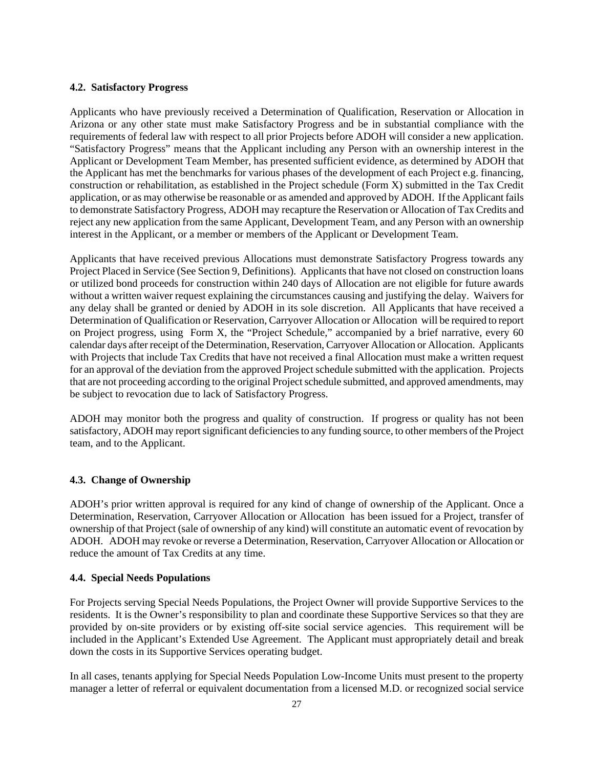### 4.2. Satisfactory Progress

Applicants who have previously received a Determination of Qualification, Reservation or Allocation in Arizona or any other state must make Satisfactory Progress and be in substantial compliance with the requirements of federal law with respect to all prior Projects before ADOH will consider a new application. "Satisfactory Progress" means that the Applicant including any Person with an ownership interest in the Applicant or Development Team Member, has presented sufficient evidence, as determined by ADOH that the Applicant has met the benchmarks for various phases of the development of each Project e.g. financing, construction or rehabilitation, as established in the Project schedule (Form X) submitted in the Tax Credit application, or as may otherwise be reasonable or as amended and approved by ADOH. If the Applicant fails to demonstrate Satisfactory Progress, ADOH may recapture the Reservation or Allocation of Tax Credits and reject any new application from the same Applicant, Development Team, and any Person with an ownership interest in the Applicant, or a member or members of the Applicant or Development Team.

Applicants that have received previous Allocations must demonstrate Satisfactory Progress towards any Project Placed in Service (See Section 9, Definitions). Applicants that have not closed on construction loans or utilized bond proceeds for construction within 240 days of Allocation are not eligible for future awards without a written waiver request explaining the circumstances causing and justifying the delay. Waivers for any delay shall be granted or denied by ADOH in its sole discretion. All Applicants that have received a Determination of Qualification or Reservation, Carryover Allocation or Allocation will be required to report on Project progress, using Form X, the "Project Schedule," accompanied by a brief narrative, every 60 calendar days after receipt of the Determination, Reservation, Carryover Allocation or Allocation. Applicants with Projects that include Tax Credits that have not received a final Allocation must make a written request for an approval of the deviation from the approved Project schedule submitted with the application. Projects that are not proceeding according to the original Project schedule submitted, and approved amendments, may be subject to revocation due to lack of Satisfactory Progress.

ADOH may monitor both the progress and quality of construction. If progress or quality has not been satisfactory, ADOH may report significant deficiencies to any funding source, to other members of the Project team, and to the Applicant.

### 4.3. Change of Ownership

ADOH's prior written approval is required for any kind of change of ownership of the Applicant. Once a Determination, Reservation, Carryover Allocation or Allocation has been issued for a Project, transfer of ownership of that Project (sale of ownership of any kind) will constitute an automatic event of revocation by ADOH. ADOH may revoke or reverse a Determination, Reservation, Carryover Allocation or Allocation or reduce the amount of Tax Credits at any time.

### 4.4. Special Needs Populations

For Projects serving Special Needs Populations, the Project Owner will provide Supportive Services to the residents. It is the Owner's responsibility to plan and coordinate these Supportive Services so that they are provided by on-site providers or by existing off-site social service agencies. This requirement will be included in the Applicant's Extended Use Agreement. The Applicant must appropriately detail and break down the costs in its Supportive Services operating budget.

In all cases, tenants applying for Special Needs Population Low-Income Units must present to the property manager a letter of referral or equivalent documentation from a licensed M.D. or recognized social service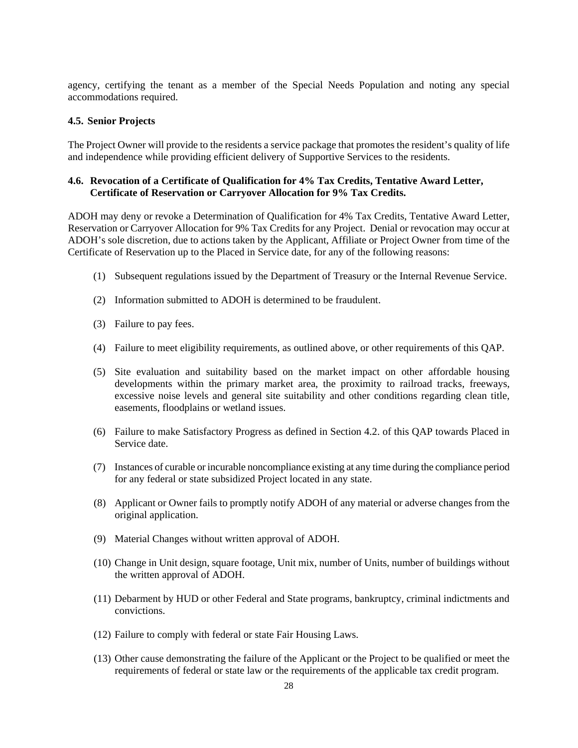agency, certifying the tenant as a member of the Special Needs Population and noting any special accommodations required.

### 4.5. Senior Projects

The Project Owner will provide to the residents a service package that promotes the resident's quality of life and independence while providing efficient delivery of Supportive Services to the residents.

### 4.6. Revocation of a Certificate of Qualification for 4% Tax Credits, Tentative Award Letter, Certificate of Reservation or Carryover Allocation for 9% Tax Credits.

ADOH may deny or revoke a Determination of Qualification for 4% Tax Credits, Tentative Award Letter, Reservation or Carryover Allocation for 9% Tax Credits for any Project. Denial or revocation may occur at ADOH's sole discretion, due to actions taken by the Applicant, Affiliate or Project Owner from time of the Certificate of Reservation up to the Placed in Service date, for any of the following reasons:

(1) Subsequent regulations issued by the Department of Treasury or the Internal Revenue Service.

(2) Information submitted to ADOH is determined to be fraudulent.

(3) Failure to pay fees.

(4) Failure to meet eligibility requirements, as outlined above, or other requirements of this QAP.

(5) Site evaluation and suitability based on the market impact on other affordable housing developments within the primary market area, the proximity to railroad tracks, freeways, excessive noise levels and general site suitability and other conditions regarding clean title, easements, floodplains or wetland issues.

(6) Failure to make Satisfactory Progress as defined in Section 4.2. of this QAP towards Placed in Service date.

(7) Instances of curable or incurable noncompliance existing at any time during the compliance period for any federal or state subsidized Project located in any state.

(8) Applicant or Owner fails to promptly notify ADOH of any material or adverse changes from the original application.

(9) Material Changes without written approval of ADOH.

(10) Change in Unit design, square footage, Unit mix, number of Units, number of buildings without the written approval of ADOH.

(11) Debarment by HUD or other Federal and State programs, bankruptcy, criminal indictments and convictions.

(12) Failure to comply with federal or state Fair Housing Laws.

(13) Other cause demonstrating the failure of the Applicant or the Project to be qualified or meet the requirements of federal or state law or the requirements of the applicable tax credit program.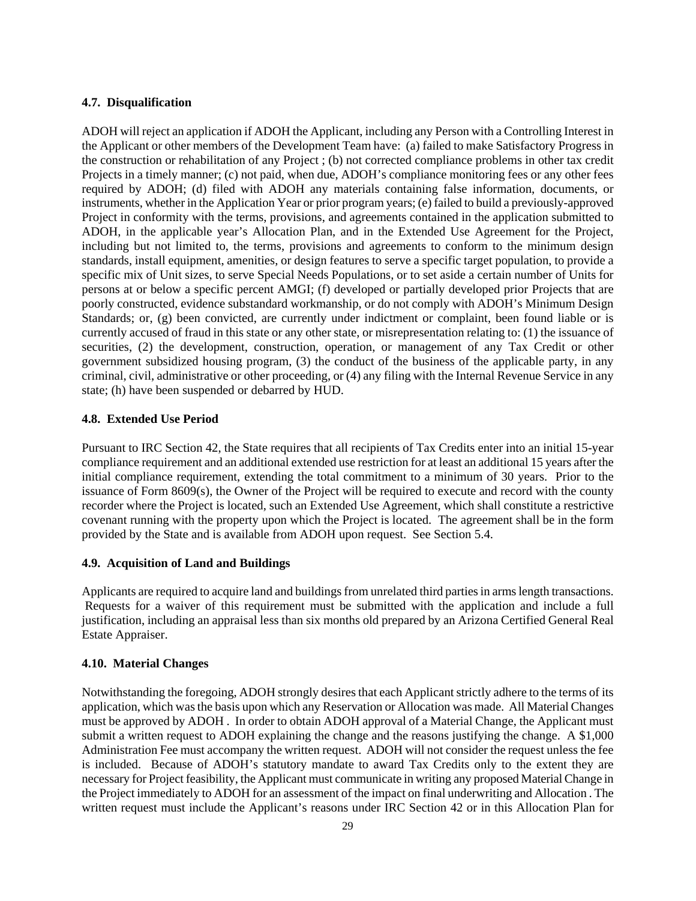### 4.7. Disqualification

ADOH will reject an application if ADOH the Applicant, including any Person with a Controlling Interest in the Applicant or other members of the Development Team have: (a) failed to make Satisfactory Progress in the construction or rehabilitation of any Project ; (b) not corrected compliance problems in other tax credit Projects in a timely manner; (c) not paid, when due, ADOH's compliance monitoring fees or any other fees required by ADOH; (d) filed with ADOH any materials containing false information, documents, or instruments, whether in the Application Year or prior program years; (e) failed to build a previously-approved Project in conformity with the terms, provisions, and agreements contained in the application submitted to ADOH, in the applicable year's Allocation Plan, and in the Extended Use Agreement for the Project, including but not limited to, the terms, provisions and agreements to conform to the minimum design standards, install equipment, amenities, or design features to serve a specific target population, to provide a specific mix of Unit sizes, to serve Special Needs Populations, or to set aside a certain number of Units for persons at or below a specific percent AMGI; (f) developed or partially developed prior Projects that are poorly constructed, evidence substandard workmanship, or do not comply with ADOH's Minimum Design Standards; or, (g) been convicted, are currently under indictment or complaint, been found liable or is currently accused of fraud in this state or any other state, or misrepresentation relating to: (1) the issuance of securities, (2) the development, construction, operation, or management of any Tax Credit or other government subsidized housing program, (3) the conduct of the business of the applicable party, in any criminal, civil, administrative or other proceeding, or (4) any filing with the Internal Revenue Service in any state; (h) have been suspended or debarred by HUD.

### 4.8. Extended Use Period

Pursuant to IRC Section 42, the State requires that all recipients of Tax Credits enter into an initial 15-year compliance requirement and an additional extended use restriction for at least an additional 15 years after the initial compliance requirement, extending the total commitment to a minimum of 30 years. Prior to the issuance of Form 8609(s), the Owner of the Project will be required to execute and record with the county recorder where the Project is located, such an Extended Use Agreement, which shall constitute a restrictive covenant running with the property upon which the Project is located. The agreement shall be in the form provided by the State and is available from ADOH upon request. See Section 5.4.

### 4.9. Acquisition of Land and Buildings

Applicants are required to acquire land and buildings from unrelated third parties in arms length transactions. Requests for a waiver of this requirement must be submitted with the application and include a full justification, including an appraisal less than six months old prepared by an Arizona Certified General Real Estate Appraiser.

### 4.10. Material Changes

Notwithstanding the foregoing, ADOH strongly desires that each Applicant strictly adhere to the terms of its application, which was the basis upon which any Reservation or Allocation was made. All Material Changes must be approved by ADOH . In order to obtain ADOH approval of a Material Change, the Applicant must submit a written request to ADOH explaining the change and the reasons justifying the change. A $1,000 Administration Fee must accompany the written request. ADOH will not consider the request unless the fee is included. Because of ADOH's statutory mandate to award Tax Credits only to the extent they are necessary for Project feasibility, the Applicant must communicate in writing any proposed Material Change in the Project immediately to ADOH for an assessment of the impact on final underwriting and Allocation . The written request must include the Applicant's reasons under IRC Section 42 or in this Allocation Plan for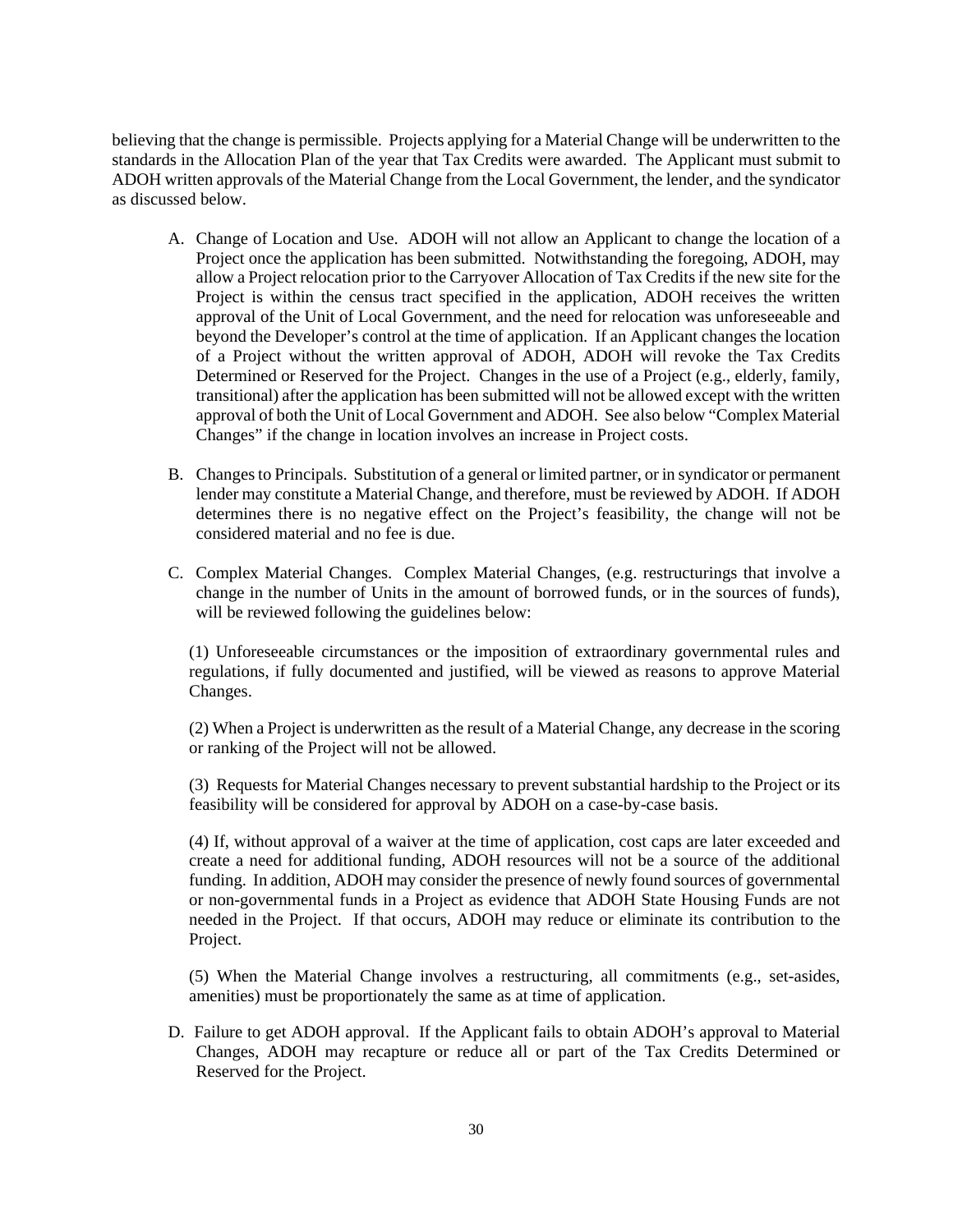believing that the change is permissible. Projects applying for a Material Change will be underwritten to the standards in the Allocation Plan of the year that Tax Credits were awarded. The Applicant must submit to ADOH written approvals of the Material Change from the Local Government, the lender, and the syndicator as discussed below.

A. Change of Location and Use. ADOH will not allow an Applicant to change the location of a Project once the application has been submitted. Notwithstanding the foregoing, ADOH, may allow a Project relocation prior to the Carryover Allocation of Tax Credits if the new site for the Project is within the census tract specified in the application, ADOH receives the written approval of the Unit of Local Government, and the need for relocation was unforeseeable and beyond the Developer's control at the time of application. If an Applicant changes the location of a Project without the written approval of ADOH, ADOH will revoke the Tax Credits Determined or Reserved for the Project. Changes in the use of a Project (e.g., elderly, family, transitional) after the application has been submitted will not be allowed except with the written approval of both the Unit of Local Government and ADOH. See also below "Complex Material Changes" if the change in location involves an increase in Project costs.

B. Changes to Principals. Substitution of a general or limited partner, or in syndicator or permanent lender may constitute a Material Change, and therefore, must be reviewed by ADOH. If ADOH determines there is no negative effect on the Project's feasibility, the change will not be considered material and no fee is due.

C. Complex Material Changes. Complex Material Changes, (e.g. restructurings that involve a change in the number of Units in the amount of borrowed funds, or in the sources of funds), will be reviewed following the guidelines below:

   (1) Unforeseeable circumstances or the imposition of extraordinary governmental rules and regulations, if fully documented and justified, will be viewed as reasons to approve Material Changes.

   (2) When a Project is underwritten as the result of a Material Change, any decrease in the scoring or ranking of the Project will not be allowed.

   (3) Requests for Material Changes necessary to prevent substantial hardship to the Project or its feasibility will be considered for approval by ADOH on a case-by-case basis.

   (4) If, without approval of a waiver at the time of application, cost caps are later exceeded and create a need for additional funding, ADOH resources will not be a source of the additional funding. In addition, ADOH may consider the presence of newly found sources of governmental or non-governmental funds in a Project as evidence that ADOH State Housing Funds are not needed in the Project. If that occurs, ADOH may reduce or eliminate its contribution to the Project.

   (5) When the Material Change involves a restructuring, all commitments (e.g., set-asides, amenities) must be proportionately the same as at time of application.

D. Failure to get ADOH approval. If the Applicant fails to obtain ADOH's approval to Material Changes, ADOH may recapture or reduce all or part of the Tax Credits Determined or Reserved for the Project.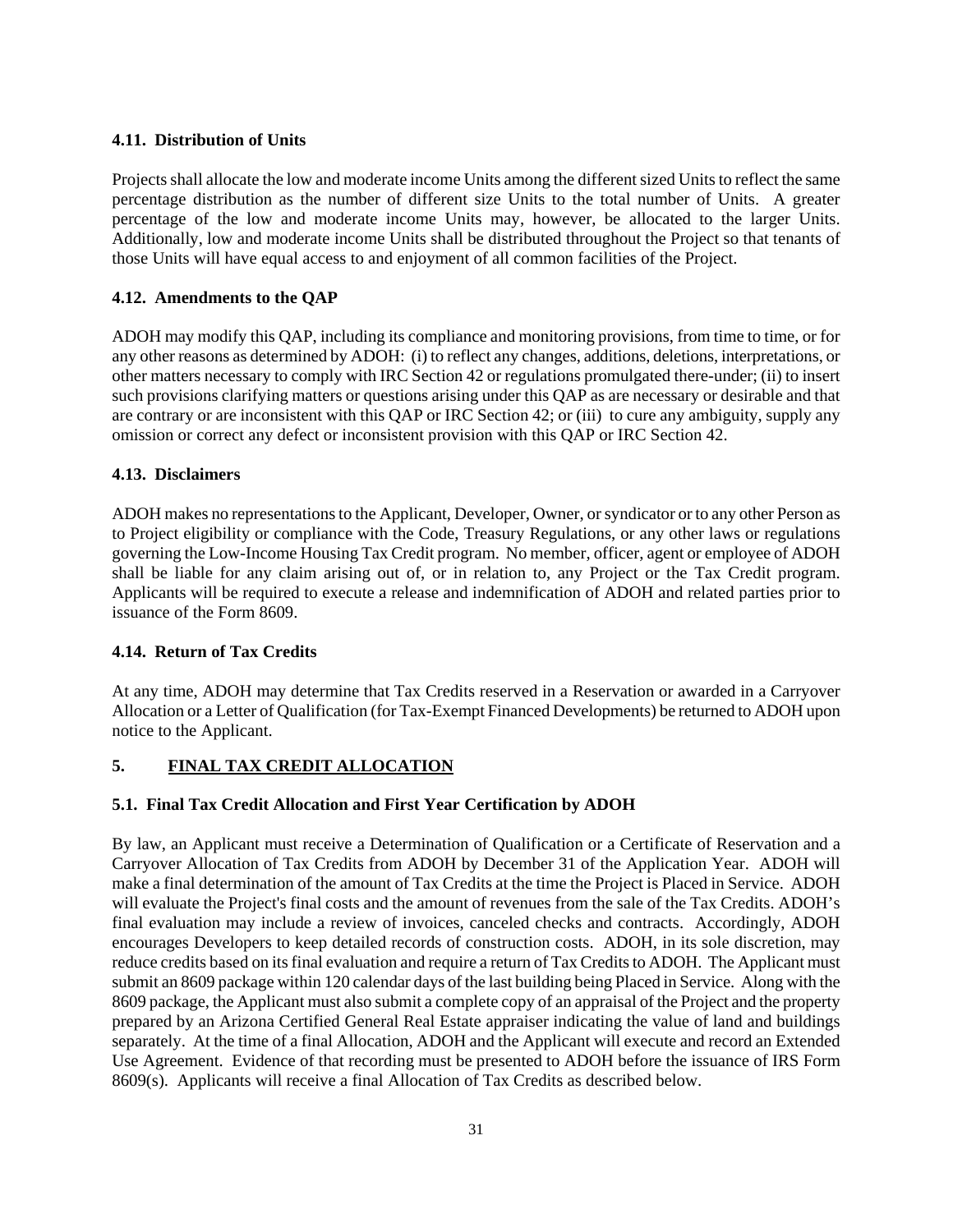### 4.11. Distribution of Units

Projects shall allocate the low and moderate income Units among the different sized Units to reflect the same percentage distribution as the number of different size Units to the total number of Units. A greater percentage of the low and moderate income Units may, however, be allocated to the larger Units. Additionally, low and moderate income Units shall be distributed throughout the Project so that tenants of those Units will have equal access to and enjoyment of all common facilities of the Project.

### 4.12. Amendments to the QAP

ADOH may modify this QAP, including its compliance and monitoring provisions, from time to time, or for any other reasons as determined by ADOH: (i) to reflect any changes, additions, deletions, interpretations, or other matters necessary to comply with IRC Section 42 or regulations promulgated there-under; (ii) to insert such provisions clarifying matters or questions arising under this QAP as are necessary or desirable and that are contrary or are inconsistent with this QAP or IRC Section 42; or (iii) to cure any ambiguity, supply any omission or correct any defect or inconsistent provision with this QAP or IRC Section 42.

### 4.13. Disclaimers

ADOH makes no representations to the Applicant, Developer, Owner, or syndicator or to any other Person as to Project eligibility or compliance with the Code, Treasury Regulations, or any other laws or regulations governing the Low-Income Housing Tax Credit program. No member, officer, agent or employee of ADOH shall be liable for any claim arising out of, or in relation to, any Project or the Tax Credit program. Applicants will be required to execute a release and indemnification of ADOH and related parties prior to issuance of the Form 8609.

### 4.14. Return of Tax Credits

At any time, ADOH may determine that Tax Credits reserved in a Reservation or awarded in a Carryover Allocation or a Letter of Qualification (for Tax-Exempt Financed Developments) be returned to ADOH upon notice to the Applicant.

## 5. FINAL TAX CREDIT ALLOCATION

### 5.1. Final Tax Credit Allocation and First Year Certification by ADOH

By law, an Applicant must receive a Determination of Qualification or a Certificate of Reservation and a Carryover Allocation of Tax Credits from ADOH by December 31 of the Application Year. ADOH will make a final determination of the amount of Tax Credits at the time the Project is Placed in Service. ADOH will evaluate the Project's final costs and the amount of revenues from the sale of the Tax Credits. ADOH's final evaluation may include a review of invoices, canceled checks and contracts. Accordingly, ADOH encourages Developers to keep detailed records of construction costs. ADOH, in its sole discretion, may reduce credits based on its final evaluation and require a return of Tax Credits to ADOH. The Applicant must submit an 8609 package within 120 calendar days of the last building being Placed in Service. Along with the 8609 package, the Applicant must also submit a complete copy of an appraisal of the Project and the property prepared by an Arizona Certified General Real Estate appraiser indicating the value of land and buildings separately. At the time of a final Allocation, ADOH and the Applicant will execute and record an Extended Use Agreement. Evidence of that recording must be presented to ADOH before the issuance of IRS Form 8609(s). Applicants will receive a final Allocation of Tax Credits as described below.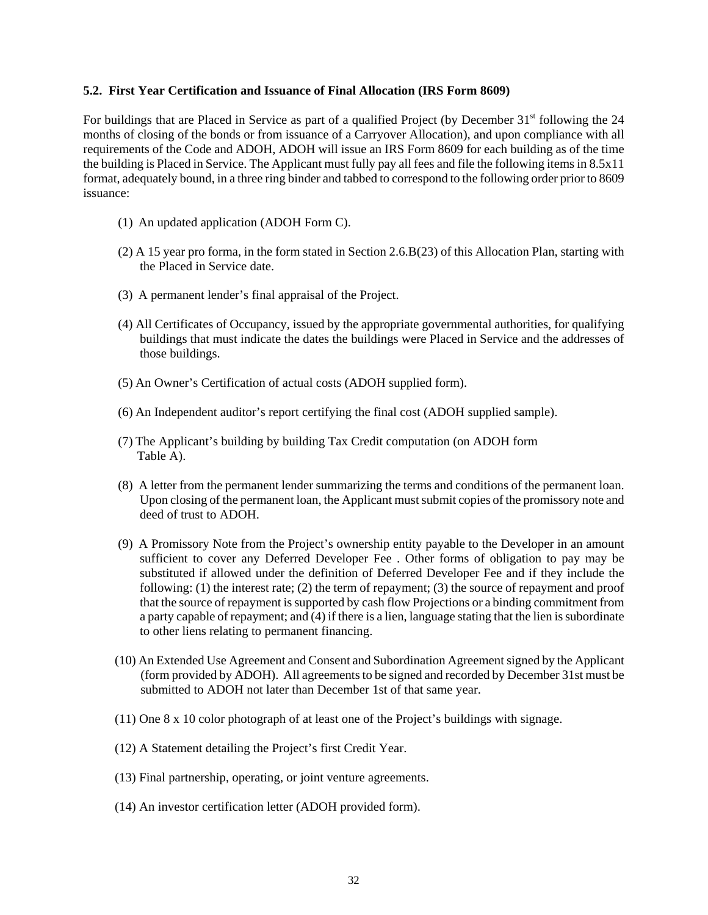### 5.2. First Year Certification and Issuance of Final Allocation (IRS Form 8609)

For buildings that are Placed in Service as part of a qualified Project (by December 31st following the 24 months of closing of the bonds or from issuance of a Carryover Allocation), and upon compliance with all requirements of the Code and ADOH, ADOH will issue an IRS Form 8609 for each building as of the time the building is Placed in Service. The Applicant must fully pay all fees and file the following items in 8.5x11 format, adequately bound, in a three ring binder and tabbed to correspond to the following order prior to 8609 issuance:

(1) An updated application (ADOH Form C).

(2) A 15 year pro forma, in the form stated in Section 2.6.B(23) of this Allocation Plan, starting with the Placed in Service date.

(3) A permanent lender's final appraisal of the Project.

(4) All Certificates of Occupancy, issued by the appropriate governmental authorities, for qualifying buildings that must indicate the dates the buildings were Placed in Service and the addresses of those buildings.

(5) An Owner's Certification of actual costs (ADOH supplied form).

(6) An Independent auditor's report certifying the final cost (ADOH supplied sample).

(7) The Applicant's building by building Tax Credit computation (on ADOH form Table A).

(8) A letter from the permanent lender summarizing the terms and conditions of the permanent loan. Upon closing of the permanent loan, the Applicant must submit copies of the promissory note and deed of trust to ADOH.

(9) A Promissory Note from the Project's ownership entity payable to the Developer in an amount sufficient to cover any Deferred Developer Fee . Other forms of obligation to pay may be substituted if allowed under the definition of Deferred Developer Fee and if they include the following: (1) the interest rate; (2) the term of repayment; (3) the source of repayment and proof that the source of repayment is supported by cash flow Projections or a binding commitment from a party capable of repayment; and (4) if there is a lien, language stating that the lien is subordinate to other liens relating to permanent financing.

(10) An Extended Use Agreement and Consent and Subordination Agreement signed by the Applicant (form provided by ADOH). All agreements to be signed and recorded by December 31st must be submitted to ADOH not later than December 1st of that same year.

(11) One 8 x 10 color photograph of at least one of the Project's buildings with signage.

(12) A Statement detailing the Project's first Credit Year.

(13) Final partnership, operating, or joint venture agreements.

(14) An investor certification letter (ADOH provided form).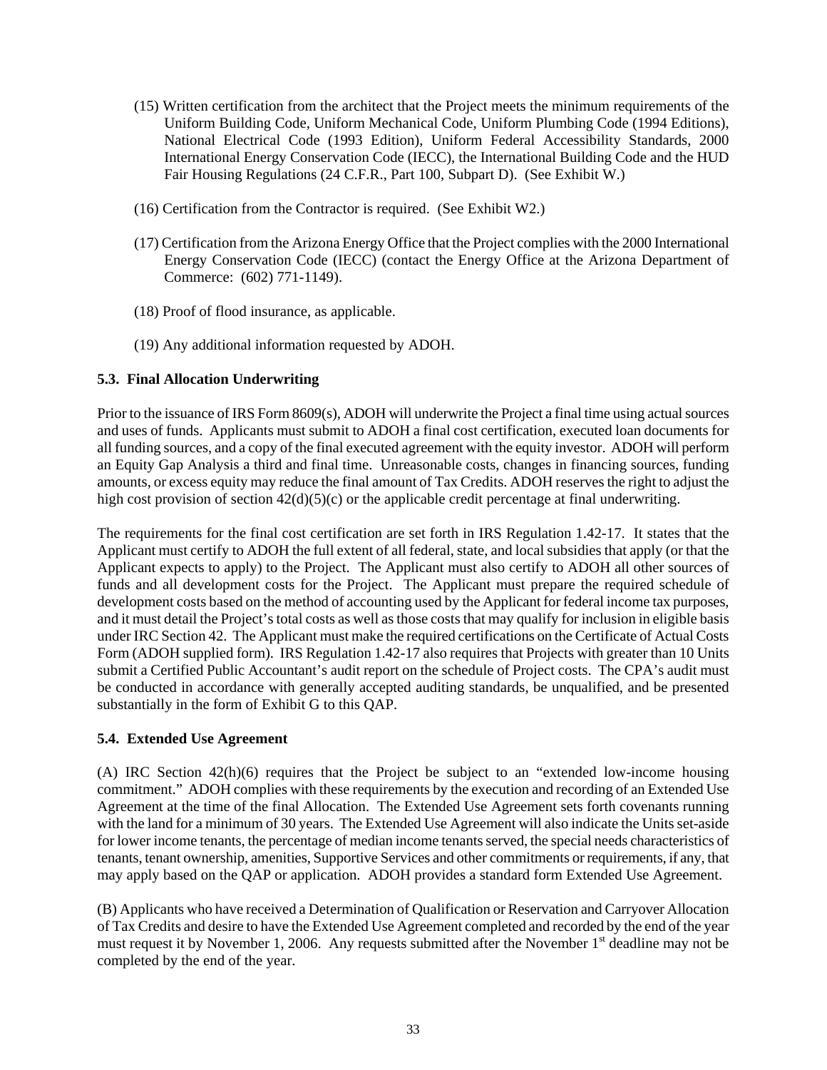(15) Written certification from the architect that the Project meets the minimum requirements of the Uniform Building Code, Uniform Mechanical Code, Uniform Plumbing Code (1994 Editions), National Electrical Code (1993 Edition), Uniform Federal Accessibility Standards, 2000 International Energy Conservation Code (IECC), the International Building Code and the HUD Fair Housing Regulations (24 C.F.R., Part 100, Subpart D). (See Exhibit W.)

(16) Certification from the Contractor is required. (See Exhibit W2.)

(17) Certification from the Arizona Energy Office that the Project complies with the 2000 International Energy Conservation Code (IECC) (contact the Energy Office at the Arizona Department of Commerce: (602) 771-1149).

(18) Proof of flood insurance, as applicable.

(19) Any additional information requested by ADOH.

### 5.3. Final Allocation Underwriting

Prior to the issuance of IRS Form 8609(s), ADOH will underwrite the Project a final time using actual sources and uses of funds. Applicants must submit to ADOH a final cost certification, executed loan documents for all funding sources, and a copy of the final executed agreement with the equity investor. ADOH will perform an Equity Gap Analysis a third and final time. Unreasonable costs, changes in financing sources, funding amounts, or excess equity may reduce the final amount of Tax Credits. ADOH reserves the right to adjust the high cost provision of section 42(d)(5)(c) or the applicable credit percentage at final underwriting.

The requirements for the final cost certification are set forth in IRS Regulation 1.42-17. It states that the Applicant must certify to ADOH the full extent of all federal, state, and local subsidies that apply (or that the Applicant expects to apply) to the Project. The Applicant must also certify to ADOH all other sources of funds and all development costs for the Project. The Applicant must prepare the required schedule of development costs based on the method of accounting used by the Applicant for federal income tax purposes, and it must detail the Project's total costs as well as those costs that may qualify for inclusion in eligible basis under IRC Section 42. The Applicant must make the required certifications on the Certificate of Actual Costs Form (ADOH supplied form). IRS Regulation 1.42-17 also requires that Projects with greater than 10 Units submit a Certified Public Accountant's audit report on the schedule of Project costs. The CPA's audit must be conducted in accordance with generally accepted auditing standards, be unqualified, and be presented substantially in the form of Exhibit G to this QAP.

### 5.4. Extended Use Agreement

(A) IRC Section 42(h)(6) requires that the Project be subject to an "extended low-income housing commitment." ADOH complies with these requirements by the execution and recording of an Extended Use Agreement at the time of the final Allocation. The Extended Use Agreement sets forth covenants running with the land for a minimum of 30 years. The Extended Use Agreement will also indicate the Units set-aside for lower income tenants, the percentage of median income tenants served, the special needs characteristics of tenants, tenant ownership, amenities, Supportive Services and other commitments or requirements, if any, that may apply based on the QAP or application. ADOH provides a standard form Extended Use Agreement.

(B) Applicants who have received a Determination of Qualification or Reservation and Carryover Allocation of Tax Credits and desire to have the Extended Use Agreement completed and recorded by the end of the year must request it by November 1, 2006. Any requests submitted after the November 1st deadline may not be completed by the end of the year.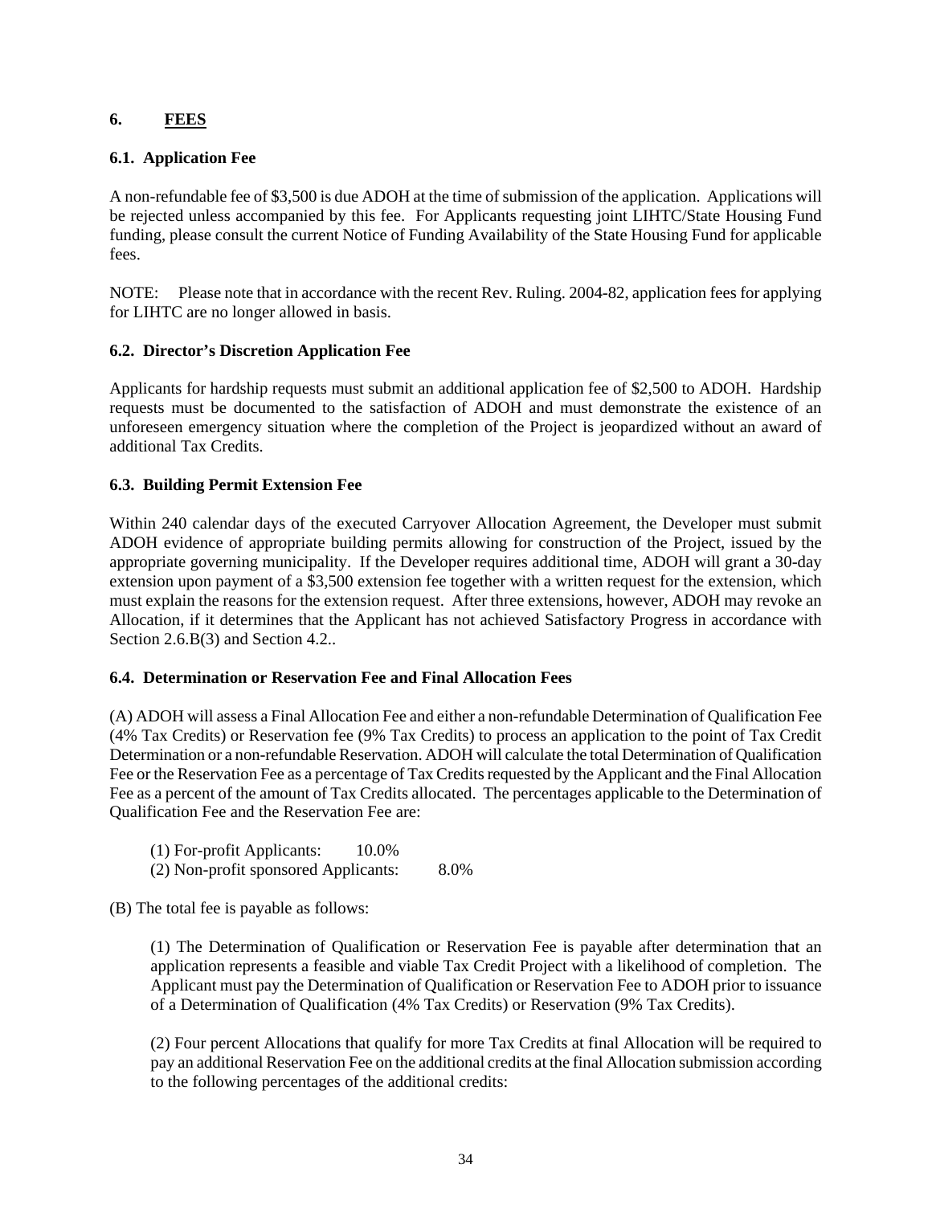## 6. FEES

### 6.1. Application Fee

A non-refundable fee of $3,500 is due ADOH at the time of submission of the application. Applications will be rejected unless accompanied by this fee. For Applicants requesting joint LIHTC/State Housing Fund funding, please consult the current Notice of Funding Availability of the State Housing Fund for applicable fees.

NOTE: Please note that in accordance with the recent Rev. Ruling. 2004-82, application fees for applying for LIHTC are no longer allowed in basis.

### 6.2. Director's Discretion Application Fee

Applicants for hardship requests must submit an additional application fee of $2,500 to ADOH. Hardship requests must be documented to the satisfaction of ADOH and must demonstrate the existence of an unforeseen emergency situation where the completion of the Project is jeopardized without an award of additional Tax Credits.

### 6.3. Building Permit Extension Fee

Within 240 calendar days of the executed Carryover Allocation Agreement, the Developer must submit ADOH evidence of appropriate building permits allowing for construction of the Project, issued by the appropriate governing municipality. If the Developer requires additional time, ADOH will grant a 30-day extension upon payment of a $3,500 extension fee together with a written request for the extension, which must explain the reasons for the extension request. After three extensions, however, ADOH may revoke an Allocation, if it determines that the Applicant has not achieved Satisfactory Progress in accordance with Section 2.6.B(3) and Section 4.2..

### 6.4. Determination or Reservation Fee and Final Allocation Fees

(A) ADOH will assess a Final Allocation Fee and either a non-refundable Determination of Qualification Fee (4% Tax Credits) or Reservation fee (9% Tax Credits) to process an application to the point of Tax Credit Determination or a non-refundable Reservation. ADOH will calculate the total Determination of Qualification Fee or the Reservation Fee as a percentage of Tax Credits requested by the Applicant and the Final Allocation Fee as a percent of the amount of Tax Credits allocated. The percentages applicable to the Determination of Qualification Fee and the Reservation Fee are:

(1) For-profit Applicants: 10.0%
(2) Non-profit sponsored Applicants: 8.0%

(B) The total fee is payable as follows:

(1) The Determination of Qualification or Reservation Fee is payable after determination that an application represents a feasible and viable Tax Credit Project with a likelihood of completion. The Applicant must pay the Determination of Qualification or Reservation Fee to ADOH prior to issuance of a Determination of Qualification (4% Tax Credits) or Reservation (9% Tax Credits).

(2) Four percent Allocations that qualify for more Tax Credits at final Allocation will be required to pay an additional Reservation Fee on the additional credits at the final Allocation submission according to the following percentages of the additional credits: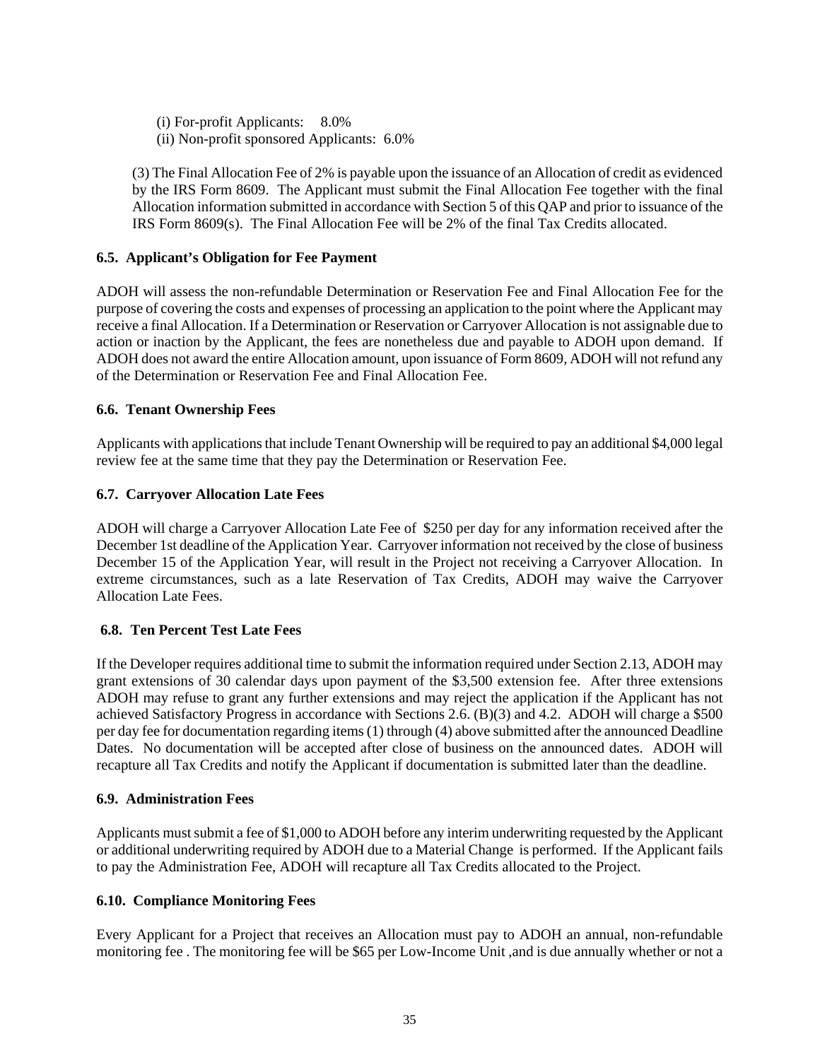(i) For-profit Applicants: 8.0%
(ii) Non-profit sponsored Applicants: 6.0%

(3) The Final Allocation Fee of 2% is payable upon the issuance of an Allocation of credit as evidenced by the IRS Form 8609. The Applicant must submit the Final Allocation Fee together with the final Allocation information submitted in accordance with Section 5 of this QAP and prior to issuance of the IRS Form 8609(s). The Final Allocation Fee will be 2% of the final Tax Credits allocated.

**6.5. Applicant's Obligation for Fee Payment**

ADOH will assess the non-refundable Determination or Reservation Fee and Final Allocation Fee for the purpose of covering the costs and expenses of processing an application to the point where the Applicant may receive a final Allocation. If a Determination or Reservation or Carryover Allocation is not assignable due to action or inaction by the Applicant, the fees are nonetheless due and payable to ADOH upon demand. If ADOH does not award the entire Allocation amount, upon issuance of Form 8609, ADOH will not refund any of the Determination or Reservation Fee and Final Allocation Fee.

**6.6. Tenant Ownership Fees**

Applicants with applications that include Tenant Ownership will be required to pay an additional $4,000 legal review fee at the same time that they pay the Determination or Reservation Fee.

**6.7. Carryover Allocation Late Fees**

ADOH will charge a Carryover Allocation Late Fee of $250 per day for any information received after the December 1st deadline of the Application Year. Carryover information not received by the close of business December 15 of the Application Year, will result in the Project not receiving a Carryover Allocation. In extreme circumstances, such as a late Reservation of Tax Credits, ADOH may waive the Carryover Allocation Late Fees.

**6.8. Ten Percent Test Late Fees**

If the Developer requires additional time to submit the information required under Section 2.13, ADOH may grant extensions of 30 calendar days upon payment of the $3,500 extension fee. After three extensions ADOH may refuse to grant any further extensions and may reject the application if the Applicant has not achieved Satisfactory Progress in accordance with Sections 2.6. (B)(3) and 4.2. ADOH will charge a $500 per day fee for documentation regarding items (1) through (4) above submitted after the announced Deadline Dates. No documentation will be accepted after close of business on the announced dates. ADOH will recapture all Tax Credits and notify the Applicant if documentation is submitted later than the deadline.

**6.9. Administration Fees**

Applicants must submit a fee of $1,000 to ADOH before any interim underwriting requested by the Applicant or additional underwriting required by ADOH due to a Material Change is performed. If the Applicant fails to pay the Administration Fee, ADOH will recapture all Tax Credits allocated to the Project.

**6.10. Compliance Monitoring Fees**

Every Applicant for a Project that receives an Allocation must pay to ADOH an annual, non-refundable monitoring fee . The monitoring fee will be $65 per Low-Income Unit ,and is due annually whether or not a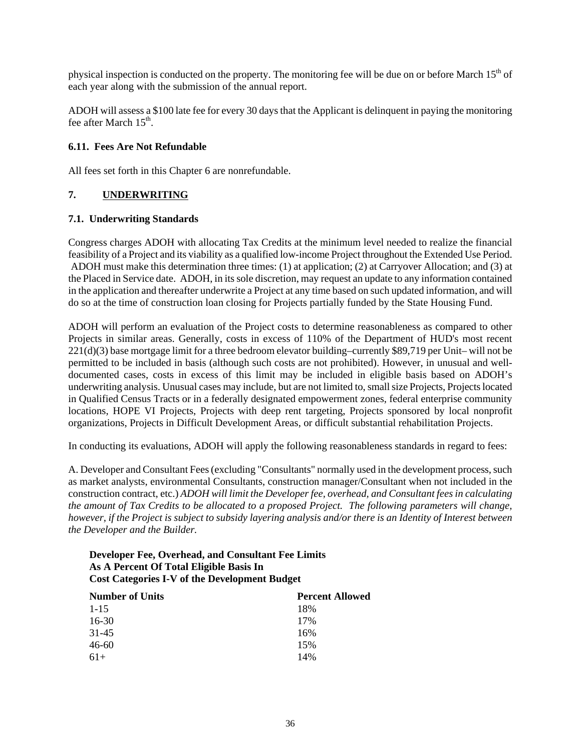physical inspection is conducted on the property. The monitoring fee will be due on or before March 15th of each year along with the submission of the annual report.

ADOH will assess a $100 late fee for every 30 days that the Applicant is delinquent in paying the monitoring fee after March 15th.

### 6.11. Fees Are Not Refundable

All fees set forth in this Chapter 6 are nonrefundable.

## 7. UNDERWRITING

### 7.1. Underwriting Standards

Congress charges ADOH with allocating Tax Credits at the minimum level needed to realize the financial feasibility of a Project and its viability as a qualified low-income Project throughout the Extended Use Period. ADOH must make this determination three times: (1) at application; (2) at Carryover Allocation; and (3) at the Placed in Service date. ADOH, in its sole discretion, may request an update to any information contained in the application and thereafter underwrite a Project at any time based on such updated information, and will do so at the time of construction loan closing for Projects partially funded by the State Housing Fund.

ADOH will perform an evaluation of the Project costs to determine reasonableness as compared to other Projects in similar areas. Generally, costs in excess of 110% of the Department of HUD's most recent 221(d)(3) base mortgage limit for a three bedroom elevator building–currently $89,719 per Unit– will not be permitted to be included in basis (although such costs are not prohibited). However, in unusual and well-documented cases, costs in excess of this limit may be included in eligible basis based on ADOH's underwriting analysis. Unusual cases may include, but are not limited to, small size Projects, Projects located in Qualified Census Tracts or in a federally designated empowerment zones, federal enterprise community locations, HOPE VI Projects, Projects with deep rent targeting, Projects sponsored by local nonprofit organizations, Projects in Difficult Development Areas, or difficult substantial rehabilitation Projects.

In conducting its evaluations, ADOH will apply the following reasonableness standards in regard to fees:

A. Developer and Consultant Fees (excluding "Consultants" normally used in the development process, such as market analysts, environmental Consultants, construction manager/Consultant when not included in the construction contract, etc.) *ADOH will limit the Developer fee, overhead, and Consultant fees in calculating the amount of Tax Credits to be allocated to a proposed Project. The following parameters will change, however, if the Project is subject to subsidy layering analysis and/or there is an Identity of Interest between the Developer and the Builder.*

**Developer Fee, Overhead, and Consultant Fee Limits**
**As A Percent Of Total Eligible Basis In**
**Cost Categories I-V of the Development Budget**

| Number of Units | Percent Allowed |
|---|---|
| 1-15 | 18% |
| 16-30 | 17% |
| 31-45 | 16% |
| 46-60 | 15% |
| 61+ | 14% |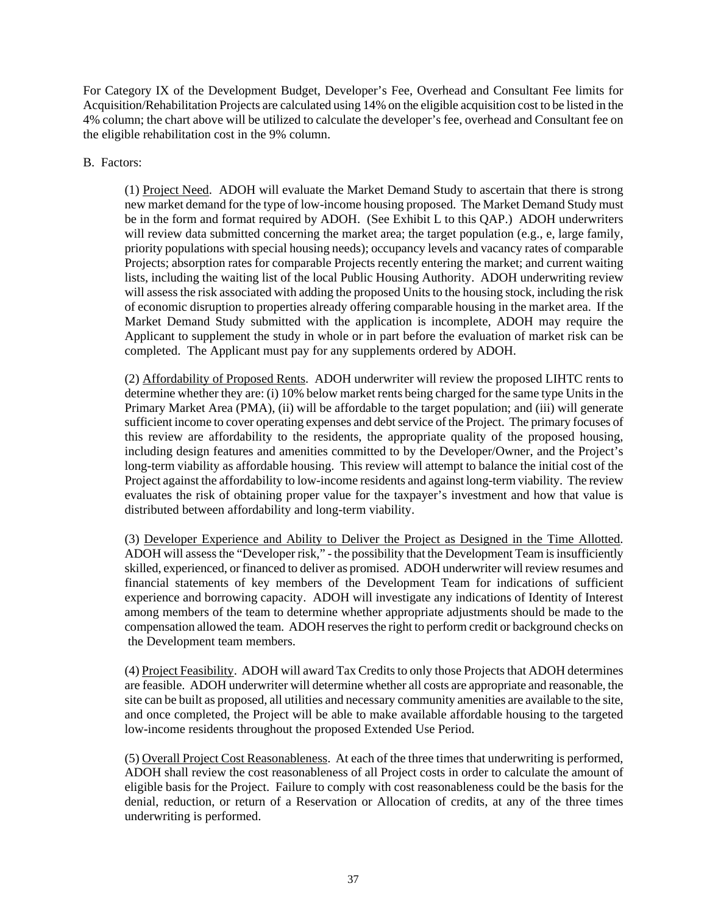For Category IX of the Development Budget, Developer's Fee, Overhead and Consultant Fee limits for Acquisition/Rehabilitation Projects are calculated using 14% on the eligible acquisition cost to be listed in the 4% column; the chart above will be utilized to calculate the developer's fee, overhead and Consultant fee on the eligible rehabilitation cost in the 9% column.

B. Factors:

(1) Project Need. ADOH will evaluate the Market Demand Study to ascertain that there is strong new market demand for the type of low-income housing proposed. The Market Demand Study must be in the form and format required by ADOH. (See Exhibit L to this QAP.) ADOH underwriters will review data submitted concerning the market area; the target population (e.g., e, large family, priority populations with special housing needs); occupancy levels and vacancy rates of comparable Projects; absorption rates for comparable Projects recently entering the market; and current waiting lists, including the waiting list of the local Public Housing Authority. ADOH underwriting review will assess the risk associated with adding the proposed Units to the housing stock, including the risk of economic disruption to properties already offering comparable housing in the market area. If the Market Demand Study submitted with the application is incomplete, ADOH may require the Applicant to supplement the study in whole or in part before the evaluation of market risk can be completed. The Applicant must pay for any supplements ordered by ADOH.

(2) Affordability of Proposed Rents. ADOH underwriter will review the proposed LIHTC rents to determine whether they are: (i) 10% below market rents being charged for the same type Units in the Primary Market Area (PMA), (ii) will be affordable to the target population; and (iii) will generate sufficient income to cover operating expenses and debt service of the Project. The primary focuses of this review are affordability to the residents, the appropriate quality of the proposed housing, including design features and amenities committed to by the Developer/Owner, and the Project's long-term viability as affordable housing. This review will attempt to balance the initial cost of the Project against the affordability to low-income residents and against long-term viability. The review evaluates the risk of obtaining proper value for the taxpayer's investment and how that value is distributed between affordability and long-term viability.

(3) Developer Experience and Ability to Deliver the Project as Designed in the Time Allotted. ADOH will assess the "Developer risk," - the possibility that the Development Team is insufficiently skilled, experienced, or financed to deliver as promised. ADOH underwriter will review resumes and financial statements of key members of the Development Team for indications of sufficient experience and borrowing capacity. ADOH will investigate any indications of Identity of Interest among members of the team to determine whether appropriate adjustments should be made to the compensation allowed the team. ADOH reserves the right to perform credit or background checks on the Development team members.

(4) Project Feasibility. ADOH will award Tax Credits to only those Projects that ADOH determines are feasible. ADOH underwriter will determine whether all costs are appropriate and reasonable, the site can be built as proposed, all utilities and necessary community amenities are available to the site, and once completed, the Project will be able to make available affordable housing to the targeted low-income residents throughout the proposed Extended Use Period.

(5) Overall Project Cost Reasonableness. At each of the three times that underwriting is performed, ADOH shall review the cost reasonableness of all Project costs in order to calculate the amount of eligible basis for the Project. Failure to comply with cost reasonableness could be the basis for the denial, reduction, or return of a Reservation or Allocation of credits, at any of the three times underwriting is performed.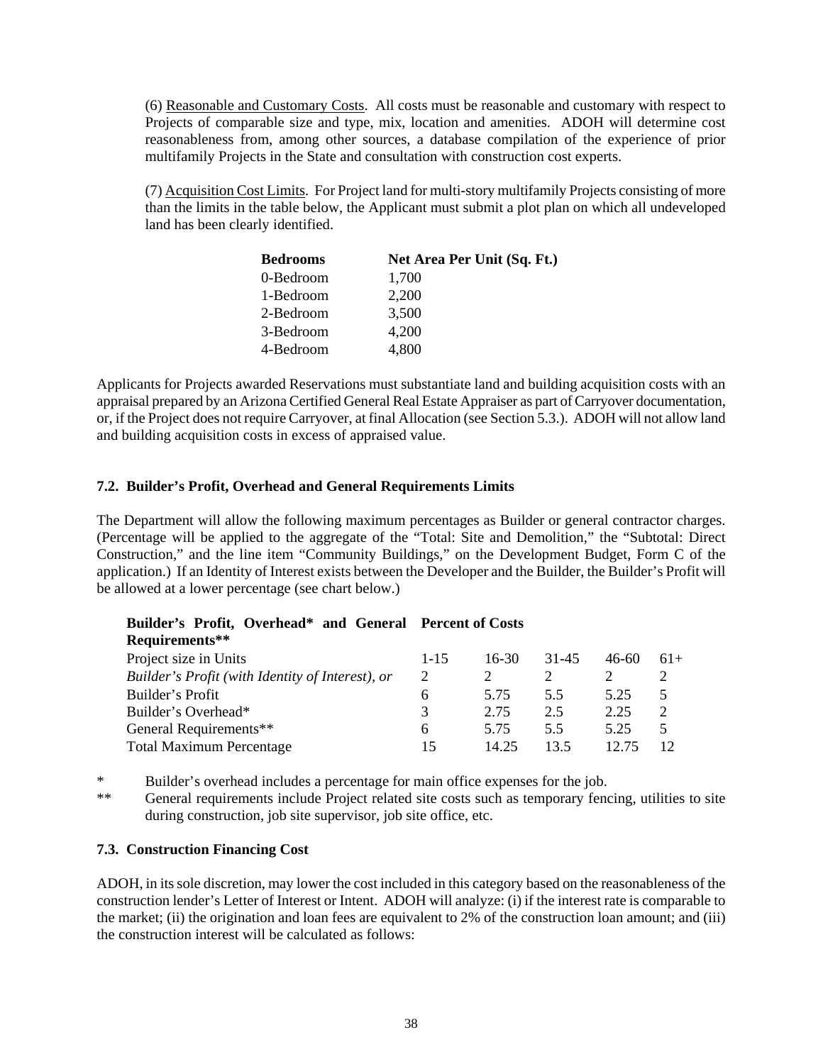(6) Reasonable and Customary Costs. All costs must be reasonable and customary with respect to Projects of comparable size and type, mix, location and amenities. ADOH will determine cost reasonableness from, among other sources, a database compilation of the experience of prior multifamily Projects in the State and consultation with construction cost experts.

(7) Acquisition Cost Limits. For Project land for multi-story multifamily Projects consisting of more than the limits in the table below, the Applicant must submit a plot plan on which all undeveloped land has been clearly identified.

| Bedrooms | Net Area Per Unit (Sq. Ft.) |
|---|---|
| 0-Bedroom | 1,700 |
| 1-Bedroom | 2,200 |
| 2-Bedroom | 3,500 |
| 3-Bedroom | 4,200 |
| 4-Bedroom | 4,800 |

Applicants for Projects awarded Reservations must substantiate land and building acquisition costs with an appraisal prepared by an Arizona Certified General Real Estate Appraiser as part of Carryover documentation, or, if the Project does not require Carryover, at final Allocation (see Section 5.3.). ADOH will not allow land and building acquisition costs in excess of appraised value.

### 7.2. Builder's Profit, Overhead and General Requirements Limits

The Department will allow the following maximum percentages as Builder or general contractor charges. (Percentage will be applied to the aggregate of the "Total: Site and Demolition," the "Subtotal: Direct Construction," and the line item "Community Buildings," on the Development Budget, Form C of the application.) If an Identity of Interest exists between the Developer and the Builder, the Builder's Profit will be allowed at a lower percentage (see chart below.)

| **Builder's Profit, Overhead* and General Requirements**** | **Percent of Costs** | | | | |
|---|---|---|---|---|---|
| Project size in Units | 1-15 | 16-30 | 31-45 | 46-60 | 61+ |
| *Builder's Profit (with Identity of Interest), or* | 2 | 2 | 2 | 2 | 2 |
| Builder's Profit | 6 | 5.75 | 5.5 | 5.25 | 5 |
| Builder's Overhead* | 3 | 2.75 | 2.5 | 2.25 | 2 |
| General Requirements** | 6 | 5.75 | 5.5 | 5.25 | 5 |
| Total Maximum Percentage | 15 | 14.25 | 13.5 | 12.75 | 12 |

\* Builder's overhead includes a percentage for main office expenses for the job.

\*\* General requirements include Project related site costs such as temporary fencing, utilities to site during construction, job site supervisor, job site office, etc.

### 7.3. Construction Financing Cost

ADOH, in its sole discretion, may lower the cost included in this category based on the reasonableness of the construction lender's Letter of Interest or Intent. ADOH will analyze: (i) if the interest rate is comparable to the market; (ii) the origination and loan fees are equivalent to 2% of the construction loan amount; and (iii) the construction interest will be calculated as follows: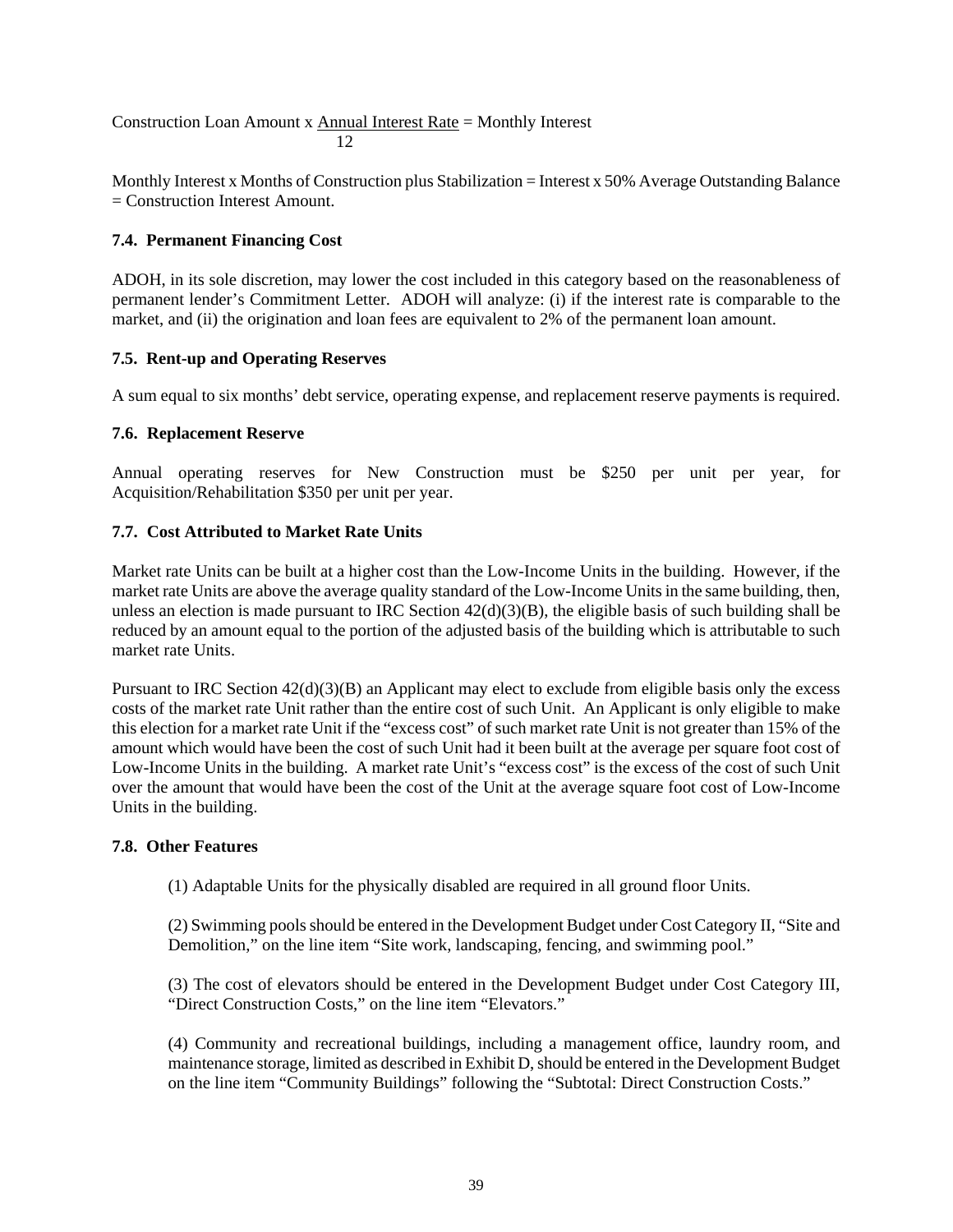$$\text{Construction Loan Amount} \times \frac{\text{Annual Interest Rate}}{12} = \text{Monthly Interest}$$

Monthly Interest x Months of Construction plus Stabilization = Interest x 50% Average Outstanding Balance = Construction Interest Amount.

### 7.4. Permanent Financing Cost

ADOH, in its sole discretion, may lower the cost included in this category based on the reasonableness of permanent lender's Commitment Letter. ADOH will analyze: (i) if the interest rate is comparable to the market, and (ii) the origination and loan fees are equivalent to 2% of the permanent loan amount.

### 7.5. Rent-up and Operating Reserves

A sum equal to six months' debt service, operating expense, and replacement reserve payments is required.

### 7.6. Replacement Reserve

Annual operating reserves for New Construction must be $250 per unit per year, for Acquisition/Rehabilitation $350 per unit per year.

### 7.7. Cost Attributed to Market Rate Units

Market rate Units can be built at a higher cost than the Low-Income Units in the building. However, if the market rate Units are above the average quality standard of the Low-Income Units in the same building, then, unless an election is made pursuant to IRC Section 42(d)(3)(B), the eligible basis of such building shall be reduced by an amount equal to the portion of the adjusted basis of the building which is attributable to such market rate Units.

Pursuant to IRC Section 42(d)(3)(B) an Applicant may elect to exclude from eligible basis only the excess costs of the market rate Unit rather than the entire cost of such Unit. An Applicant is only eligible to make this election for a market rate Unit if the "excess cost" of such market rate Unit is not greater than 15% of the amount which would have been the cost of such Unit had it been built at the average per square foot cost of Low-Income Units in the building. A market rate Unit's "excess cost" is the excess of the cost of such Unit over the amount that would have been the cost of the Unit at the average square foot cost of Low-Income Units in the building.

### 7.8. Other Features

(1) Adaptable Units for the physically disabled are required in all ground floor Units.

(2) Swimming pools should be entered in the Development Budget under Cost Category II, "Site and Demolition," on the line item "Site work, landscaping, fencing, and swimming pool."

(3) The cost of elevators should be entered in the Development Budget under Cost Category III, "Direct Construction Costs," on the line item "Elevators."

(4) Community and recreational buildings, including a management office, laundry room, and maintenance storage, limited as described in Exhibit D, should be entered in the Development Budget on the line item "Community Buildings" following the "Subtotal: Direct Construction Costs."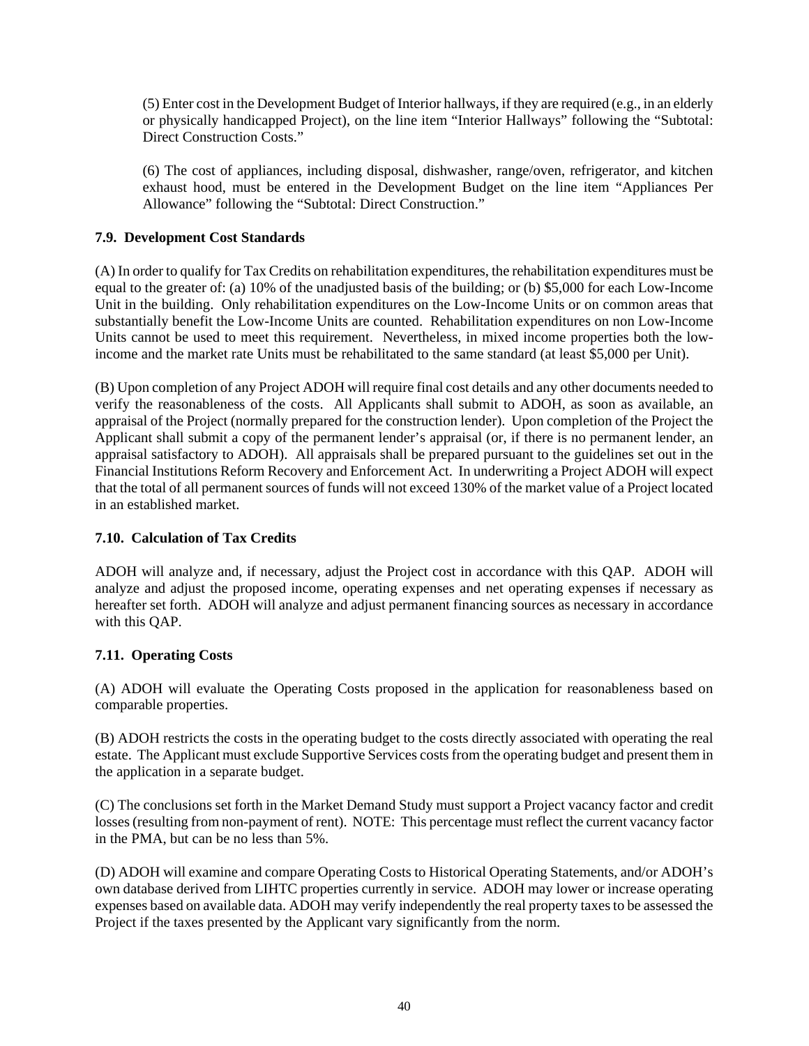(5) Enter cost in the Development Budget of Interior hallways, if they are required (e.g., in an elderly or physically handicapped Project), on the line item "Interior Hallways" following the "Subtotal: Direct Construction Costs."

(6) The cost of appliances, including disposal, dishwasher, range/oven, refrigerator, and kitchen exhaust hood, must be entered in the Development Budget on the line item "Appliances Per Allowance" following the "Subtotal: Direct Construction."

### 7.9. Development Cost Standards

(A) In order to qualify for Tax Credits on rehabilitation expenditures, the rehabilitation expenditures must be equal to the greater of: (a) 10% of the unadjusted basis of the building; or (b) $5,000 for each Low-Income Unit in the building. Only rehabilitation expenditures on the Low-Income Units or on common areas that substantially benefit the Low-Income Units are counted. Rehabilitation expenditures on non Low-Income Units cannot be used to meet this requirement. Nevertheless, in mixed income properties both the low-income and the market rate Units must be rehabilitated to the same standard (at least $5,000 per Unit).

(B) Upon completion of any Project ADOH will require final cost details and any other documents needed to verify the reasonableness of the costs. All Applicants shall submit to ADOH, as soon as available, an appraisal of the Project (normally prepared for the construction lender). Upon completion of the Project the Applicant shall submit a copy of the permanent lender's appraisal (or, if there is no permanent lender, an appraisal satisfactory to ADOH). All appraisals shall be prepared pursuant to the guidelines set out in the Financial Institutions Reform Recovery and Enforcement Act. In underwriting a Project ADOH will expect that the total of all permanent sources of funds will not exceed 130% of the market value of a Project located in an established market.

### 7.10. Calculation of Tax Credits

ADOH will analyze and, if necessary, adjust the Project cost in accordance with this QAP. ADOH will analyze and adjust the proposed income, operating expenses and net operating expenses if necessary as hereafter set forth. ADOH will analyze and adjust permanent financing sources as necessary in accordance with this QAP.

### 7.11. Operating Costs

(A) ADOH will evaluate the Operating Costs proposed in the application for reasonableness based on comparable properties.

(B) ADOH restricts the costs in the operating budget to the costs directly associated with operating the real estate. The Applicant must exclude Supportive Services costs from the operating budget and present them in the application in a separate budget.

(C) The conclusions set forth in the Market Demand Study must support a Project vacancy factor and credit losses (resulting from non-payment of rent). NOTE: This percentage must reflect the current vacancy factor in the PMA, but can be no less than 5%.

(D) ADOH will examine and compare Operating Costs to Historical Operating Statements, and/or ADOH's own database derived from LIHTC properties currently in service. ADOH may lower or increase operating expenses based on available data. ADOH may verify independently the real property taxes to be assessed the Project if the taxes presented by the Applicant vary significantly from the norm.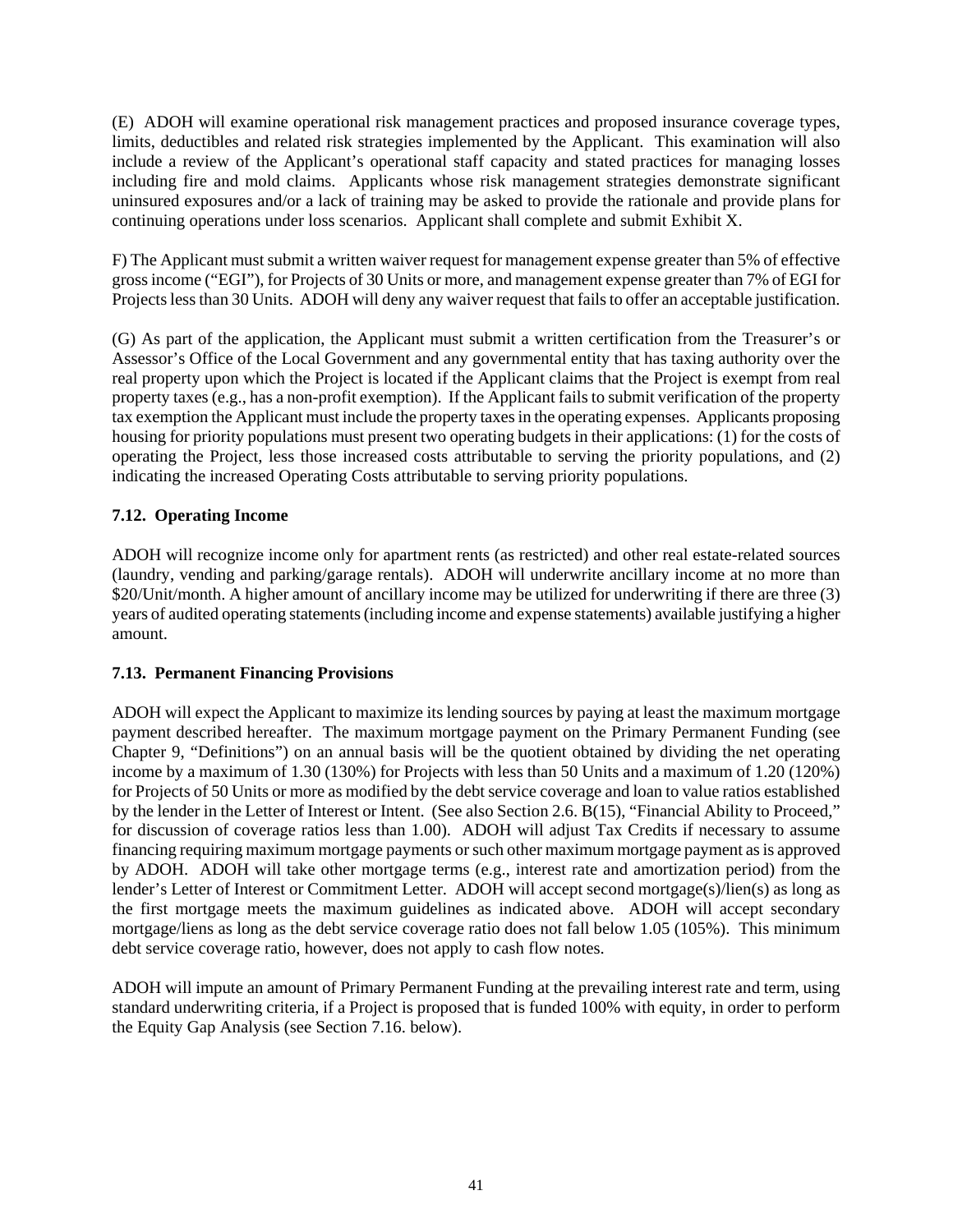(E) ADOH will examine operational risk management practices and proposed insurance coverage types, limits, deductibles and related risk strategies implemented by the Applicant. This examination will also include a review of the Applicant's operational staff capacity and stated practices for managing losses including fire and mold claims. Applicants whose risk management strategies demonstrate significant uninsured exposures and/or a lack of training may be asked to provide the rationale and provide plans for continuing operations under loss scenarios. Applicant shall complete and submit Exhibit X.

F) The Applicant must submit a written waiver request for management expense greater than 5% of effective gross income ("EGI"), for Projects of 30 Units or more, and management expense greater than 7% of EGI for Projects less than 30 Units. ADOH will deny any waiver request that fails to offer an acceptable justification.

(G) As part of the application, the Applicant must submit a written certification from the Treasurer's or Assessor's Office of the Local Government and any governmental entity that has taxing authority over the real property upon which the Project is located if the Applicant claims that the Project is exempt from real property taxes (e.g., has a non-profit exemption). If the Applicant fails to submit verification of the property tax exemption the Applicant must include the property taxes in the operating expenses. Applicants proposing housing for priority populations must present two operating budgets in their applications: (1) for the costs of operating the Project, less those increased costs attributable to serving the priority populations, and (2) indicating the increased Operating Costs attributable to serving priority populations.

### 7.12. Operating Income

ADOH will recognize income only for apartment rents (as restricted) and other real estate-related sources (laundry, vending and parking/garage rentals). ADOH will underwrite ancillary income at no more than $20/Unit/month. A higher amount of ancillary income may be utilized for underwriting if there are three (3) years of audited operating statements (including income and expense statements) available justifying a higher amount.

### 7.13. Permanent Financing Provisions

ADOH will expect the Applicant to maximize its lending sources by paying at least the maximum mortgage payment described hereafter. The maximum mortgage payment on the Primary Permanent Funding (see Chapter 9, "Definitions") on an annual basis will be the quotient obtained by dividing the net operating income by a maximum of 1.30 (130%) for Projects with less than 50 Units and a maximum of 1.20 (120%) for Projects of 50 Units or more as modified by the debt service coverage and loan to value ratios established by the lender in the Letter of Interest or Intent. (See also Section 2.6. B(15), "Financial Ability to Proceed," for discussion of coverage ratios less than 1.00). ADOH will adjust Tax Credits if necessary to assume financing requiring maximum mortgage payments or such other maximum mortgage payment as is approved by ADOH. ADOH will take other mortgage terms (e.g., interest rate and amortization period) from the lender's Letter of Interest or Commitment Letter. ADOH will accept second mortgage(s)/lien(s) as long as the first mortgage meets the maximum guidelines as indicated above. ADOH will accept secondary mortgage/liens as long as the debt service coverage ratio does not fall below 1.05 (105%). This minimum debt service coverage ratio, however, does not apply to cash flow notes.

ADOH will impute an amount of Primary Permanent Funding at the prevailing interest rate and term, using standard underwriting criteria, if a Project is proposed that is funded 100% with equity, in order to perform the Equity Gap Analysis (see Section 7.16. below).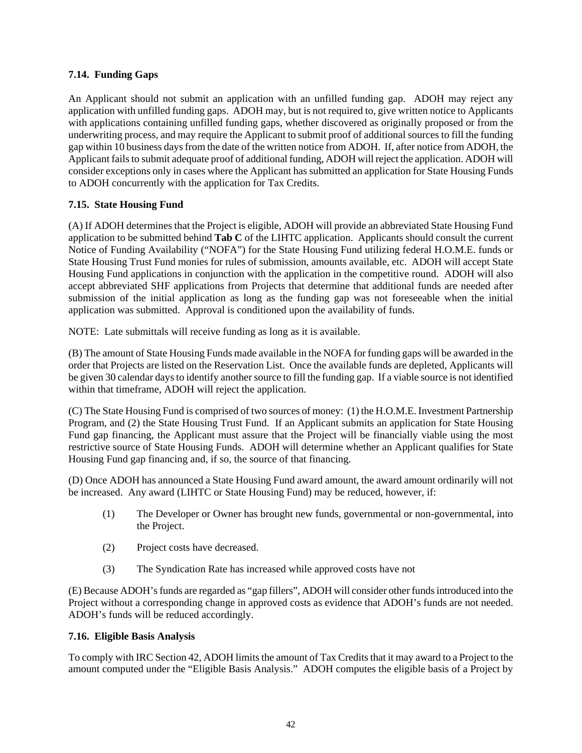### 7.14. Funding Gaps

An Applicant should not submit an application with an unfilled funding gap. ADOH may reject any application with unfilled funding gaps. ADOH may, but is not required to, give written notice to Applicants with applications containing unfilled funding gaps, whether discovered as originally proposed or from the underwriting process, and may require the Applicant to submit proof of additional sources to fill the funding gap within 10 business days from the date of the written notice from ADOH. If, after notice from ADOH, the Applicant fails to submit adequate proof of additional funding, ADOH will reject the application. ADOH will consider exceptions only in cases where the Applicant has submitted an application for State Housing Funds to ADOH concurrently with the application for Tax Credits.

### 7.15. State Housing Fund

(A) If ADOH determines that the Project is eligible, ADOH will provide an abbreviated State Housing Fund application to be submitted behind **Tab C** of the LIHTC application. Applicants should consult the current Notice of Funding Availability ("NOFA") for the State Housing Fund utilizing federal H.O.M.E. funds or State Housing Trust Fund monies for rules of submission, amounts available, etc. ADOH will accept State Housing Fund applications in conjunction with the application in the competitive round. ADOH will also accept abbreviated SHF applications from Projects that determine that additional funds are needed after submission of the initial application as long as the funding gap was not foreseeable when the initial application was submitted. Approval is conditioned upon the availability of funds.

NOTE: Late submittals will receive funding as long as it is available.

(B) The amount of State Housing Funds made available in the NOFA for funding gaps will be awarded in the order that Projects are listed on the Reservation List. Once the available funds are depleted, Applicants will be given 30 calendar days to identify another source to fill the funding gap. If a viable source is not identified within that timeframe, ADOH will reject the application.

(C) The State Housing Fund is comprised of two sources of money: (1) the H.O.M.E. Investment Partnership Program, and (2) the State Housing Trust Fund. If an Applicant submits an application for State Housing Fund gap financing, the Applicant must assure that the Project will be financially viable using the most restrictive source of State Housing Funds. ADOH will determine whether an Applicant qualifies for State Housing Fund gap financing and, if so, the source of that financing.

(D) Once ADOH has announced a State Housing Fund award amount, the award amount ordinarily will not be increased. Any award (LIHTC or State Housing Fund) may be reduced, however, if:

(1) The Developer or Owner has brought new funds, governmental or non-governmental, into the Project.

(2) Project costs have decreased.

(3) The Syndication Rate has increased while approved costs have not

(E) Because ADOH's funds are regarded as "gap fillers", ADOH will consider other funds introduced into the Project without a corresponding change in approved costs as evidence that ADOH's funds are not needed. ADOH's funds will be reduced accordingly.

### 7.16. Eligible Basis Analysis

To comply with IRC Section 42, ADOH limits the amount of Tax Credits that it may award to a Project to the amount computed under the "Eligible Basis Analysis." ADOH computes the eligible basis of a Project by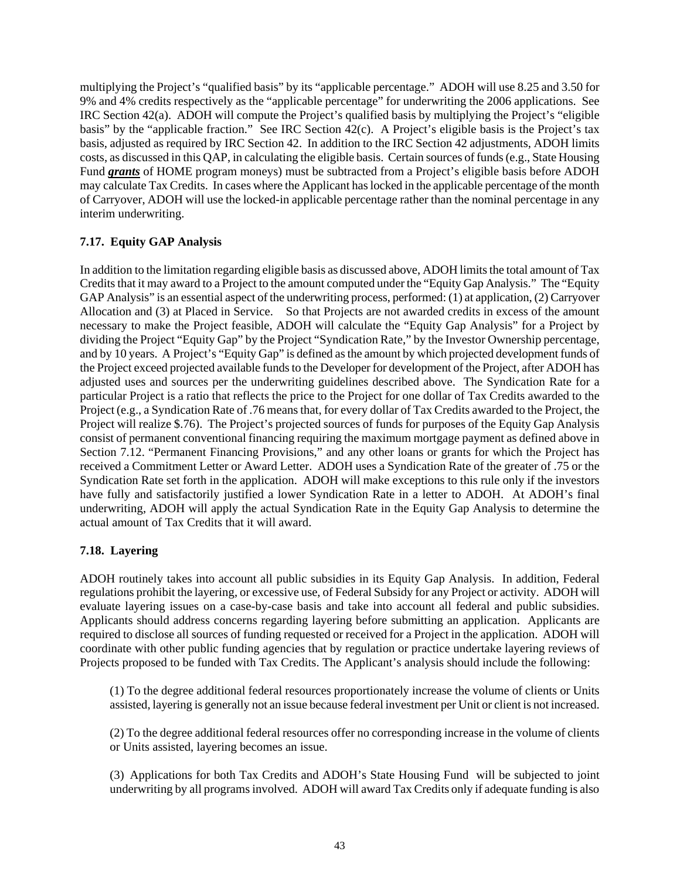multiplying the Project's "qualified basis" by its "applicable percentage." ADOH will use 8.25 and 3.50 for 9% and 4% credits respectively as the "applicable percentage" for underwriting the 2006 applications. See IRC Section 42(a). ADOH will compute the Project's qualified basis by multiplying the Project's "eligible basis" by the "applicable fraction." See IRC Section 42(c). A Project's eligible basis is the Project's tax basis, adjusted as required by IRC Section 42. In addition to the IRC Section 42 adjustments, ADOH limits costs, as discussed in this QAP, in calculating the eligible basis. Certain sources of funds (e.g., State Housing Fund ***grants*** of HOME program moneys) must be subtracted from a Project's eligible basis before ADOH may calculate Tax Credits. In cases where the Applicant has locked in the applicable percentage of the month of Carryover, ADOH will use the locked-in applicable percentage rather than the nominal percentage in any interim underwriting.

### 7.17. Equity GAP Analysis

In addition to the limitation regarding eligible basis as discussed above, ADOH limits the total amount of Tax Credits that it may award to a Project to the amount computed under the "Equity Gap Analysis." The "Equity GAP Analysis" is an essential aspect of the underwriting process, performed: (1) at application, (2) Carryover Allocation and (3) at Placed in Service. So that Projects are not awarded credits in excess of the amount necessary to make the Project feasible, ADOH will calculate the "Equity Gap Analysis" for a Project by dividing the Project "Equity Gap" by the Project "Syndication Rate," by the Investor Ownership percentage, and by 10 years. A Project's "Equity Gap" is defined as the amount by which projected development funds of the Project exceed projected available funds to the Developer for development of the Project, after ADOH has adjusted uses and sources per the underwriting guidelines described above. The Syndication Rate for a particular Project is a ratio that reflects the price to the Project for one dollar of Tax Credits awarded to the Project (e.g., a Syndication Rate of .76 means that, for every dollar of Tax Credits awarded to the Project, the Project will realize $.76). The Project's projected sources of funds for purposes of the Equity Gap Analysis consist of permanent conventional financing requiring the maximum mortgage payment as defined above in Section 7.12. "Permanent Financing Provisions," and any other loans or grants for which the Project has received a Commitment Letter or Award Letter. ADOH uses a Syndication Rate of the greater of .75 or the Syndication Rate set forth in the application. ADOH will make exceptions to this rule only if the investors have fully and satisfactorily justified a lower Syndication Rate in a letter to ADOH. At ADOH's final underwriting, ADOH will apply the actual Syndication Rate in the Equity Gap Analysis to determine the actual amount of Tax Credits that it will award.

### 7.18. Layering

ADOH routinely takes into account all public subsidies in its Equity Gap Analysis. In addition, Federal regulations prohibit the layering, or excessive use, of Federal Subsidy for any Project or activity. ADOH will evaluate layering issues on a case-by-case basis and take into account all federal and public subsidies. Applicants should address concerns regarding layering before submitting an application. Applicants are required to disclose all sources of funding requested or received for a Project in the application. ADOH will coordinate with other public funding agencies that by regulation or practice undertake layering reviews of Projects proposed to be funded with Tax Credits. The Applicant's analysis should include the following:

(1) To the degree additional federal resources proportionately increase the volume of clients or Units assisted, layering is generally not an issue because federal investment per Unit or client is not increased.

(2) To the degree additional federal resources offer no corresponding increase in the volume of clients or Units assisted, layering becomes an issue.

(3) Applications for both Tax Credits and ADOH's State Housing Fund will be subjected to joint underwriting by all programs involved. ADOH will award Tax Credits only if adequate funding is also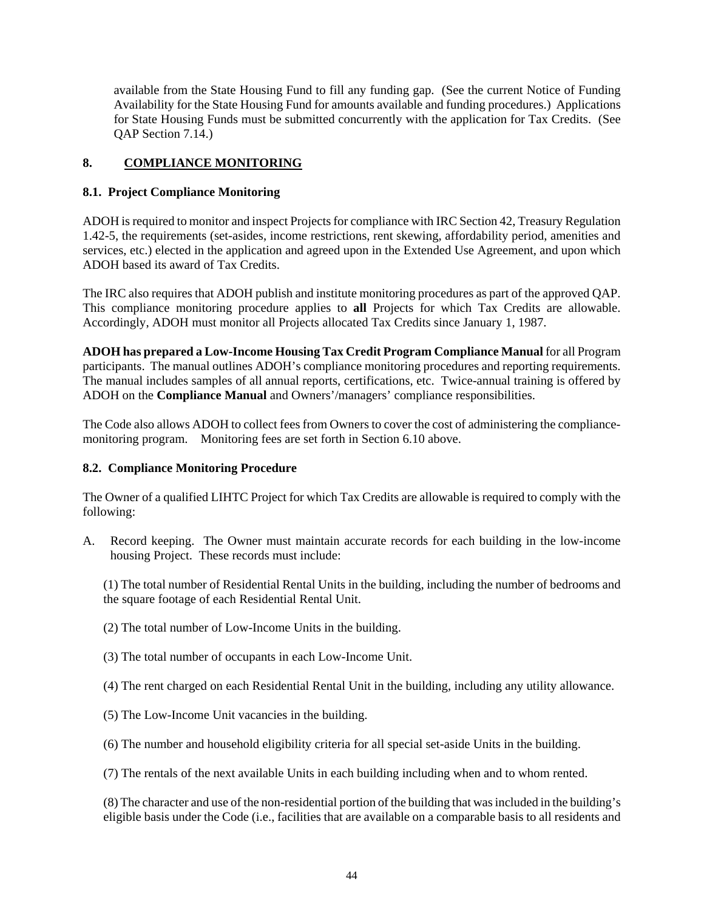available from the State Housing Fund to fill any funding gap. (See the current Notice of Funding Availability for the State Housing Fund for amounts available and funding procedures.) Applications for State Housing Funds must be submitted concurrently with the application for Tax Credits. (See QAP Section 7.14.)

## 8. COMPLIANCE MONITORING

### 8.1. Project Compliance Monitoring

ADOH is required to monitor and inspect Projects for compliance with IRC Section 42, Treasury Regulation 1.42-5, the requirements (set-asides, income restrictions, rent skewing, affordability period, amenities and services, etc.) elected in the application and agreed upon in the Extended Use Agreement, and upon which ADOH based its award of Tax Credits.

The IRC also requires that ADOH publish and institute monitoring procedures as part of the approved QAP. This compliance monitoring procedure applies to **all** Projects for which Tax Credits are allowable. Accordingly, ADOH must monitor all Projects allocated Tax Credits since January 1, 1987.

**ADOH has prepared a Low-Income Housing Tax Credit Program Compliance Manual** for all Program participants. The manual outlines ADOH's compliance monitoring procedures and reporting requirements. The manual includes samples of all annual reports, certifications, etc. Twice-annual training is offered by ADOH on the **Compliance Manual** and Owners'/managers' compliance responsibilities.

The Code also allows ADOH to collect fees from Owners to cover the cost of administering the compliance-monitoring program. Monitoring fees are set forth in Section 6.10 above.

### 8.2. Compliance Monitoring Procedure

The Owner of a qualified LIHTC Project for which Tax Credits are allowable is required to comply with the following:

A. Record keeping. The Owner must maintain accurate records for each building in the low-income housing Project. These records must include:

(1) The total number of Residential Rental Units in the building, including the number of bedrooms and the square footage of each Residential Rental Unit.

(2) The total number of Low-Income Units in the building.

(3) The total number of occupants in each Low-Income Unit.

(4) The rent charged on each Residential Rental Unit in the building, including any utility allowance.

(5) The Low-Income Unit vacancies in the building.

(6) The number and household eligibility criteria for all special set-aside Units in the building.

(7) The rentals of the next available Units in each building including when and to whom rented.

(8) The character and use of the non-residential portion of the building that was included in the building's eligible basis under the Code (i.e., facilities that are available on a comparable basis to all residents and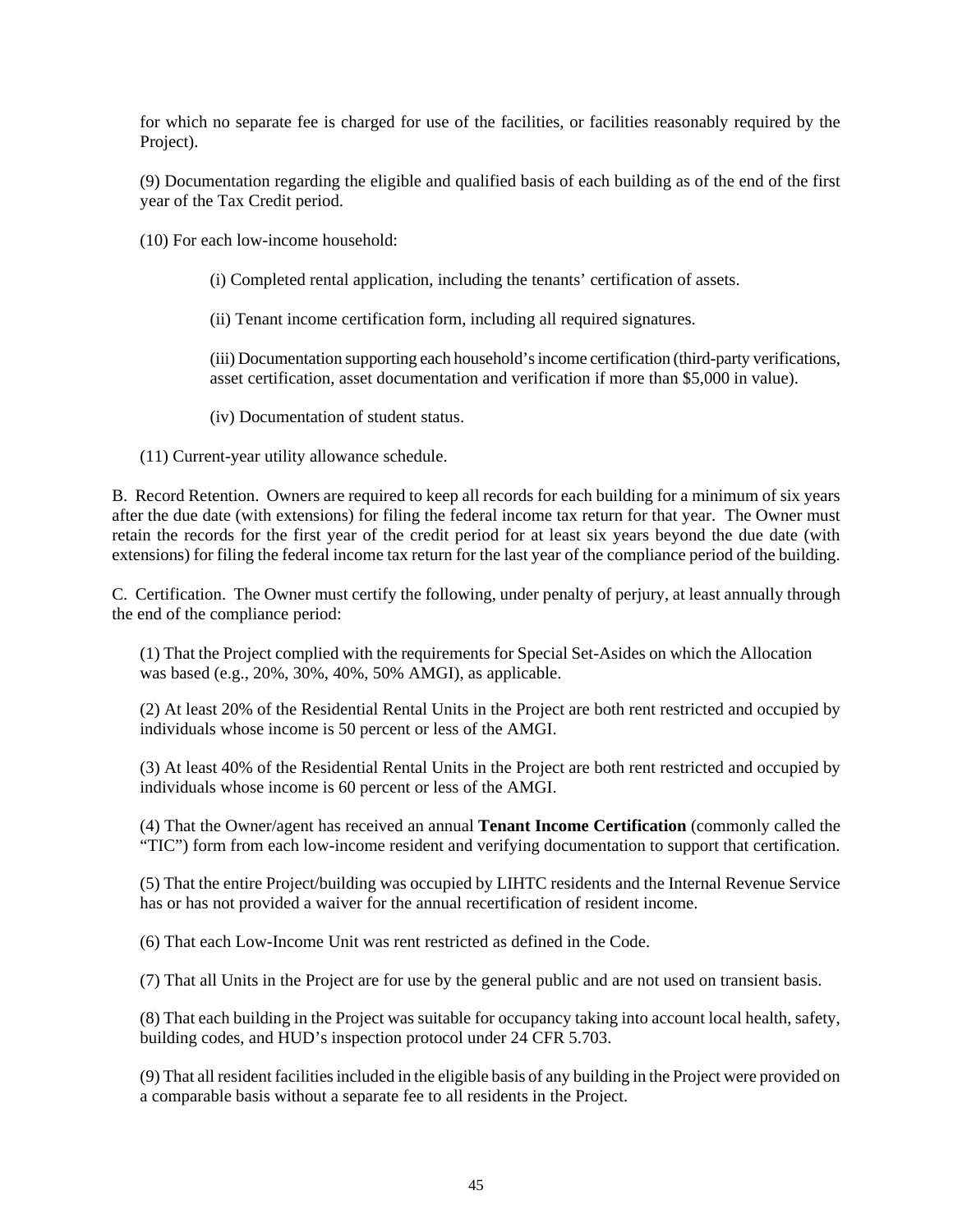for which no separate fee is charged for use of the facilities, or facilities reasonably required by the Project).

(9) Documentation regarding the eligible and qualified basis of each building as of the end of the first year of the Tax Credit period.

(10) For each low-income household:

(i) Completed rental application, including the tenants' certification of assets.

(ii) Tenant income certification form, including all required signatures.

(iii) Documentation supporting each household's income certification (third-party verifications, asset certification, asset documentation and verification if more than $5,000 in value).

(iv) Documentation of student status.

(11) Current-year utility allowance schedule.

B. Record Retention. Owners are required to keep all records for each building for a minimum of six years after the due date (with extensions) for filing the federal income tax return for that year. The Owner must retain the records for the first year of the credit period for at least six years beyond the due date (with extensions) for filing the federal income tax return for the last year of the compliance period of the building.

C. Certification. The Owner must certify the following, under penalty of perjury, at least annually through the end of the compliance period:

(1) That the Project complied with the requirements for Special Set-Asides on which the Allocation was based (e.g., 20%, 30%, 40%, 50% AMGI), as applicable.

(2) At least 20% of the Residential Rental Units in the Project are both rent restricted and occupied by individuals whose income is 50 percent or less of the AMGI.

(3) At least 40% of the Residential Rental Units in the Project are both rent restricted and occupied by individuals whose income is 60 percent or less of the AMGI.

(4) That the Owner/agent has received an annual **Tenant Income Certification** (commonly called the "TIC") form from each low-income resident and verifying documentation to support that certification.

(5) That the entire Project/building was occupied by LIHTC residents and the Internal Revenue Service has or has not provided a waiver for the annual recertification of resident income.

(6) That each Low-Income Unit was rent restricted as defined in the Code.

(7) That all Units in the Project are for use by the general public and are not used on transient basis.

(8) That each building in the Project was suitable for occupancy taking into account local health, safety, building codes, and HUD's inspection protocol under 24 CFR 5.703.

(9) That all resident facilities included in the eligible basis of any building in the Project were provided on a comparable basis without a separate fee to all residents in the Project.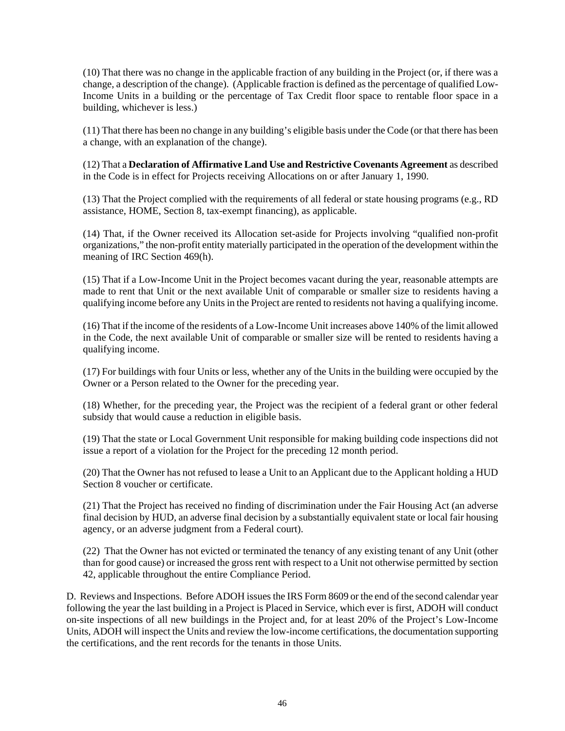(10) That there was no change in the applicable fraction of any building in the Project (or, if there was a change, a description of the change). (Applicable fraction is defined as the percentage of qualified Low-Income Units in a building or the percentage of Tax Credit floor space to rentable floor space in a building, whichever is less.)

(11) That there has been no change in any building's eligible basis under the Code (or that there has been a change, with an explanation of the change).

(12) That a **Declaration of Affirmative Land Use and Restrictive Covenants Agreement** as described in the Code is in effect for Projects receiving Allocations on or after January 1, 1990.

(13) That the Project complied with the requirements of all federal or state housing programs (e.g., RD assistance, HOME, Section 8, tax-exempt financing), as applicable.

(14) That, if the Owner received its Allocation set-aside for Projects involving "qualified non-profit organizations," the non-profit entity materially participated in the operation of the development within the meaning of IRC Section 469(h).

(15) That if a Low-Income Unit in the Project becomes vacant during the year, reasonable attempts are made to rent that Unit or the next available Unit of comparable or smaller size to residents having a qualifying income before any Units in the Project are rented to residents not having a qualifying income.

(16) That if the income of the residents of a Low-Income Unit increases above 140% of the limit allowed in the Code, the next available Unit of comparable or smaller size will be rented to residents having a qualifying income.

(17) For buildings with four Units or less, whether any of the Units in the building were occupied by the Owner or a Person related to the Owner for the preceding year.

(18) Whether, for the preceding year, the Project was the recipient of a federal grant or other federal subsidy that would cause a reduction in eligible basis.

(19) That the state or Local Government Unit responsible for making building code inspections did not issue a report of a violation for the Project for the preceding 12 month period.

(20) That the Owner has not refused to lease a Unit to an Applicant due to the Applicant holding a HUD Section 8 voucher or certificate.

(21) That the Project has received no finding of discrimination under the Fair Housing Act (an adverse final decision by HUD, an adverse final decision by a substantially equivalent state or local fair housing agency, or an adverse judgment from a Federal court).

(22) That the Owner has not evicted or terminated the tenancy of any existing tenant of any Unit (other than for good cause) or increased the gross rent with respect to a Unit not otherwise permitted by section 42, applicable throughout the entire Compliance Period.

D. Reviews and Inspections. Before ADOH issues the IRS Form 8609 or the end of the second calendar year following the year the last building in a Project is Placed in Service, which ever is first, ADOH will conduct on-site inspections of all new buildings in the Project and, for at least 20% of the Project's Low-Income Units, ADOH will inspect the Units and review the low-income certifications, the documentation supporting the certifications, and the rent records for the tenants in those Units.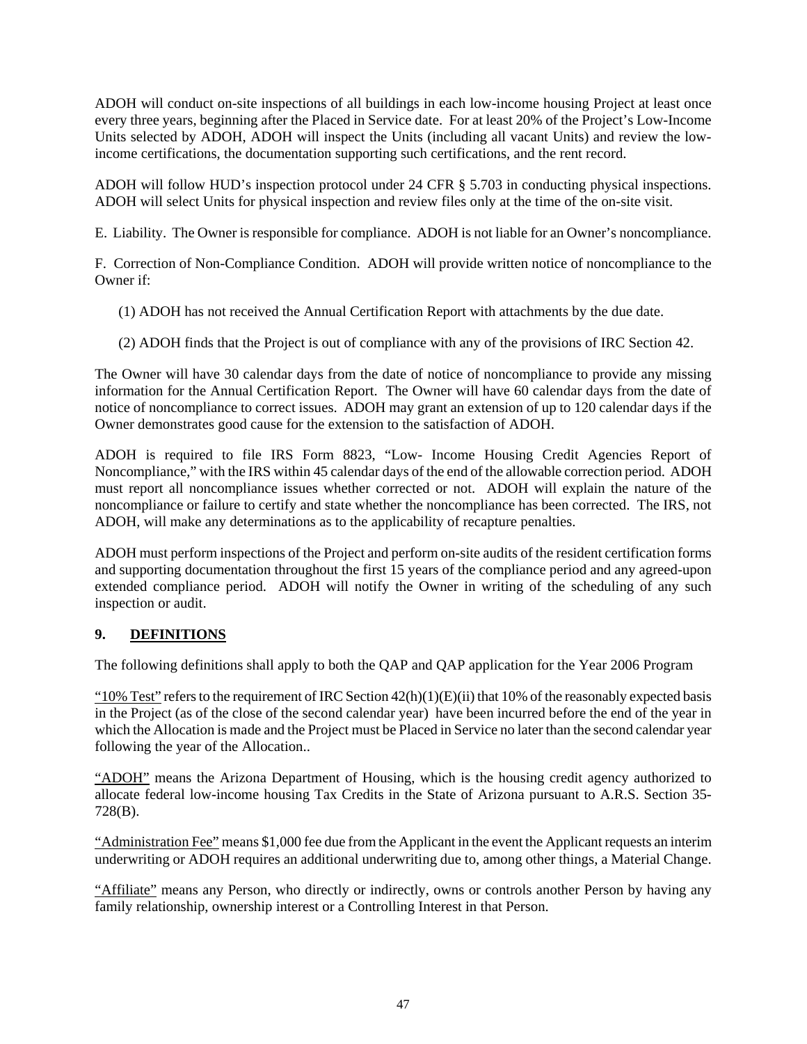ADOH will conduct on-site inspections of all buildings in each low-income housing Project at least once every three years, beginning after the Placed in Service date. For at least 20% of the Project's Low-Income Units selected by ADOH, ADOH will inspect the Units (including all vacant Units) and review the low-income certifications, the documentation supporting such certifications, and the rent record.

ADOH will follow HUD's inspection protocol under 24 CFR § 5.703 in conducting physical inspections. ADOH will select Units for physical inspection and review files only at the time of the on-site visit.

E. Liability. The Owner is responsible for compliance. ADOH is not liable for an Owner's noncompliance.

F. Correction of Non-Compliance Condition. ADOH will provide written notice of noncompliance to the Owner if:

(1) ADOH has not received the Annual Certification Report with attachments by the due date.

(2) ADOH finds that the Project is out of compliance with any of the provisions of IRC Section 42.

The Owner will have 30 calendar days from the date of notice of noncompliance to provide any missing information for the Annual Certification Report. The Owner will have 60 calendar days from the date of notice of noncompliance to correct issues. ADOH may grant an extension of up to 120 calendar days if the Owner demonstrates good cause for the extension to the satisfaction of ADOH.

ADOH is required to file IRS Form 8823, "Low- Income Housing Credit Agencies Report of Noncompliance," with the IRS within 45 calendar days of the end of the allowable correction period. ADOH must report all noncompliance issues whether corrected or not. ADOH will explain the nature of the noncompliance or failure to certify and state whether the noncompliance has been corrected. The IRS, not ADOH, will make any determinations as to the applicability of recapture penalties.

ADOH must perform inspections of the Project and perform on-site audits of the resident certification forms and supporting documentation throughout the first 15 years of the compliance period and any agreed-upon extended compliance period. ADOH will notify the Owner in writing of the scheduling of any such inspection or audit.

## 9. DEFINITIONS

The following definitions shall apply to both the QAP and QAP application for the Year 2006 Program

"10% Test" refers to the requirement of IRC Section 42(h)(1)(E)(ii) that 10% of the reasonably expected basis in the Project (as of the close of the second calendar year) have been incurred before the end of the year in which the Allocation is made and the Project must be Placed in Service no later than the second calendar year following the year of the Allocation..

"ADOH" means the Arizona Department of Housing, which is the housing credit agency authorized to allocate federal low-income housing Tax Credits in the State of Arizona pursuant to A.R.S. Section 35-728(B).

"Administration Fee" means $1,000 fee due from the Applicant in the event the Applicant requests an interim underwriting or ADOH requires an additional underwriting due to, among other things, a Material Change.

"Affiliate" means any Person, who directly or indirectly, owns or controls another Person by having any family relationship, ownership interest or a Controlling Interest in that Person.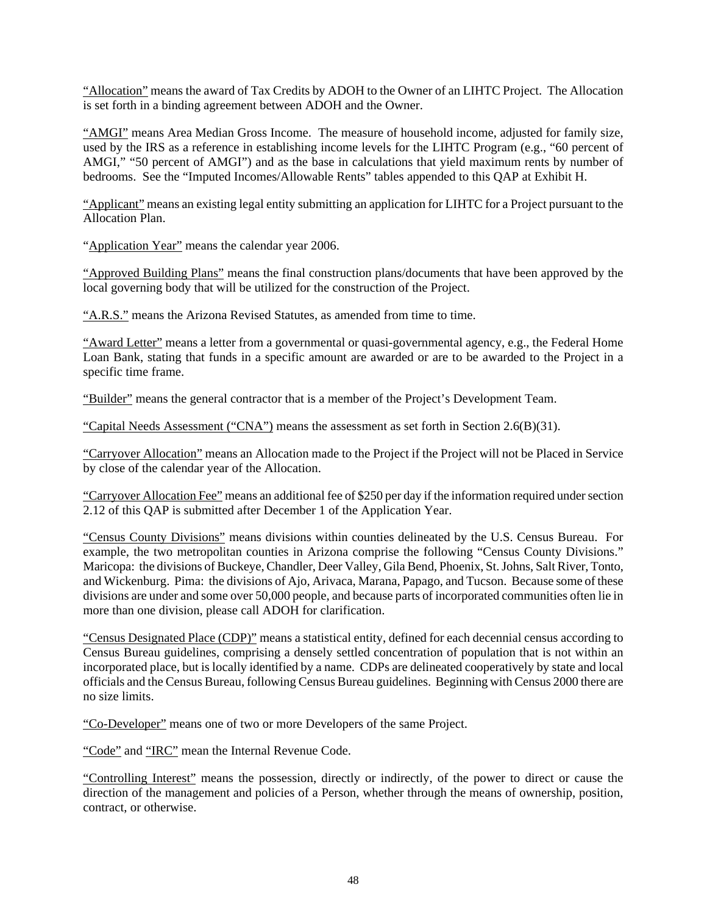"Allocation" means the award of Tax Credits by ADOH to the Owner of an LIHTC Project. The Allocation is set forth in a binding agreement between ADOH and the Owner.

"AMGI" means Area Median Gross Income. The measure of household income, adjusted for family size, used by the IRS as a reference in establishing income levels for the LIHTC Program (e.g., "60 percent of AMGI," "50 percent of AMGI") and as the base in calculations that yield maximum rents by number of bedrooms. See the "Imputed Incomes/Allowable Rents" tables appended to this QAP at Exhibit H.

"Applicant" means an existing legal entity submitting an application for LIHTC for a Project pursuant to the Allocation Plan.

"Application Year" means the calendar year 2006.

"Approved Building Plans" means the final construction plans/documents that have been approved by the local governing body that will be utilized for the construction of the Project.

"A.R.S." means the Arizona Revised Statutes, as amended from time to time.

"Award Letter" means a letter from a governmental or quasi-governmental agency, e.g., the Federal Home Loan Bank, stating that funds in a specific amount are awarded or are to be awarded to the Project in a specific time frame.

"Builder" means the general contractor that is a member of the Project's Development Team.

"Capital Needs Assessment ("CNA") means the assessment as set forth in Section 2.6(B)(31).

"Carryover Allocation" means an Allocation made to the Project if the Project will not be Placed in Service by close of the calendar year of the Allocation.

"Carryover Allocation Fee" means an additional fee of $250 per day if the information required under section 2.12 of this QAP is submitted after December 1 of the Application Year.

"Census County Divisions" means divisions within counties delineated by the U.S. Census Bureau. For example, the two metropolitan counties in Arizona comprise the following "Census County Divisions." Maricopa: the divisions of Buckeye, Chandler, Deer Valley, Gila Bend, Phoenix, St. Johns, Salt River, Tonto, and Wickenburg. Pima: the divisions of Ajo, Arivaca, Marana, Papago, and Tucson. Because some of these divisions are under and some over 50,000 people, and because parts of incorporated communities often lie in more than one division, please call ADOH for clarification.

"Census Designated Place (CDP)" means a statistical entity, defined for each decennial census according to Census Bureau guidelines, comprising a densely settled concentration of population that is not within an incorporated place, but is locally identified by a name. CDPs are delineated cooperatively by state and local officials and the Census Bureau, following Census Bureau guidelines. Beginning with Census 2000 there are no size limits.

"Co-Developer" means one of two or more Developers of the same Project.

"Code" and "IRC" mean the Internal Revenue Code.

"Controlling Interest" means the possession, directly or indirectly, of the power to direct or cause the direction of the management and policies of a Person, whether through the means of ownership, position, contract, or otherwise.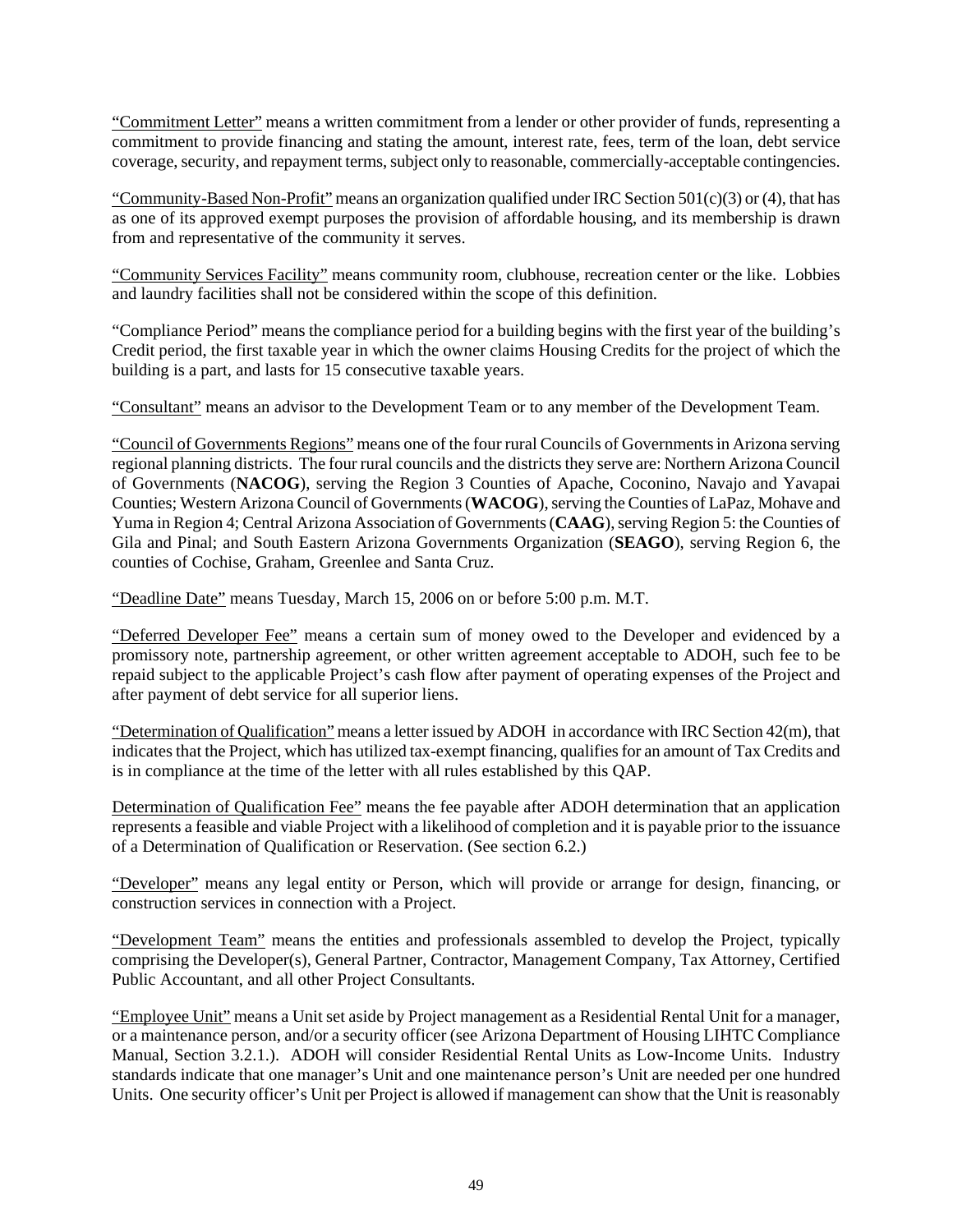"Commitment Letter" means a written commitment from a lender or other provider of funds, representing a commitment to provide financing and stating the amount, interest rate, fees, term of the loan, debt service coverage, security, and repayment terms, subject only to reasonable, commercially-acceptable contingencies.

"Community-Based Non-Profit" means an organization qualified under IRC Section 501(c)(3) or (4), that has as one of its approved exempt purposes the provision of affordable housing, and its membership is drawn from and representative of the community it serves.

"Community Services Facility" means community room, clubhouse, recreation center or the like. Lobbies and laundry facilities shall not be considered within the scope of this definition.

"Compliance Period" means the compliance period for a building begins with the first year of the building's Credit period, the first taxable year in which the owner claims Housing Credits for the project of which the building is a part, and lasts for 15 consecutive taxable years.

"Consultant" means an advisor to the Development Team or to any member of the Development Team.

"Council of Governments Regions" means one of the four rural Councils of Governments in Arizona serving regional planning districts. The four rural councils and the districts they serve are: Northern Arizona Council of Governments (**NACOG**), serving the Region 3 Counties of Apache, Coconino, Navajo and Yavapai Counties; Western Arizona Council of Governments (**WACOG**), serving the Counties of LaPaz, Mohave and Yuma in Region 4; Central Arizona Association of Governments (**CAAG**), serving Region 5: the Counties of Gila and Pinal; and South Eastern Arizona Governments Organization (**SEAGO**), serving Region 6, the counties of Cochise, Graham, Greenlee and Santa Cruz.

"Deadline Date" means Tuesday, March 15, 2006 on or before 5:00 p.m. M.T.

"Deferred Developer Fee" means a certain sum of money owed to the Developer and evidenced by a promissory note, partnership agreement, or other written agreement acceptable to ADOH, such fee to be repaid subject to the applicable Project's cash flow after payment of operating expenses of the Project and after payment of debt service for all superior liens.

"Determination of Qualification" means a letter issued by ADOH in accordance with IRC Section 42(m), that indicates that the Project, which has utilized tax-exempt financing, qualifies for an amount of Tax Credits and is in compliance at the time of the letter with all rules established by this QAP.

Determination of Qualification Fee" means the fee payable after ADOH determination that an application represents a feasible and viable Project with a likelihood of completion and it is payable prior to the issuance of a Determination of Qualification or Reservation. (See section 6.2.)

"Developer" means any legal entity or Person, which will provide or arrange for design, financing, or construction services in connection with a Project.

"Development Team" means the entities and professionals assembled to develop the Project, typically comprising the Developer(s), General Partner, Contractor, Management Company, Tax Attorney, Certified Public Accountant, and all other Project Consultants.

"Employee Unit" means a Unit set aside by Project management as a Residential Rental Unit for a manager, or a maintenance person, and/or a security officer (see Arizona Department of Housing LIHTC Compliance Manual, Section 3.2.1.). ADOH will consider Residential Rental Units as Low-Income Units. Industry standards indicate that one manager's Unit and one maintenance person's Unit are needed per one hundred Units. One security officer's Unit per Project is allowed if management can show that the Unit is reasonably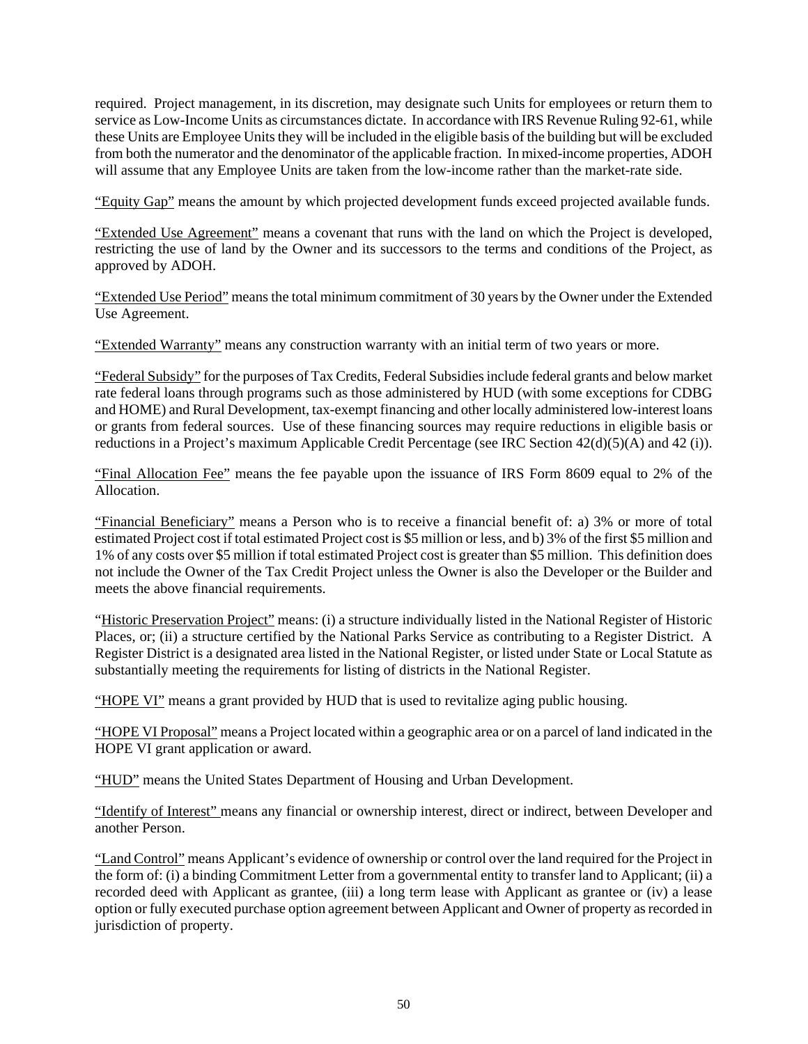required. Project management, in its discretion, may designate such Units for employees or return them to service as Low-Income Units as circumstances dictate. In accordance with IRS Revenue Ruling 92-61, while these Units are Employee Units they will be included in the eligible basis of the building but will be excluded from both the numerator and the denominator of the applicable fraction. In mixed-income properties, ADOH will assume that any Employee Units are taken from the low-income rather than the market-rate side.

"Equity Gap" means the amount by which projected development funds exceed projected available funds.

"Extended Use Agreement" means a covenant that runs with the land on which the Project is developed, restricting the use of land by the Owner and its successors to the terms and conditions of the Project, as approved by ADOH.

"Extended Use Period" means the total minimum commitment of 30 years by the Owner under the Extended Use Agreement.

"Extended Warranty" means any construction warranty with an initial term of two years or more.

"Federal Subsidy" for the purposes of Tax Credits, Federal Subsidies include federal grants and below market rate federal loans through programs such as those administered by HUD (with some exceptions for CDBG and HOME) and Rural Development, tax-exempt financing and other locally administered low-interest loans or grants from federal sources. Use of these financing sources may require reductions in eligible basis or reductions in a Project's maximum Applicable Credit Percentage (see IRC Section 42(d)(5)(A) and 42 (i)).

"Final Allocation Fee" means the fee payable upon the issuance of IRS Form 8609 equal to 2% of the Allocation.

"Financial Beneficiary" means a Person who is to receive a financial benefit of: a) 3% or more of total estimated Project cost if total estimated Project cost is $5 million or less, and b) 3% of the first $5 million and 1% of any costs over $5 million if total estimated Project cost is greater than $5 million. This definition does not include the Owner of the Tax Credit Project unless the Owner is also the Developer or the Builder and meets the above financial requirements.

"Historic Preservation Project" means: (i) a structure individually listed in the National Register of Historic Places, or; (ii) a structure certified by the National Parks Service as contributing to a Register District. A Register District is a designated area listed in the National Register, or listed under State or Local Statute as substantially meeting the requirements for listing of districts in the National Register.

"HOPE VI" means a grant provided by HUD that is used to revitalize aging public housing.

"HOPE VI Proposal" means a Project located within a geographic area or on a parcel of land indicated in the HOPE VI grant application or award.

"HUD" means the United States Department of Housing and Urban Development.

"Identify of Interest" means any financial or ownership interest, direct or indirect, between Developer and another Person.

"Land Control" means Applicant's evidence of ownership or control over the land required for the Project in the form of: (i) a binding Commitment Letter from a governmental entity to transfer land to Applicant; (ii) a recorded deed with Applicant as grantee, (iii) a long term lease with Applicant as grantee or (iv) a lease option or fully executed purchase option agreement between Applicant and Owner of property as recorded in jurisdiction of property.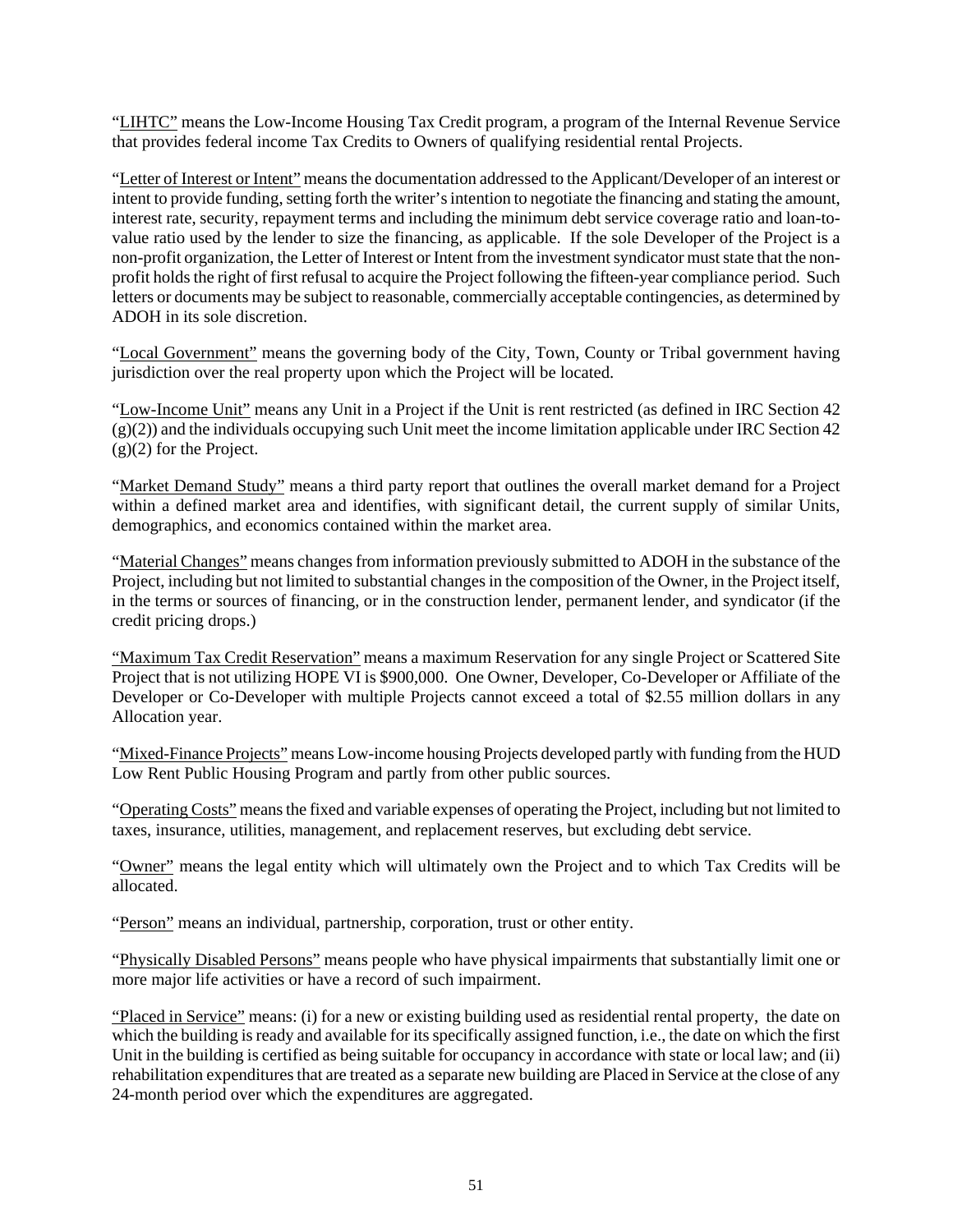"LIHTC" means the Low-Income Housing Tax Credit program, a program of the Internal Revenue Service that provides federal income Tax Credits to Owners of qualifying residential rental Projects.

"Letter of Interest or Intent" means the documentation addressed to the Applicant/Developer of an interest or intent to provide funding, setting forth the writer's intention to negotiate the financing and stating the amount, interest rate, security, repayment terms and including the minimum debt service coverage ratio and loan-to-value ratio used by the lender to size the financing, as applicable. If the sole Developer of the Project is a non-profit organization, the Letter of Interest or Intent from the investment syndicator must state that the non-profit holds the right of first refusal to acquire the Project following the fifteen-year compliance period. Such letters or documents may be subject to reasonable, commercially acceptable contingencies, as determined by ADOH in its sole discretion.

"Local Government" means the governing body of the City, Town, County or Tribal government having jurisdiction over the real property upon which the Project will be located.

"Low-Income Unit" means any Unit in a Project if the Unit is rent restricted (as defined in IRC Section 42 (g)(2)) and the individuals occupying such Unit meet the income limitation applicable under IRC Section 42 (g)(2) for the Project.

"Market Demand Study" means a third party report that outlines the overall market demand for a Project within a defined market area and identifies, with significant detail, the current supply of similar Units, demographics, and economics contained within the market area.

"Material Changes" means changes from information previously submitted to ADOH in the substance of the Project, including but not limited to substantial changes in the composition of the Owner, in the Project itself, in the terms or sources of financing, or in the construction lender, permanent lender, and syndicator (if the credit pricing drops.)

"Maximum Tax Credit Reservation" means a maximum Reservation for any single Project or Scattered Site Project that is not utilizing HOPE VI is $900,000. One Owner, Developer, Co-Developer or Affiliate of the Developer or Co-Developer with multiple Projects cannot exceed a total of $2.55 million dollars in any Allocation year.

"Mixed-Finance Projects" means Low-income housing Projects developed partly with funding from the HUD Low Rent Public Housing Program and partly from other public sources.

"Operating Costs" means the fixed and variable expenses of operating the Project, including but not limited to taxes, insurance, utilities, management, and replacement reserves, but excluding debt service.

"Owner" means the legal entity which will ultimately own the Project and to which Tax Credits will be allocated.

"Person" means an individual, partnership, corporation, trust or other entity.

"Physically Disabled Persons" means people who have physical impairments that substantially limit one or more major life activities or have a record of such impairment.

"Placed in Service" means: (i) for a new or existing building used as residential rental property, the date on which the building is ready and available for its specifically assigned function, i.e., the date on which the first Unit in the building is certified as being suitable for occupancy in accordance with state or local law; and (ii) rehabilitation expenditures that are treated as a separate new building are Placed in Service at the close of any 24-month period over which the expenditures are aggregated.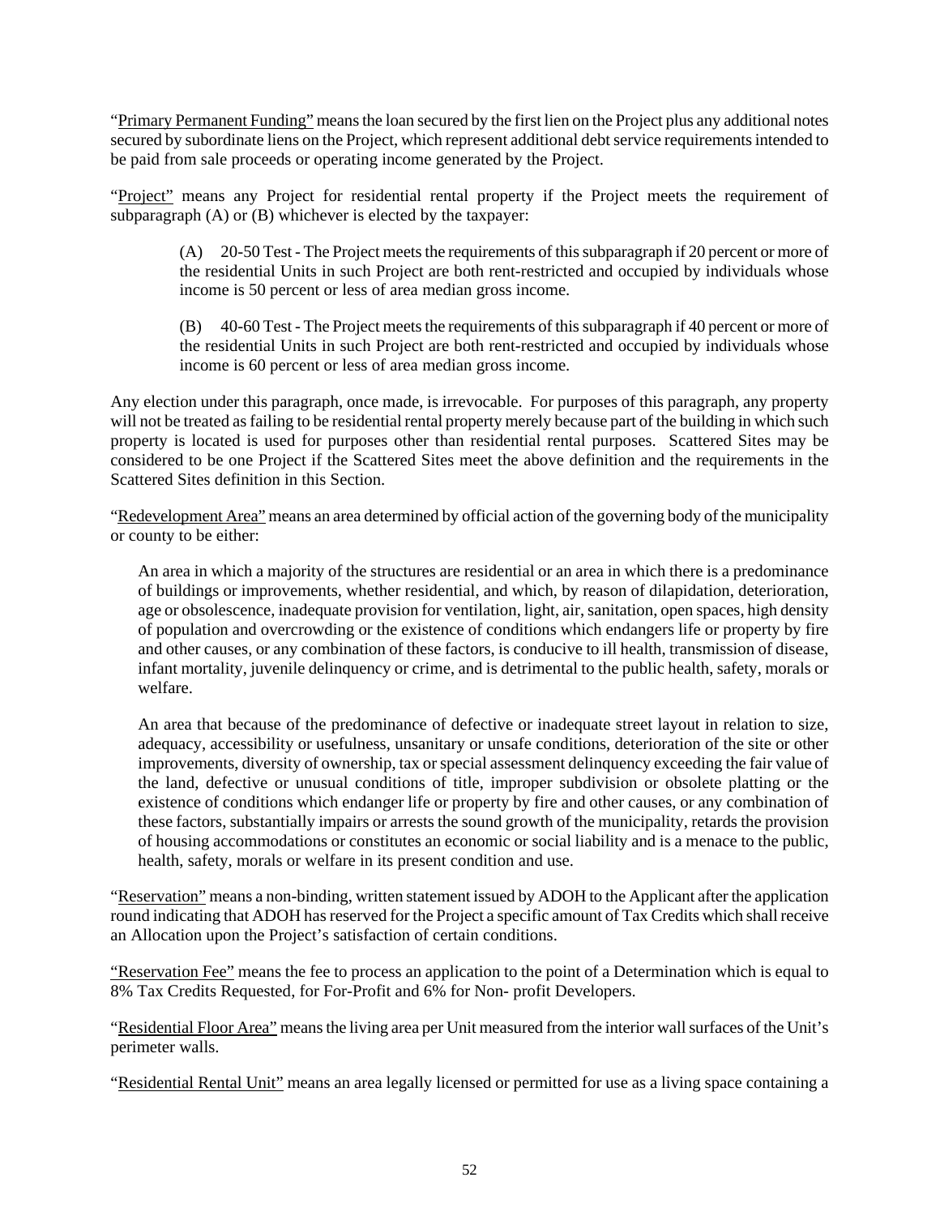"Primary Permanent Funding" means the loan secured by the first lien on the Project plus any additional notes secured by subordinate liens on the Project, which represent additional debt service requirements intended to be paid from sale proceeds or operating income generated by the Project.

"Project" means any Project for residential rental property if the Project meets the requirement of subparagraph (A) or (B) whichever is elected by the taxpayer:

> (A) 20-50 Test - The Project meets the requirements of this subparagraph if 20 percent or more of the residential Units in such Project are both rent-restricted and occupied by individuals whose income is 50 percent or less of area median gross income.
>
> (B) 40-60 Test - The Project meets the requirements of this subparagraph if 40 percent or more of the residential Units in such Project are both rent-restricted and occupied by individuals whose income is 60 percent or less of area median gross income.

Any election under this paragraph, once made, is irrevocable. For purposes of this paragraph, any property will not be treated as failing to be residential rental property merely because part of the building in which such property is located is used for purposes other than residential rental purposes. Scattered Sites may be considered to be one Project if the Scattered Sites meet the above definition and the requirements in the Scattered Sites definition in this Section.

"Redevelopment Area" means an area determined by official action of the governing body of the municipality or county to be either:

> An area in which a majority of the structures are residential or an area in which there is a predominance of buildings or improvements, whether residential, and which, by reason of dilapidation, deterioration, age or obsolescence, inadequate provision for ventilation, light, air, sanitation, open spaces, high density of population and overcrowding or the existence of conditions which endangers life or property by fire and other causes, or any combination of these factors, is conducive to ill health, transmission of disease, infant mortality, juvenile delinquency or crime, and is detrimental to the public health, safety, morals or welfare.
>
> An area that because of the predominance of defective or inadequate street layout in relation to size, adequacy, accessibility or usefulness, unsanitary or unsafe conditions, deterioration of the site or other improvements, diversity of ownership, tax or special assessment delinquency exceeding the fair value of the land, defective or unusual conditions of title, improper subdivision or obsolete platting or the existence of conditions which endanger life or property by fire and other causes, or any combination of these factors, substantially impairs or arrests the sound growth of the municipality, retards the provision of housing accommodations or constitutes an economic or social liability and is a menace to the public, health, safety, morals or welfare in its present condition and use.

"Reservation" means a non-binding, written statement issued by ADOH to the Applicant after the application round indicating that ADOH has reserved for the Project a specific amount of Tax Credits which shall receive an Allocation upon the Project's satisfaction of certain conditions.

"Reservation Fee" means the fee to process an application to the point of a Determination which is equal to 8% Tax Credits Requested, for For-Profit and 6% for Non- profit Developers.

"Residential Floor Area" means the living area per Unit measured from the interior wall surfaces of the Unit's perimeter walls.

"Residential Rental Unit" means an area legally licensed or permitted for use as a living space containing a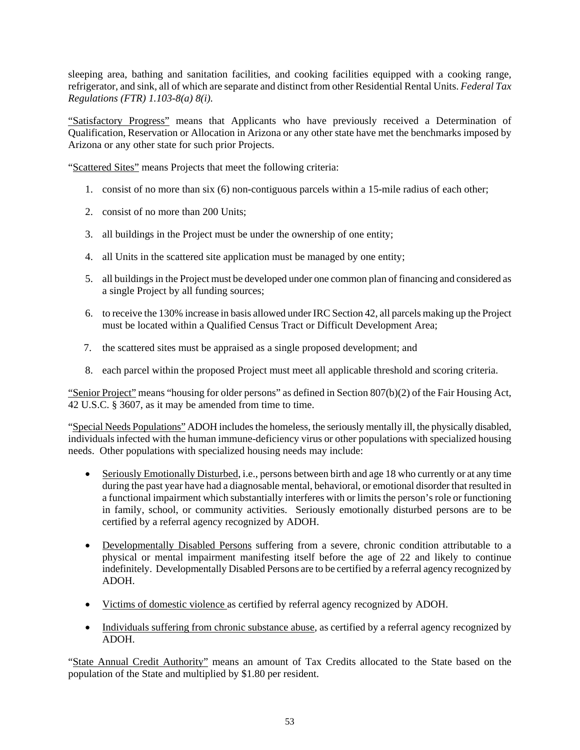sleeping area, bathing and sanitation facilities, and cooking facilities equipped with a cooking range, refrigerator, and sink, all of which are separate and distinct from other Residential Rental Units. *Federal Tax Regulations (FTR) 1.103-8(a) 8(i).*

"Satisfactory Progress" means that Applicants who have previously received a Determination of Qualification, Reservation or Allocation in Arizona or any other state have met the benchmarks imposed by Arizona or any other state for such prior Projects.

"Scattered Sites" means Projects that meet the following criteria:

1. consist of no more than six (6) non-contiguous parcels within a 15-mile radius of each other;
2. consist of no more than 200 Units;
3. all buildings in the Project must be under the ownership of one entity;
4. all Units in the scattered site application must be managed by one entity;
5. all buildings in the Project must be developed under one common plan of financing and considered as a single Project by all funding sources;
6. to receive the 130% increase in basis allowed under IRC Section 42, all parcels making up the Project must be located within a Qualified Census Tract or Difficult Development Area;
7. the scattered sites must be appraised as a single proposed development; and
8. each parcel within the proposed Project must meet all applicable threshold and scoring criteria.

"Senior Project" means "housing for older persons" as defined in Section 807(b)(2) of the Fair Housing Act, 42 U.S.C. § 3607, as it may be amended from time to time.

"Special Needs Populations" ADOH includes the homeless, the seriously mentally ill, the physically disabled, individuals infected with the human immune-deficiency virus or other populations with specialized housing needs. Other populations with specialized housing needs may include:

- Seriously Emotionally Disturbed, i.e., persons between birth and age 18 who currently or at any time during the past year have had a diagnosable mental, behavioral, or emotional disorder that resulted in a functional impairment which substantially interferes with or limits the person's role or functioning in family, school, or community activities. Seriously emotionally disturbed persons are to be certified by a referral agency recognized by ADOH.
- Developmentally Disabled Persons suffering from a severe, chronic condition attributable to a physical or mental impairment manifesting itself before the age of 22 and likely to continue indefinitely. Developmentally Disabled Persons are to be certified by a referral agency recognized by ADOH.
- Victims of domestic violence as certified by referral agency recognized by ADOH.
- Individuals suffering from chronic substance abuse, as certified by a referral agency recognized by ADOH.

"State Annual Credit Authority" means an amount of Tax Credits allocated to the State based on the population of the State and multiplied by $1.80 per resident.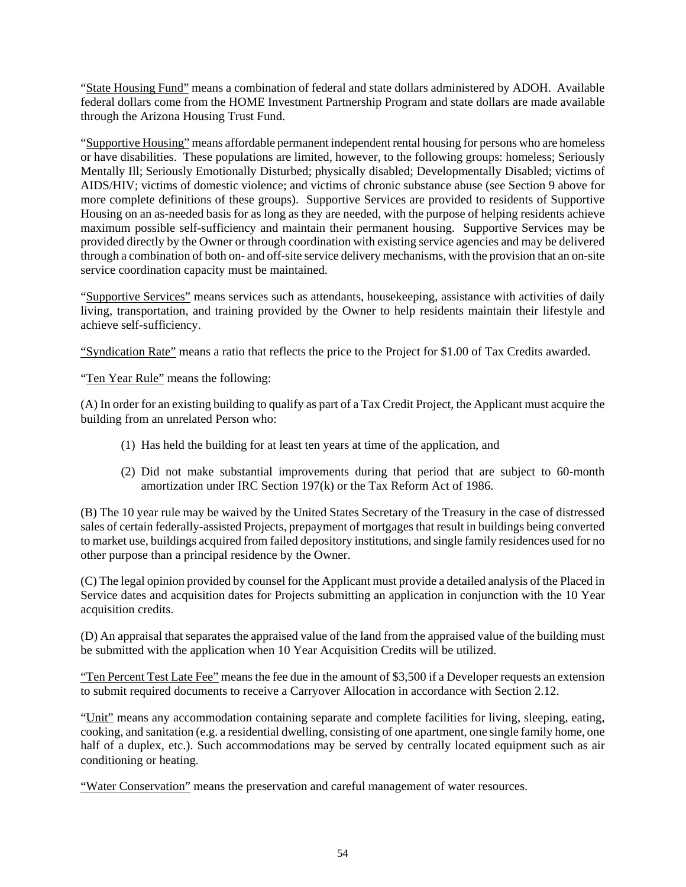"State Housing Fund" means a combination of federal and state dollars administered by ADOH. Available federal dollars come from the HOME Investment Partnership Program and state dollars are made available through the Arizona Housing Trust Fund.

"Supportive Housing" means affordable permanent independent rental housing for persons who are homeless or have disabilities. These populations are limited, however, to the following groups: homeless; Seriously Mentally Ill; Seriously Emotionally Disturbed; physically disabled; Developmentally Disabled; victims of AIDS/HIV; victims of domestic violence; and victims of chronic substance abuse (see Section 9 above for more complete definitions of these groups). Supportive Services are provided to residents of Supportive Housing on an as-needed basis for as long as they are needed, with the purpose of helping residents achieve maximum possible self-sufficiency and maintain their permanent housing. Supportive Services may be provided directly by the Owner or through coordination with existing service agencies and may be delivered through a combination of both on- and off-site service delivery mechanisms, with the provision that an on-site service coordination capacity must be maintained.

"Supportive Services" means services such as attendants, housekeeping, assistance with activities of daily living, transportation, and training provided by the Owner to help residents maintain their lifestyle and achieve self-sufficiency.

"Syndication Rate" means a ratio that reflects the price to the Project for $1.00 of Tax Credits awarded.

"Ten Year Rule" means the following:

(A) In order for an existing building to qualify as part of a Tax Credit Project, the Applicant must acquire the building from an unrelated Person who:

(1) Has held the building for at least ten years at time of the application, and

(2) Did not make substantial improvements during that period that are subject to 60-month amortization under IRC Section 197(k) or the Tax Reform Act of 1986.

(B) The 10 year rule may be waived by the United States Secretary of the Treasury in the case of distressed sales of certain federally-assisted Projects, prepayment of mortgages that result in buildings being converted to market use, buildings acquired from failed depository institutions, and single family residences used for no other purpose than a principal residence by the Owner.

(C) The legal opinion provided by counsel for the Applicant must provide a detailed analysis of the Placed in Service dates and acquisition dates for Projects submitting an application in conjunction with the 10 Year acquisition credits.

(D) An appraisal that separates the appraised value of the land from the appraised value of the building must be submitted with the application when 10 Year Acquisition Credits will be utilized.

"Ten Percent Test Late Fee" means the fee due in the amount of $3,500 if a Developer requests an extension to submit required documents to receive a Carryover Allocation in accordance with Section 2.12.

"Unit" means any accommodation containing separate and complete facilities for living, sleeping, eating, cooking, and sanitation (e.g. a residential dwelling, consisting of one apartment, one single family home, one half of a duplex, etc.). Such accommodations may be served by centrally located equipment such as air conditioning or heating.

"Water Conservation" means the preservation and careful management of water resources.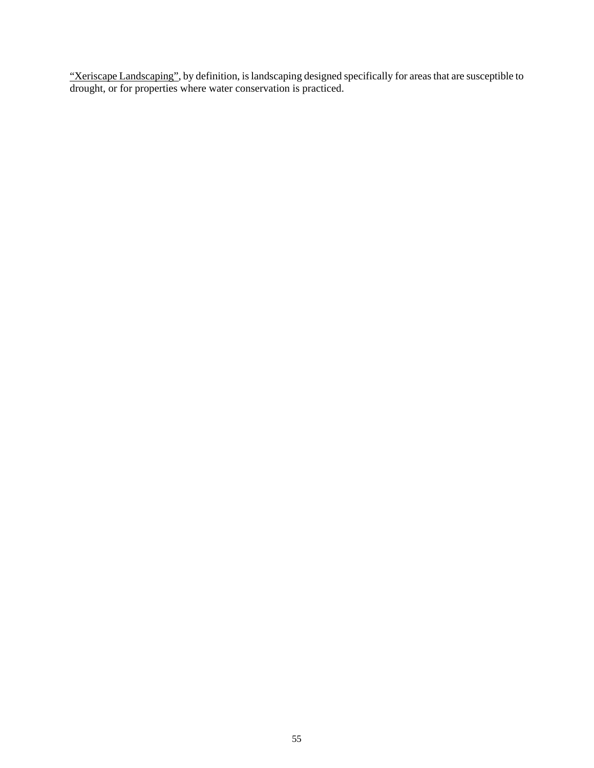<u>“Xeriscape Landscaping”</u>, by definition, is landscaping designed specifically for areas that are susceptible to drought, or for properties where water conservation is practiced.